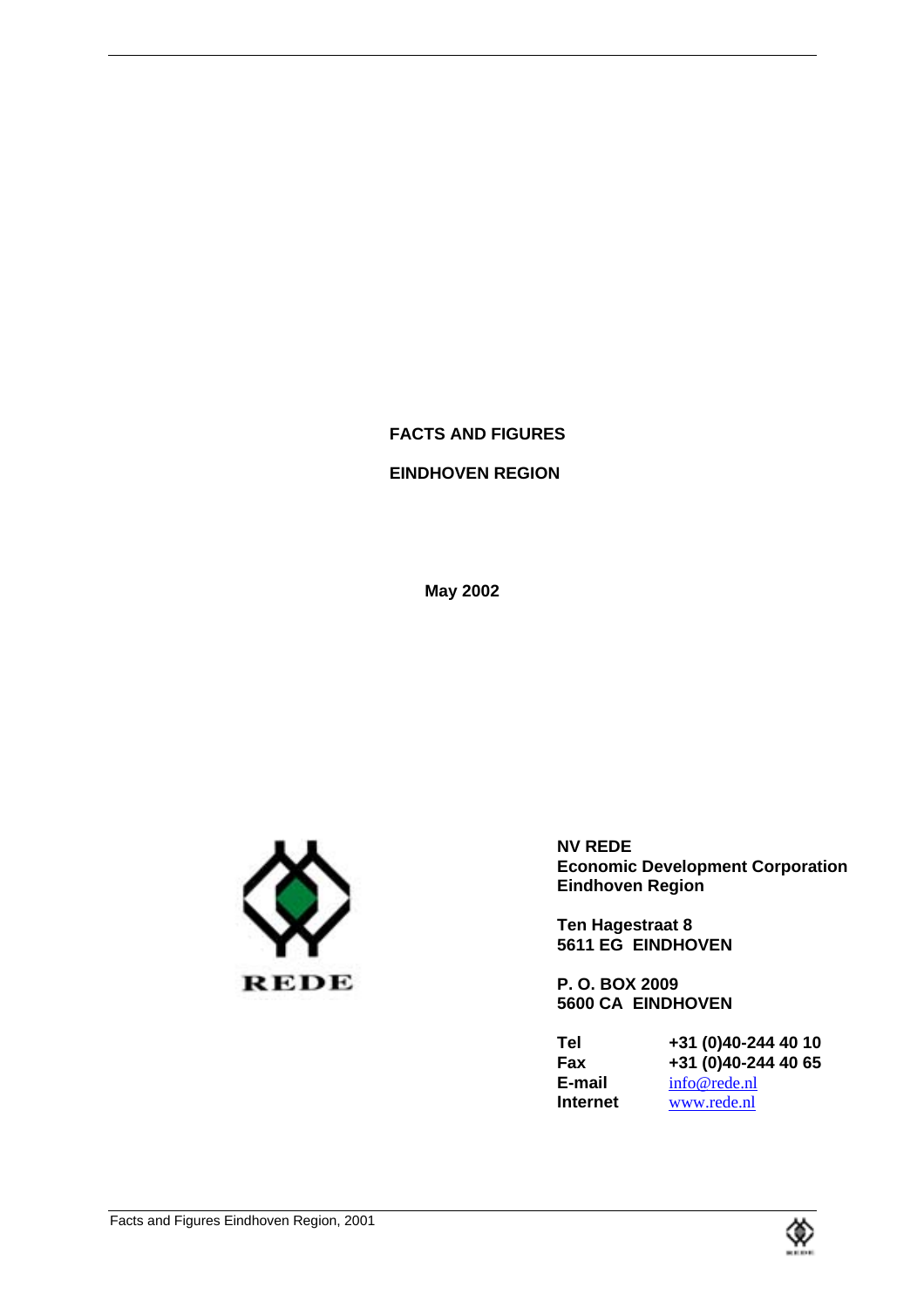# FACTS AND FIGURES

# EINDHOVEN REGION

**May 2002**

REDE

**NV REDE**
**Economic Development Corporation**
**Eindhoven Region**

**Ten Hagestraat 8**
**5611 EG EINDHOVEN**

**P. O. BOX 2009**
**5600 CA EINDHOVEN**

| | |
|---|---|
| **Tel** | **+31 (0)40-244 40 10** |
| **Fax** | **+31 (0)40-244 40 65** |
| **E-mail** | info@rede.nl |
| **Internet** | www.rede.nl |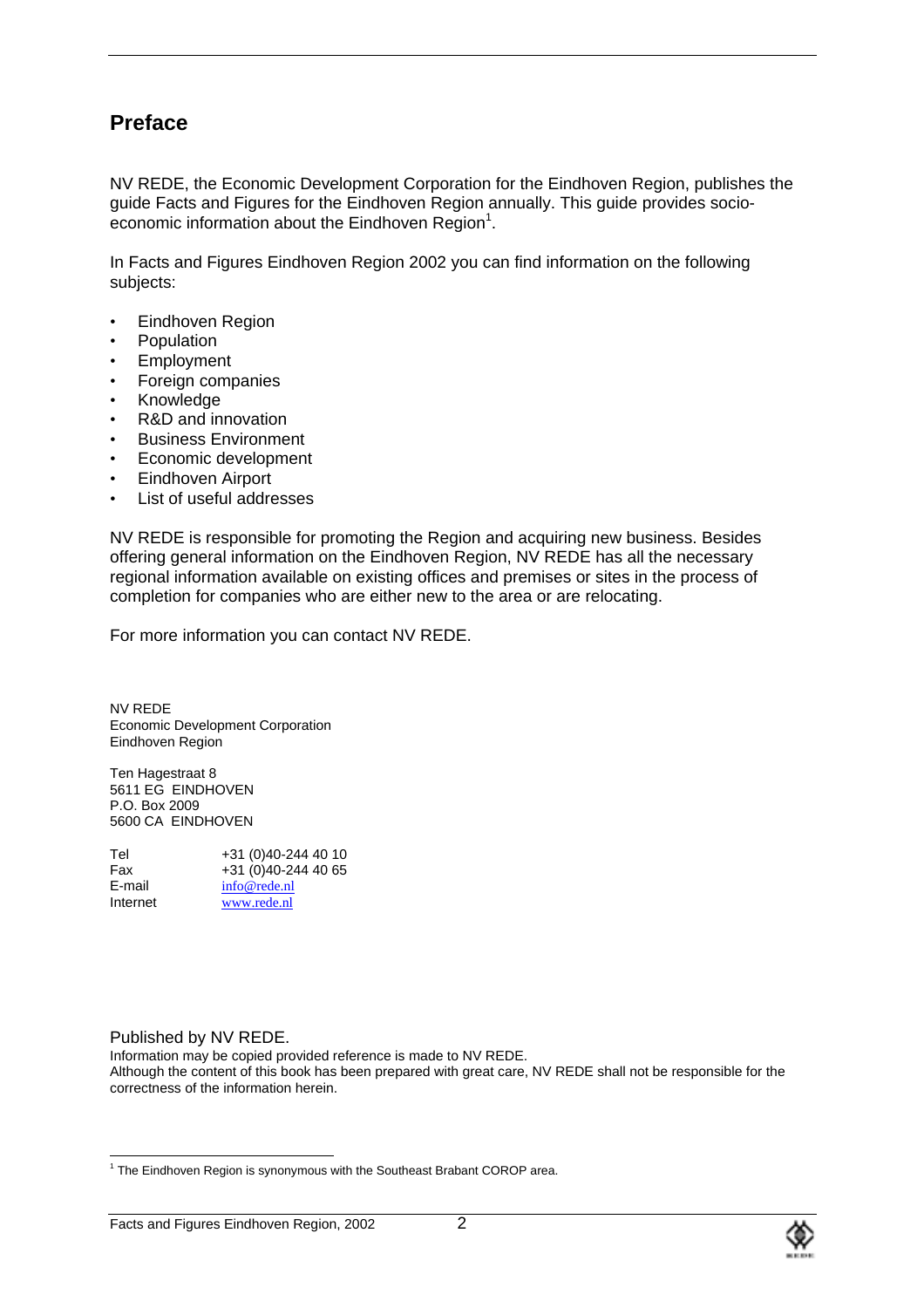## Preface

NV REDE, the Economic Development Corporation for the Eindhoven Region, publishes the guide Facts and Figures for the Eindhoven Region annually. This guide provides socio-economic information about the Eindhoven Region[1].

In Facts and Figures Eindhoven Region 2002 you can find information on the following subjects:

- Eindhoven Region
- Population
- Employment
- Foreign companies
- Knowledge
- R&D and innovation
- Business Environment
- Economic development
- Eindhoven Airport
- List of useful addresses

NV REDE is responsible for promoting the Region and acquiring new business. Besides offering general information on the Eindhoven Region, NV REDE has all the necessary regional information available on existing offices and premises or sites in the process of completion for companies who are either new to the area or are relocating.

For more information you can contact NV REDE.

NV REDE
Economic Development Corporation
Eindhoven Region

Ten Hagestraat 8
5611 EG EINDHOVEN
P.O. Box 2009
5600 CA EINDHOVEN

| | |
|---|---|
| Tel | +31 (0)40-244 40 10 |
| Fax | +31 (0)40-244 40 65 |
| E-mail | info@rede.nl |
| Internet | www.rede.nl |

Published by NV REDE.
Information may be copied provided reference is made to NV REDE.
Although the content of this book has been prepared with great care, NV REDE shall not be responsible for the correctness of the information herein.

[1] The Eindhoven Region is synonymous with the Southeast Brabant COROP area.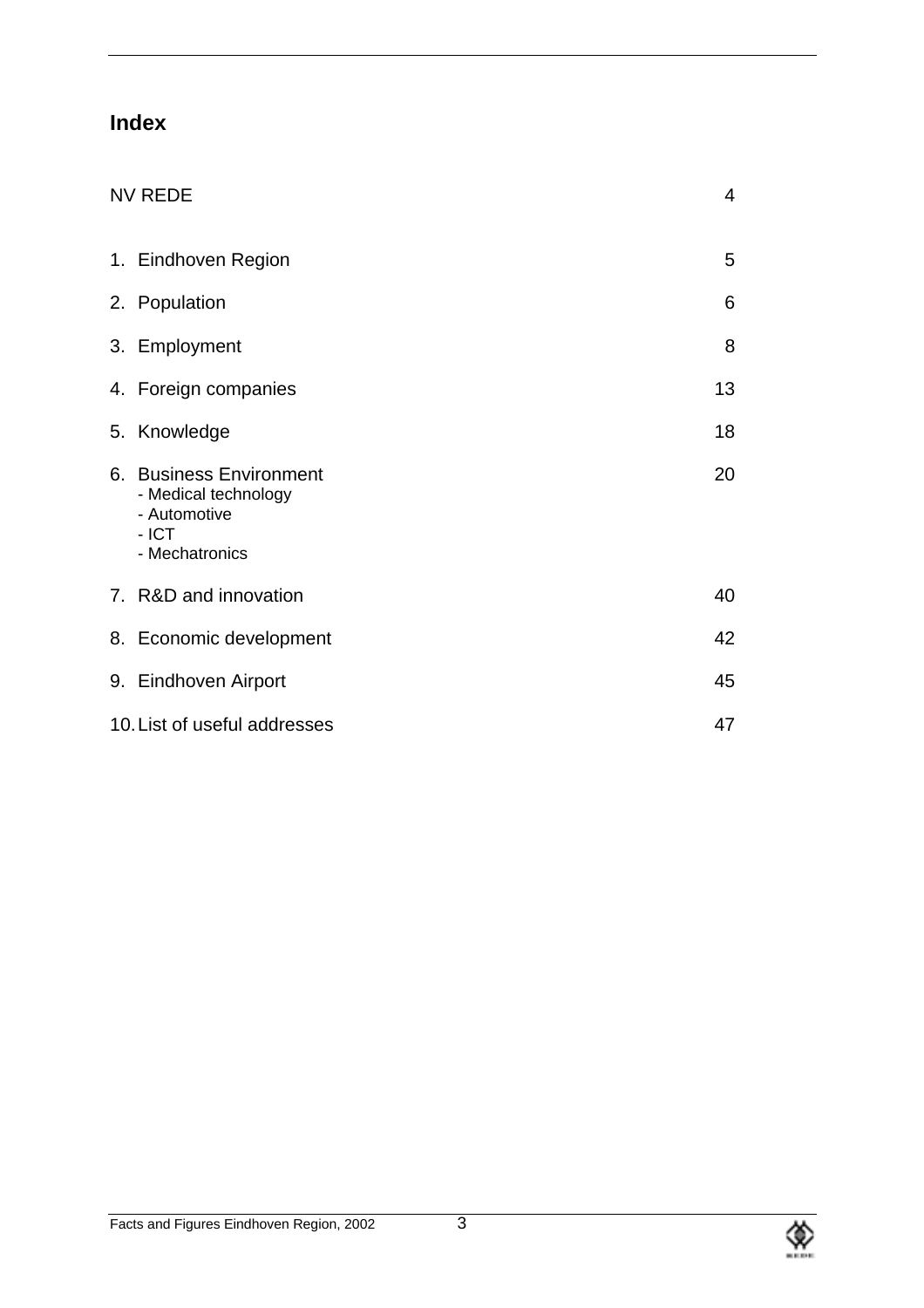## Index

| | |
|---|---|
| NV REDE | 4 |
| 1. Eindhoven Region | 5 |
| 2. Population | 6 |
| 3. Employment | 8 |
| 4. Foreign companies | 13 |
| 5. Knowledge | 18 |
| 6. Business Environment<br>- Medical technology<br>- Automotive<br>- ICT<br>- Mechatronics | 20 |
| 7. R&D and innovation | 40 |
| 8. Economic development | 42 |
| 9. Eindhoven Airport | 45 |
| 10. List of useful addresses | 47 |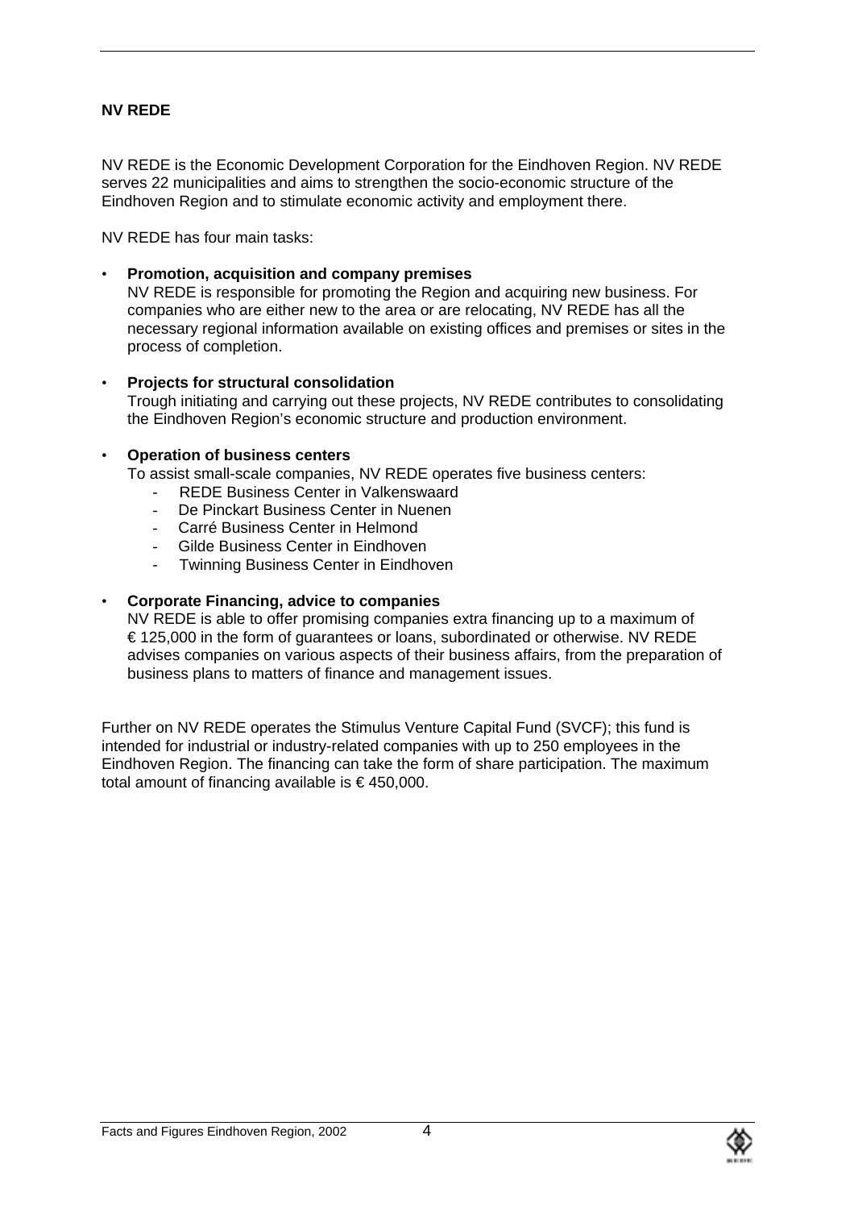# NV REDE

NV REDE is the Economic Development Corporation for the Eindhoven Region. NV REDE serves 22 municipalities and aims to strengthen the socio-economic structure of the Eindhoven Region and to stimulate economic activity and employment there.

NV REDE has four main tasks:

- **Promotion, acquisition and company premises**
  NV REDE is responsible for promoting the Region and acquiring new business. For companies who are either new to the area or are relocating, NV REDE has all the necessary regional information available on existing offices and premises or sites in the process of completion.

- **Projects for structural consolidation**
  Trough initiating and carrying out these projects, NV REDE contributes to consolidating the Eindhoven Region's economic structure and production environment.

- **Operation of business centers**
  To assist small-scale companies, NV REDE operates five business centers:
  - REDE Business Center in Valkenswaard
  - De Pinckart Business Center in Nuenen
  - Carré Business Center in Helmond
  - Gilde Business Center in Eindhoven
  - Twinning Business Center in Eindhoven

- **Corporate Financing, advice to companies**
  NV REDE is able to offer promising companies extra financing up to a maximum of € 125,000 in the form of guarantees or loans, subordinated or otherwise. NV REDE advises companies on various aspects of their business affairs, from the preparation of business plans to matters of finance and management issues.

Further on NV REDE operates the Stimulus Venture Capital Fund (SVCF); this fund is intended for industrial or industry-related companies with up to 250 employees in the Eindhoven Region. The financing can take the form of share participation. The maximum total amount of financing available is € 450,000.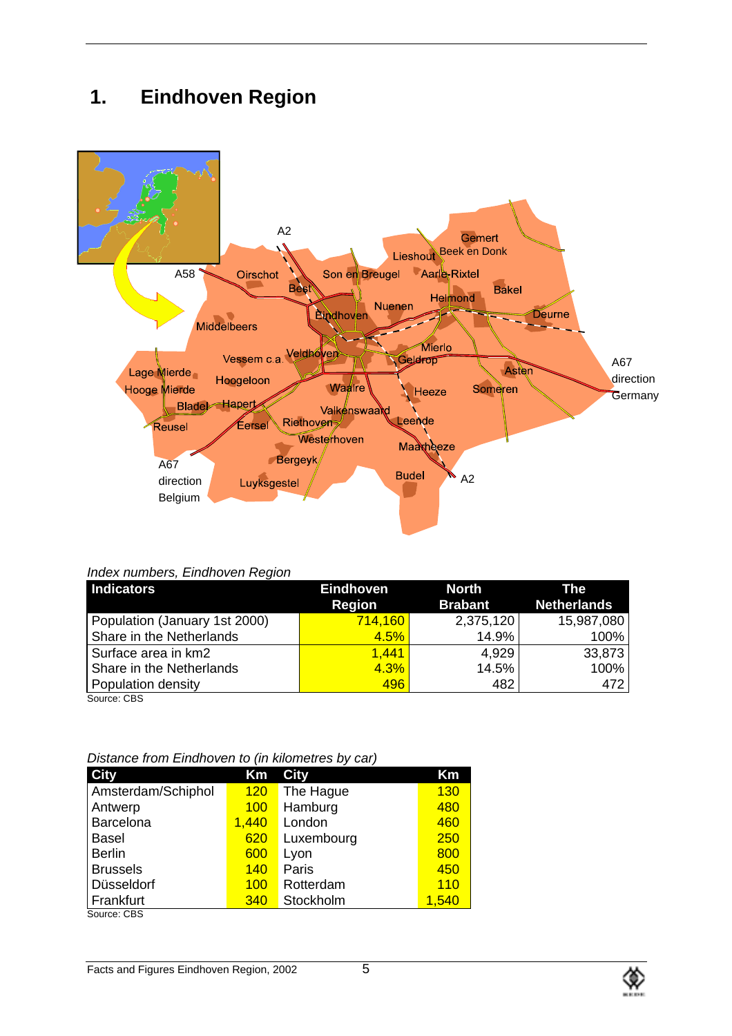# 1. Eindhoven Region

*Index numbers, Eindhoven Region*

| Indicators | Eindhoven Region | North Brabant | The Netherlands |
|---|---|---|---|
| Population (January 1st 2000) | 714,160 | 2,375,120 | 15,987,080 |
| Share in the Netherlands | 4.5% | 14.9% | 100% |
| Surface area in km2 | 1,441 | 4,929 | 33,873 |
| Share in the Netherlands | 4.3% | 14.5% | 100% |
| Population density | 496 | 482 | 472 |

Source: CBS

*Distance from Eindhoven to (in kilometres by car)*

| City | Km | City | Km |
|---|---|---|---|
| Amsterdam/Schiphol | 120 | The Hague | 130 |
| Antwerp | 100 | Hamburg | 480 |
| Barcelona | 1,440 | London | 460 |
| Basel | 620 | Luxembourg | 250 |
| Berlin | 600 | Lyon | 800 |
| Brussels | 140 | Paris | 450 |
| Düsseldorf | 100 | Rotterdam | 110 |
| Frankfurt | 340 | Stockholm | 1,540 |

Source: CBS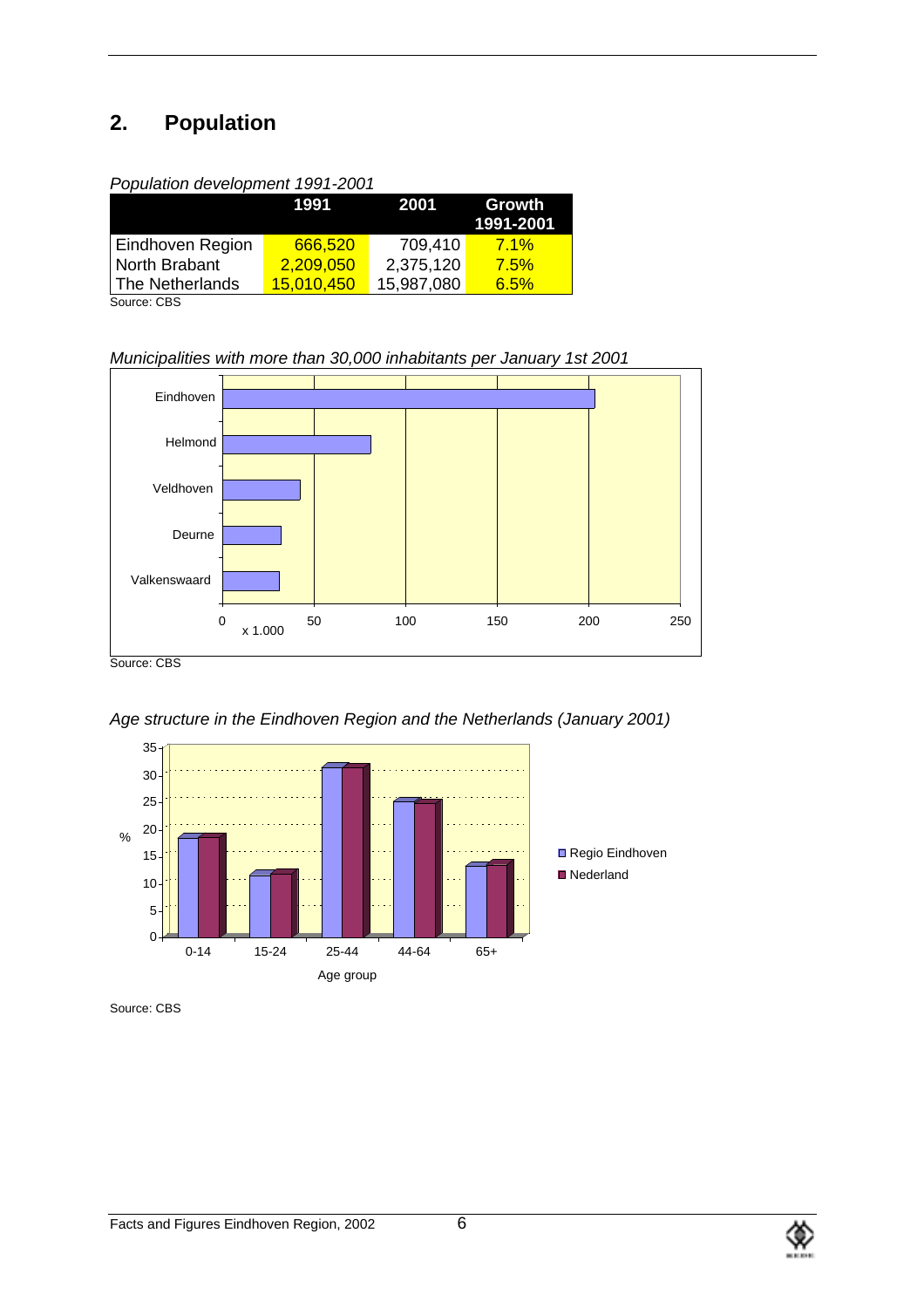## 2. Population

*Population development 1991-2001*

| | 1991 | 2001 | Growth 1991-2001 |
|---|---|---|---|
| Eindhoven Region | 666,520 | 709,410 | 7.1% |
| North Brabant | 2,209,050 | 2,375,120 | 7.5% |
| The Netherlands | 15,010,450 | 15,987,080 | 6.5% |

Source: CBS

*Municipalities with more than 30,000 inhabitants per January 1st 2001*

Source: CBS

*Age structure in the Eindhoven Region and the Netherlands (January 2001)*

Source: CBS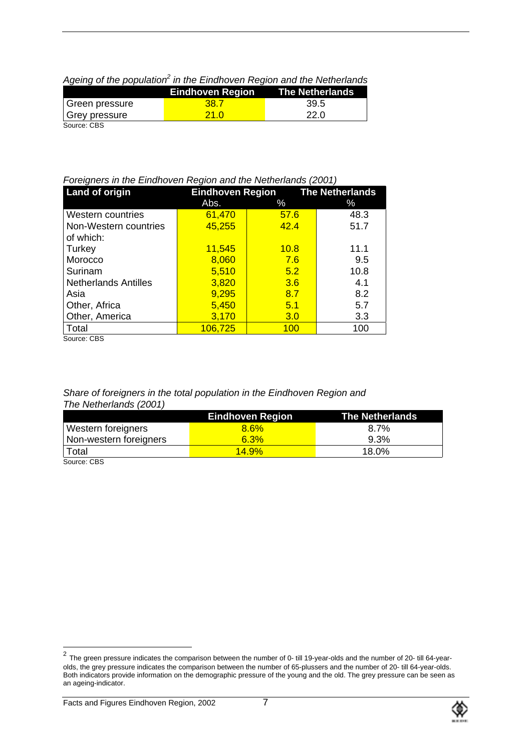*Ageing of the population[2] in the Eindhoven Region and the Netherlands*

| | Eindhoven Region | The Netherlands |
|---|---|---|
| Green pressure | 38.7 | 39.5 |
| Grey pressure | 21.0 | 22.0 |

Source: CBS

*Foreigners in the Eindhoven Region and the Netherlands (2001)*

| Land of origin | Eindhoven Region | | The Netherlands |
|---|---|---|---|
| | Abs. | % | % |
| Western countries | 61,470 | 57.6 | 48.3 |
| Non-Western countries | 45,255 | 42.4 | 51.7 |
| of which: | | | |
| Turkey | 11,545 | 10.8 | 11.1 |
| Morocco | 8,060 | 7.6 | 9.5 |
| Surinam | 5,510 | 5.2 | 10.8 |
| Netherlands Antilles | 3,820 | 3.6 | 4.1 |
| Asia | 9,295 | 8.7 | 8.2 |
| Other, Africa | 5,450 | 5.1 | 5.7 |
| Other, America | 3,170 | 3.0 | 3.3 |
| Total | 106,725 | 100 | 100 |

Source: CBS

*Share of foreigners in the total population in the Eindhoven Region and The Netherlands (2001)*

| | Eindhoven Region | The Netherlands |
|---|---|---|
| Western foreigners | 8.6% | 8.7% |
| Non-western foreigners | 6.3% | 9.3% |
| Total | 14.9% | 18.0% |

Source: CBS

[2] The green pressure indicates the comparison between the number of 0- till 19-year-olds and the number of 20- till 64-year-olds, the grey pressure indicates the comparison between the number of 65-plussers and the number of 20- till 64-year-olds. Both indicators provide information on the demographic pressure of the young and the old. The grey pressure can be seen as an ageing-indicator.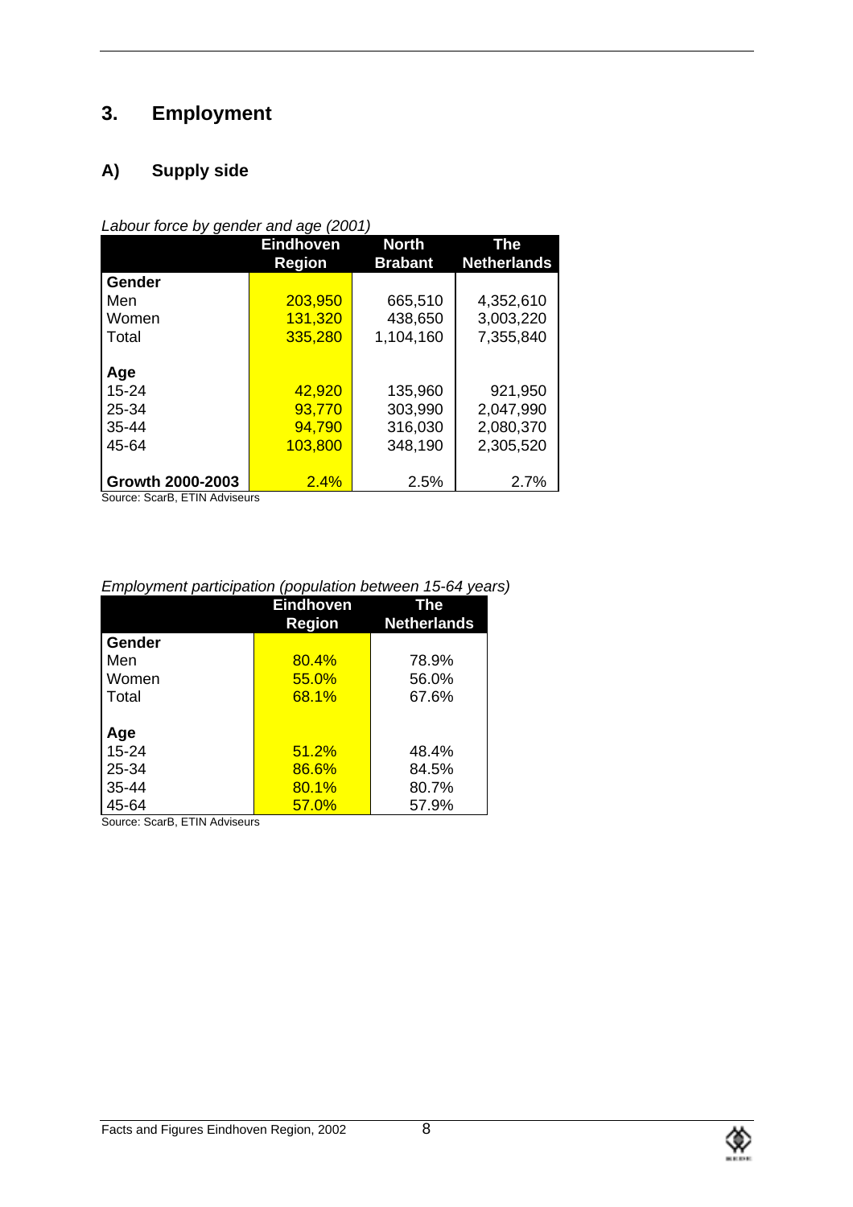# 3. Employment

## A) Supply side

*Labour force by gender and age (2001)*

| | Eindhoven Region | North Brabant | The Netherlands |
|---|---|---|---|
| **Gender** | | | |
| Men | 203,950 | 665,510 | 4,352,610 |
| Women | 131,320 | 438,650 | 3,003,220 |
| Total | 335,280 | 1,104,160 | 7,355,840 |
| **Age** | | | |
| 15-24 | 42,920 | 135,960 | 921,950 |
| 25-34 | 93,770 | 303,990 | 2,047,990 |
| 35-44 | 94,790 | 316,030 | 2,080,370 |
| 45-64 | 103,800 | 348,190 | 2,305,520 |
| **Growth 2000-2003** | 2.4% | 2.5% | 2.7% |

Source: ScarB, ETIN Adviseurs

*Employment participation (population between 15-64 years)*

| | Eindhoven Region | The Netherlands |
|---|---|---|
| **Gender** | | |
| Men | 80.4% | 78.9% |
| Women | 55.0% | 56.0% |
| Total | 68.1% | 67.6% |
| **Age** | | |
| 15-24 | 51.2% | 48.4% |
| 25-34 | 86.6% | 84.5% |
| 35-44 | 80.1% | 80.7% |
| 45-64 | 57.0% | 57.9% |

Source: ScarB, ETIN Adviseurs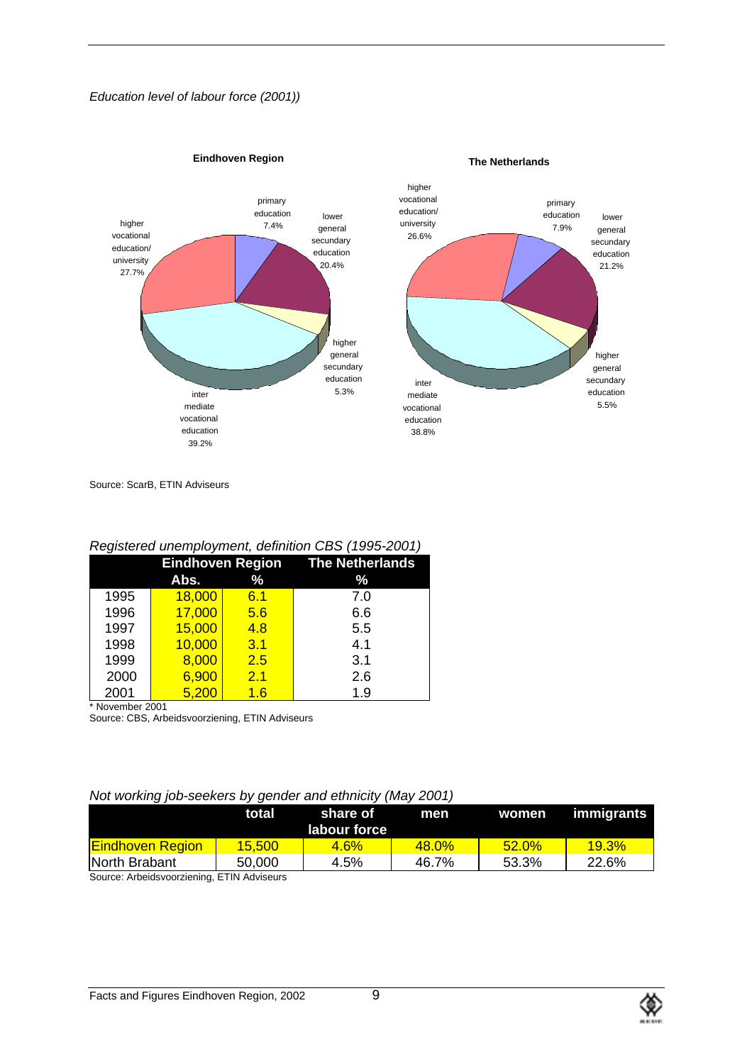*Education level of labour force (2001))*

**Eindhoven Region**

primary education 7.4%
lower general secundary education 20.4%
higher general secundary education 5.3%
inter mediate vocational education 39.2%
higher vocational education/ university 27.7%

**The Netherlands**

primary education 7.9%
lower general secundary education 21.2%
higher general secundary education 5.5%
inter mediate vocational education 38.8%
higher vocational education/ university 26.6%

Source: ScarB, ETIN Adviseurs

*Registered unemployment, definition CBS (1995-2001)*

| | Eindhoven Region | | The Netherlands |
|---|---|---|---|
| | Abs. | % | % |
| 1995 | 18,000 | 6.1 | 7.0 |
| 1996 | 17,000 | 5.6 | 6.6 |
| 1997 | 15,000 | 4.8 | 5.5 |
| 1998 | 10,000 | 3.1 | 4.1 |
| 1999 | 8,000 | 2.5 | 3.1 |
| 2000 | 6,900 | 2.1 | 2.6 |
| 2001 | 5,200 | 1.6 | 1.9 |

* November 2001
Source: CBS, Arbeidsvoorziening, ETIN Adviseurs

*Not working job-seekers by gender and ethnicity (May 2001)*

| | total | share of labour force | men | women | immigrants |
|---|---|---|---|---|---|
| Eindhoven Region | 15,500 | 4.6% | 48.0% | 52.0% | 19.3% |
| North Brabant | 50,000 | 4.5% | 46.7% | 53.3% | 22.6% |

Source: Arbeidsvoorziening, ETIN Adviseurs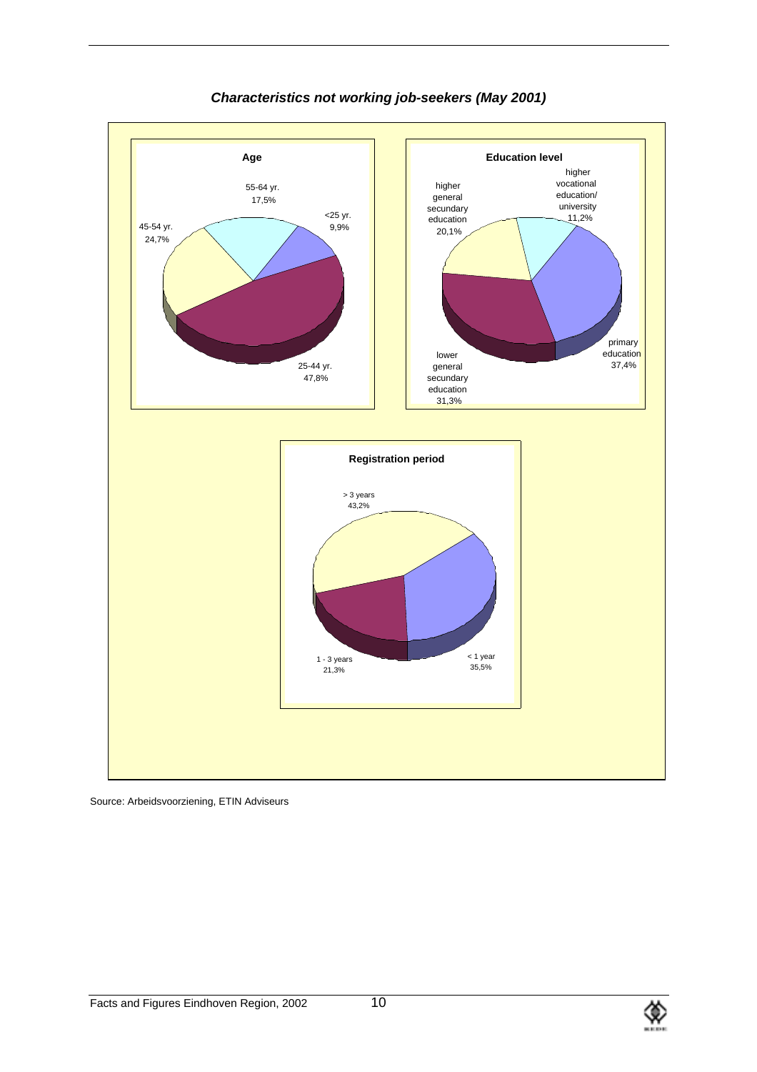***Characteristics not working job-seekers (May 2001)***

**Age**

| Age | % |
|---|---|
| <25 yr. | 9,9% |
| 25-44 yr. | 47,8% |
| 45-54 yr. | 24,7% |
| 55-64 yr. | 17,5% |

**Education level**

| Education level | % |
|---|---|
| primary education | 37,4% |
| lower general secundary education | 31,3% |
| higher general secundary education | 20,1% |
| higher vocational education/ university | 11,2% |

**Registration period**

| Registration period | % |
|---|---|
| < 1 year | 35,5% |
| 1 - 3 years | 21,3% |
| > 3 years | 43,2% |

Source: Arbeidsvoorziening, ETIN Adviseurs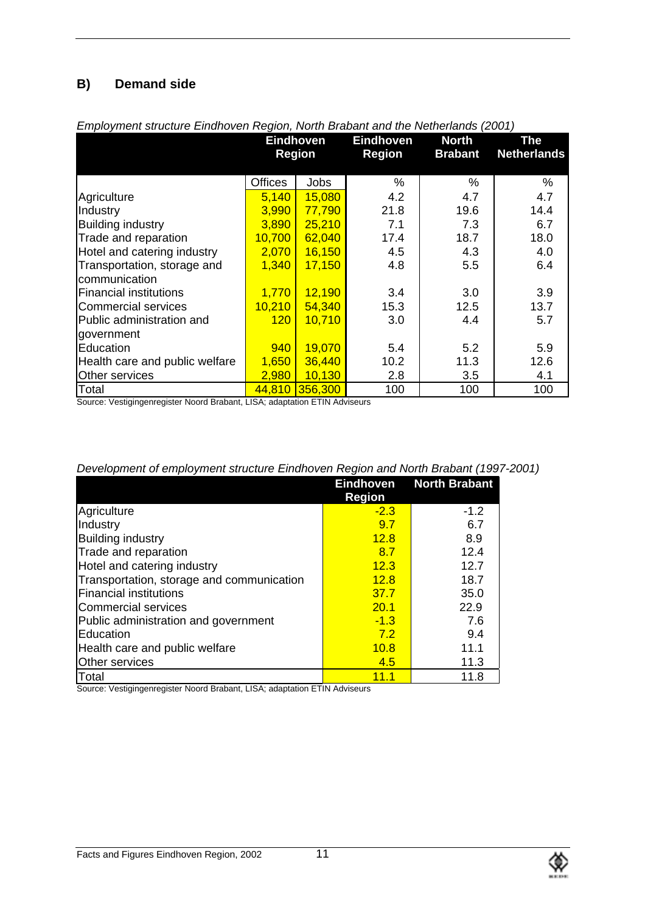## B) Demand side

*Employment structure Eindhoven Region, North Brabant and the Netherlands (2001)*

| | Eindhoven Region | | Eindhoven Region | North Brabant | The Netherlands |
|---|---|---|---|---|---|
| | Offices | Jobs | % | % | % |
| Agriculture | 5,140 | 15,080 | 4.2 | 4.7 | 4.7 |
| Industry | 3,990 | 77,790 | 21.8 | 19.6 | 14.4 |
| Building industry | 3,890 | 25,210 | 7.1 | 7.3 | 6.7 |
| Trade and reparation | 10,700 | 62,040 | 17.4 | 18.7 | 18.0 |
| Hotel and catering industry | 2,070 | 16,150 | 4.5 | 4.3 | 4.0 |
| Transportation, storage and communication | 1,340 | 17,150 | 4.8 | 5.5 | 6.4 |
| Financial institutions | 1,770 | 12,190 | 3.4 | 3.0 | 3.9 |
| Commercial services | 10,210 | 54,340 | 15.3 | 12.5 | 13.7 |
| Public administration and government | 120 | 10,710 | 3.0 | 4.4 | 5.7 |
| Education | 940 | 19,070 | 5.4 | 5.2 | 5.9 |
| Health care and public welfare | 1,650 | 36,440 | 10.2 | 11.3 | 12.6 |
| Other services | 2,980 | 10,130 | 2.8 | 3.5 | 4.1 |
| Total | 44,810 | 356,300 | 100 | 100 | 100 |

Source: Vestigingenregister Noord Brabant, LISA; adaptation ETIN Adviseurs

*Development of employment structure Eindhoven Region and North Brabant (1997-2001)*

| | Eindhoven Region | North Brabant |
|---|---|---|
| Agriculture | -2.3 | -1.2 |
| Industry | 9.7 | 6.7 |
| Building industry | 12.8 | 8.9 |
| Trade and reparation | 8.7 | 12.4 |
| Hotel and catering industry | 12.3 | 12.7 |
| Transportation, storage and communication | 12.8 | 18.7 |
| Financial institutions | 37.7 | 35.0 |
| Commercial services | 20.1 | 22.9 |
| Public administration and government | -1.3 | 7.6 |
| Education | 7.2 | 9.4 |
| Health care and public welfare | 10.8 | 11.1 |
| Other services | 4.5 | 11.3 |
| Total | 11.1 | 11.8 |

Source: Vestigingenregister Noord Brabant, LISA; adaptation ETIN Adviseurs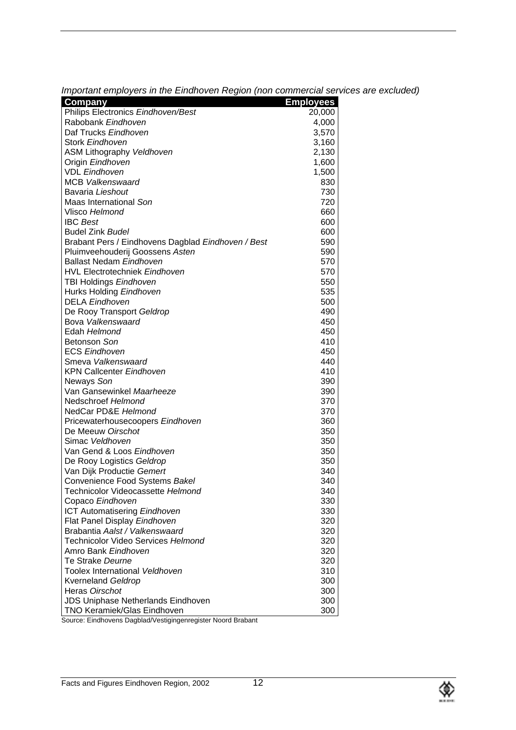*Important employers in the Eindhoven Region (non commercial services are excluded)*

| Company | Employees |
|---|---|
| Philips Electronics *Eindhoven/Best* | 20,000 |
| Rabobank *Eindhoven* | 4,000 |
| Daf Trucks *Eindhoven* | 3,570 |
| Stork *Eindhoven* | 3,160 |
| ASM Lithography *Veldhoven* | 2,130 |
| Origin *Eindhoven* | 1,600 |
| VDL *Eindhoven* | 1,500 |
| MCB *Valkenswaard* | 830 |
| Bavaria *Lieshout* | 730 |
| Maas International *Son* | 720 |
| Vlisco *Helmond* | 660 |
| IBC *Best* | 600 |
| Budel Zink *Budel* | 600 |
| Brabant Pers / Eindhovens Dagblad *Eindhoven / Best* | 590 |
| Pluimveehouderij Goossens *Asten* | 590 |
| Ballast Nedam *Eindhoven* | 570 |
| HVL Electrotechniek *Eindhoven* | 570 |
| TBI Holdings *Eindhoven* | 550 |
| Hurks Holding *Eindhoven* | 535 |
| DELA *Eindhoven* | 500 |
| De Rooy Transport *Geldrop* | 490 |
| Bova *Valkenswaard* | 450 |
| Edah *Helmond* | 450 |
| Betonson *Son* | 410 |
| ECS *Eindhoven* | 450 |
| Smeva *Valkenswaard* | 440 |
| KPN Callcenter *Eindhoven* | 410 |
| Neways *Son* | 390 |
| Van Gansewinkel *Maarheeze* | 390 |
| Nedschroef *Helmond* | 370 |
| NedCar PD&E *Helmond* | 370 |
| Pricewaterhousecoopers *Eindhoven* | 360 |
| De Meeuw *Oirschot* | 350 |
| Simac *Veldhoven* | 350 |
| Van Gend & Loos *Eindhoven* | 350 |
| De Rooy Logistics *Geldrop* | 350 |
| Van Dijk Productie *Gemert* | 340 |
| Convenience Food Systems *Bakel* | 340 |
| Technicolor Videocassette *Helmond* | 340 |
| Copaco *Eindhoven* | 330 |
| ICT Automatisering *Eindhoven* | 330 |
| Flat Panel Display *Eindhoven* | 320 |
| Brabantia *Aalst / Valkenswaard* | 320 |
| Technicolor Video Services *Helmond* | 320 |
| Amro Bank *Eindhoven* | 320 |
| Te Strake *Deurne* | 320 |
| Toolex International *Veldhoven* | 310 |
| Kverneland *Geldrop* | 300 |
| Heras *Oirschot* | 300 |
| JDS Uniphase Netherlands Eindhoven | 300 |
| TNO Keramiek/Glas Eindhoven | 300 |

Source: Eindhovens Dagblad/Vestigingenregister Noord Brabant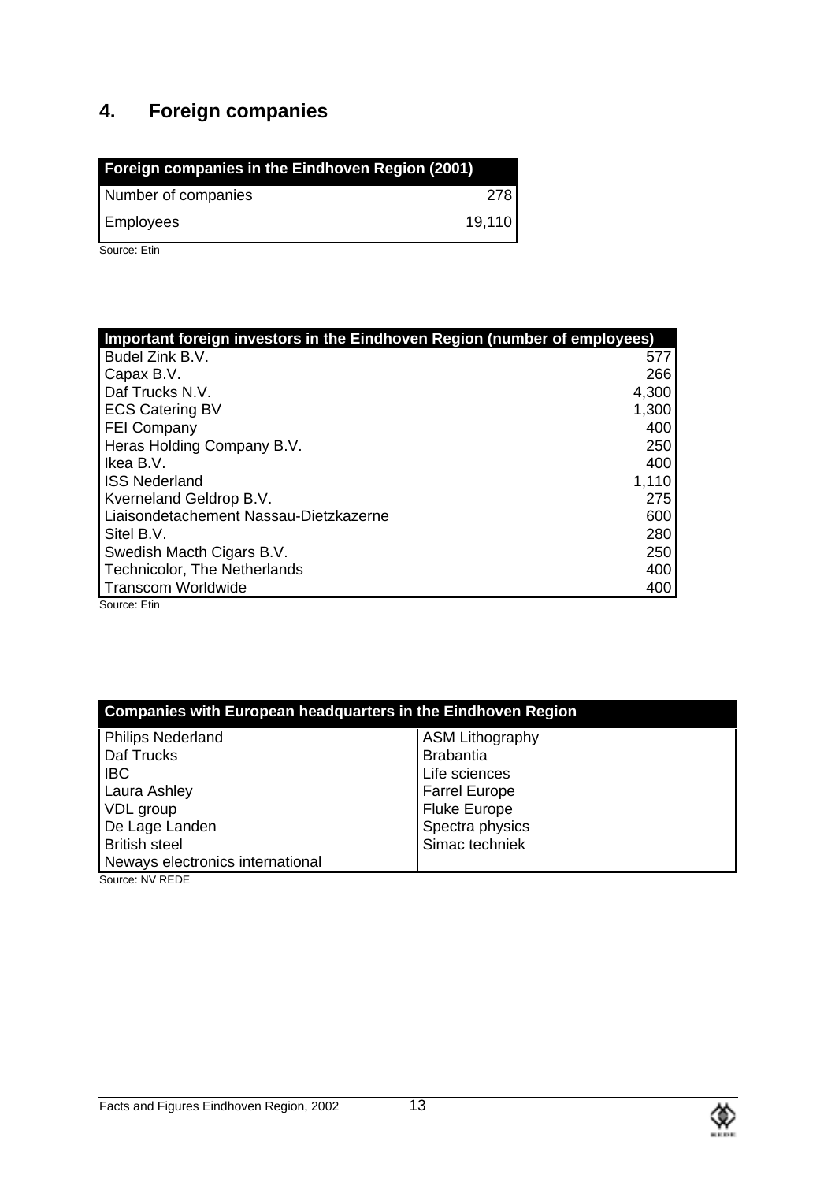## 4. Foreign companies

| Foreign companies in the Eindhoven Region (2001) | |
|---|---|
| Number of companies | 278 |
| Employees | 19,110 |

Source: Etin

| Important foreign investors in the Eindhoven Region (number of employees) | |
|---|---|
| Budel Zink B.V. | 577 |
| Capax B.V. | 266 |
| Daf Trucks N.V. | 4,300 |
| ECS Catering BV | 1,300 |
| FEI Company | 400 |
| Heras Holding Company B.V. | 250 |
| Ikea B.V. | 400 |
| ISS Nederland | 1,110 |
| Kverneland Geldrop B.V. | 275 |
| Liaisondetachement Nassau-Dietzkazerne | 600 |
| Sitel B.V. | 280 |
| Swedish Macth Cigars B.V. | 250 |
| Technicolor, The Netherlands | 400 |
| Transcom Worldwide | 400 |

Source: Etin

| Companies with European headquarters in the Eindhoven Region | |
|---|---|
| Philips Nederland | ASM Lithography |
| Daf Trucks | Brabantia |
| IBC | Life sciences |
| Laura Ashley | Farrel Europe |
| VDL group | Fluke Europe |
| De Lage Landen | Spectra physics |
| British steel | Simac techniek |
| Neways electronics international | |

Source: NV REDE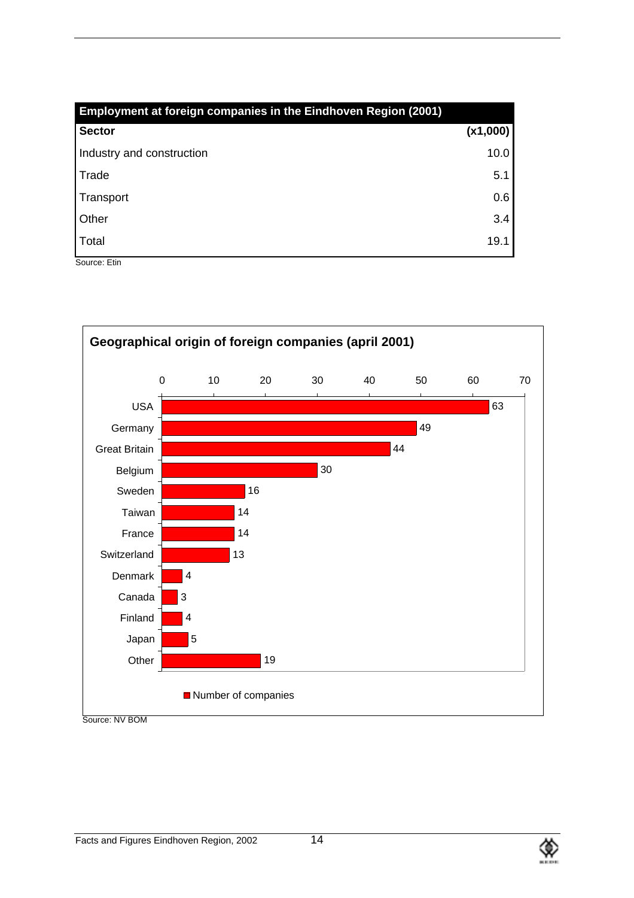**Employment at foreign companies in the Eindhoven Region (2001)**

| Sector | (x1,000) |
|---|---|
| Industry and construction | 10.0 |
| Trade | 5.1 |
| Transport | 0.6 |
| Other | 3.4 |
| Total | 19.1 |

Source: Etin

**Geographical origin of foreign companies (april 2001)**

| Country | Number of companies |
|---|---|
| USA | 63 |
| Germany | 49 |
| Great Britain | 44 |
| Belgium | 30 |
| Sweden | 16 |
| Taiwan | 14 |
| France | 14 |
| Switzerland | 13 |
| Denmark | 4 |
| Canada | 3 |
| Finland | 4 |
| Japan | 5 |
| Other | 19 |

Source: NV BOM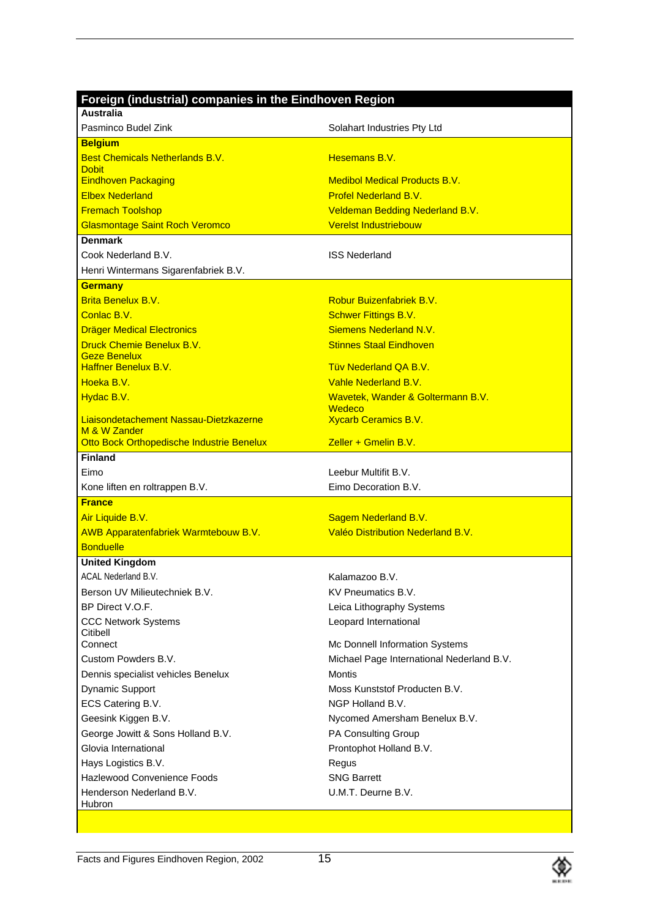## Foreign (industrial) companies in the Eindhoven Region

| Foreign (industrial) companies in the Eindhoven Region | |
|---|---|
| **Australia** | |
| Pasminco Budel Zink | Solahart Industries Pty Ltd |
| **Belgium** | |
| Best Chemicals Netherlands B.V. | Hesemans B.V. |
| Dobit | |
| Eindhoven Packaging | Medibol Medical Products B.V. |
| Elbex Nederland | Profel Nederland B.V. |
| Fremach Toolshop | Veldeman Bedding Nederland B.V. |
| Glasmontage Saint Roch Veromco | Verelst Industriebouw |
| **Denmark** | |
| Cook Nederland B.V. | ISS Nederland |
| Henri Wintermans Sigarenfabriek B.V. | |
| **Germany** | |
| Brita Benelux B.V. | Robur Buizenfabriek B.V. |
| Conlac B.V. | Schwer Fittings B.V. |
| Dräger Medical Electronics | Siemens Nederland N.V. |
| Druck Chemie Benelux B.V. | Stinnes Staal Eindhoven |
| Geze Benelux | |
| Haffner Benelux B.V. | Tüv Nederland QA B.V. |
| Hoeka B.V. | Vahle Nederland B.V. |
| Hydac B.V. | Wavetek, Wander & Goltermann B.V. |
| | Wedeco |
| Liaisondetachement Nassau-Dietzkazerne | Xycarb Ceramics B.V. |
| M & W Zander | |
| Otto Bock Orthopedische Industrie Benelux | Zeller + Gmelin B.V. |
| **Finland** | |
| Eimo | Leebur Multifit B.V. |
| Kone liften en roltrappen B.V. | Eimo Decoration B.V. |
| **France** | |
| Air Liquide B.V. | Sagem Nederland B.V. |
| AWB Apparatenfabriek Warmtebouw B.V. | Valéo Distribution Nederland B.V. |
| Bonduelle | |
| **United Kingdom** | |
| ACAL Nederland B.V. | Kalamazoo B.V. |
| Berson UV Milieutechniek B.V. | KV Pneumatics B.V. |
| BP Direct V.O.F. | Leica Lithography Systems |
| CCC Network Systems | Leopard International |
| Citibell | |
| Connect | Mc Donnell Information Systems |
| Custom Powders B.V. | Michael Page International Nederland B.V. |
| Dennis specialist vehicles Benelux | Montis |
| Dynamic Support | Moss Kunststof Producten B.V. |
| ECS Catering B.V. | NGP Holland B.V. |
| Geesink Kiggen B.V. | Nycomed Amersham Benelux B.V. |
| George Jowitt & Sons Holland B.V. | PA Consulting Group |
| Glovia International | Prontophot Holland B.V. |
| Hays Logistics B.V. | Regus |
| Hazlewood Convenience Foods | SNG Barrett |
| Henderson Nederland B.V. | U.M.T. Deurne B.V. |
| Hubron | |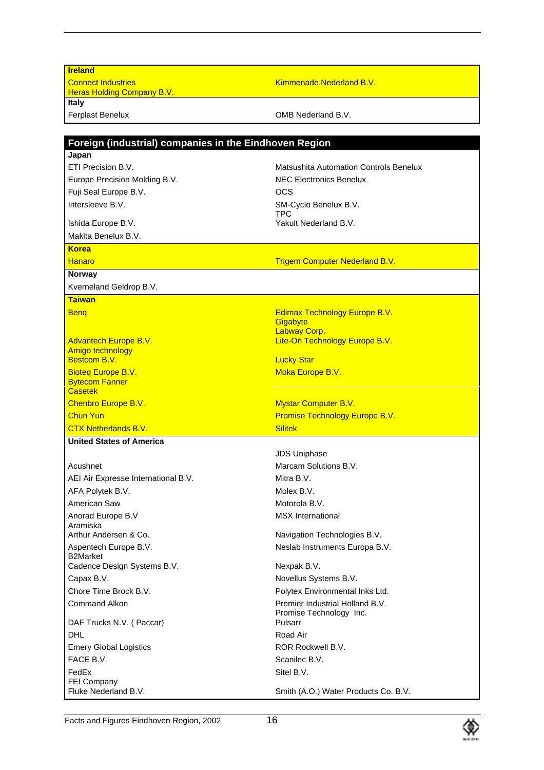| | |
|---|---|
| **Ireland** | |
| Connect Industries | Kimmenade Nederland B.V. |
| Heras Holding Company B.V. | |
| **Italy** | |
| Ferplast Benelux | OMB Nederland B.V. |

## Foreign (industrial) companies in the Eindhoven Region

| | |
|---|---|
| **Japan** | |
| ETI Precision B.V. | Matsushita Automation Controls Benelux |
| Europe Precision Molding B.V. | NEC Electronics Benelux |
| Fuji Seal Europe B.V. | OCS |
| Intersleeve B.V. | SM-Cyclo Benelux B.V. |
| | TPC |
| Ishida Europe B.V. | Yakult Nederland B.V. |
| Makita Benelux B.V. | |
| **Korea** | |
| Hanaro | Trigem Computer Nederland B.V. |
| **Norway** | |
| Kverneland Geldrop B.V. | |
| **Taiwan** | |
| Benq | Edimax Technology Europe B.V. |
| | Gigabyte |
| | Labway Corp. |
| Advantech Europe B.V. | Lite-On Technology Europe B.V. |
| Amigo technology | |
| Bestcom B.V. | Lucky Star |
| Bioteq Europe B.V. | Moka Europe B.V. |
| Bytecom Fanner | |
| Casetek | |
| Chenbro Europe B.V. | Mystar Computer B.V. |
| Chun Yun | Promise Technology Europe B.V. |
| CTX Netherlands B.V. | Silitek |
| **United States of America** | |
| | JDS Uniphase |
| Acushnet | Marcam Solutions B.V. |
| AEI Air Expresse International B.V. | Mitra B.V. |
| AFA Polytek B.V. | Molex B.V. |
| American Saw | Motorola B.V. |
| Anorad Europe B.V | MSX International |
| Aramiska | |
| Arthur Andersen & Co. | Navigation Technologies B.V. |
| Aspentech Europe B.V. | Neslab Instruments Europa B.V. |
| B2Market | |
| Cadence Design Systems B.V. | Nexpak B.V. |
| Capax B.V. | Novellus Systems B.V. |
| Chore Time Brock B.V. | Polytex Environmental Inks Ltd. |
| Command Alkon | Premier Industrial Holland B.V. |
| | Promise Technology Inc. |
| DAF Trucks N.V. ( Paccar) | Pulsarr |
| DHL | Road Air |
| Emery Global Logistics | ROR Rockwell B.V. |
| FACE B.V. | Scanilec B.V. |
| FedEx | Sitel B.V. |
| FEI Company | |
| Fluke Nederland B.V. | Smith (A.O.) Water Products Co. B.V. |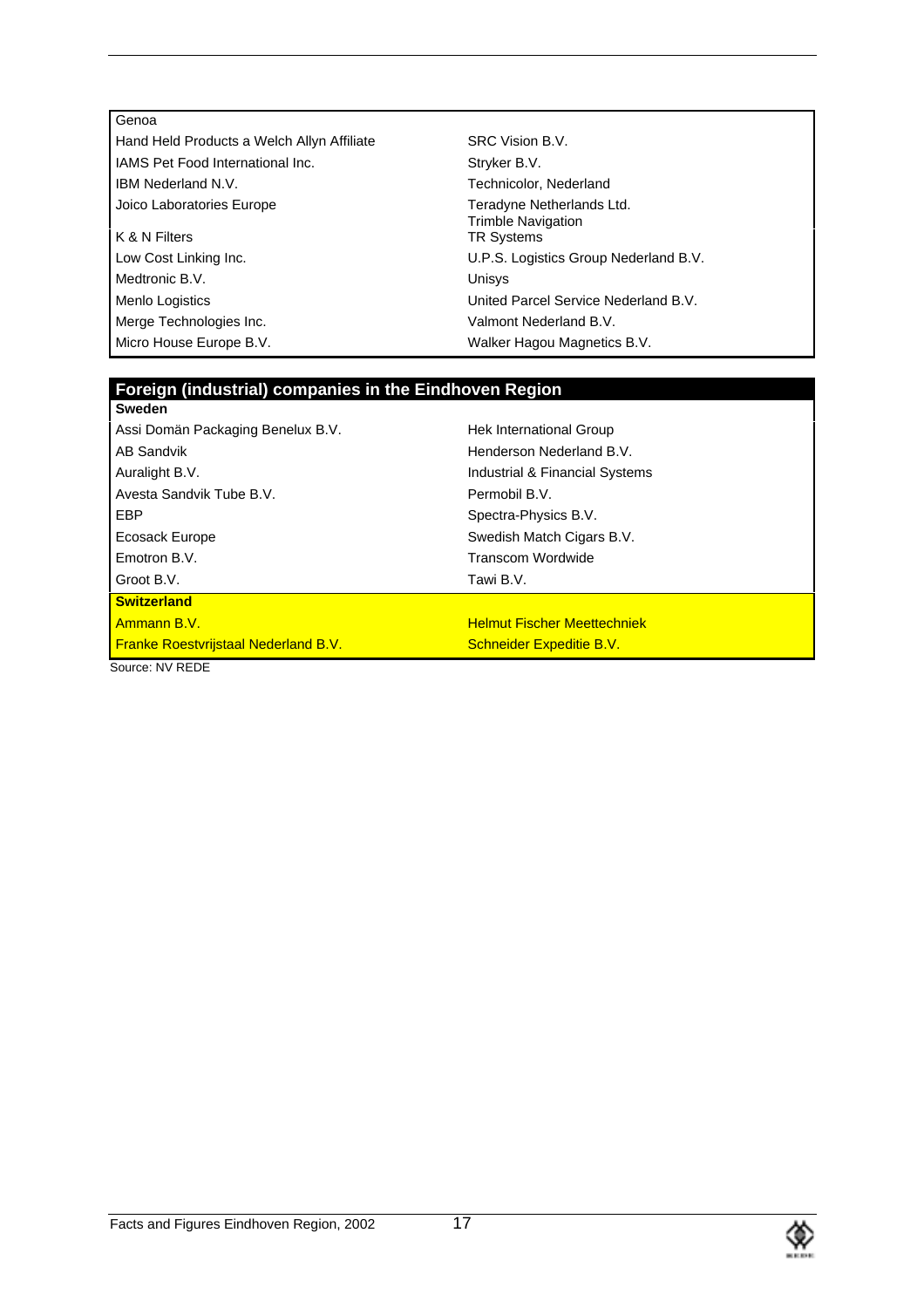| | |
|---|---|
| Genoa | |
| Hand Held Products a Welch Allyn Affiliate | SRC Vision B.V. |
| IAMS Pet Food International Inc. | Stryker B.V. |
| IBM Nederland N.V. | Technicolor, Nederland |
| Joico Laboratories Europe | Teradyne Netherlands Ltd. |
| | Trimble Navigation |
| K & N Filters | TR Systems |
| Low Cost Linking Inc. | U.P.S. Logistics Group Nederland B.V. |
| Medtronic B.V. | Unisys |
| Menlo Logistics | United Parcel Service Nederland B.V. |
| Merge Technologies Inc. | Valmont Nederland B.V. |
| Micro House Europe B.V. | Walker Hagou Magnetics B.V. |

**Foreign (industrial) companies in the Eindhoven Region**

| | |
|---|---|
| **Sweden** | |
| Assi Domän Packaging Benelux B.V. | Hek International Group |
| AB Sandvik | Henderson Nederland B.V. |
| Auralight B.V. | Industrial & Financial Systems |
| Avesta Sandvik Tube B.V. | Permobil B.V. |
| EBP | Spectra-Physics B.V. |
| Ecosack Europe | Swedish Match Cigars B.V. |
| Emotron B.V. | Transcom Wordwide |
| Groot B.V. | Tawi B.V. |
| **Switzerland** | |
| Ammann B.V. | Helmut Fischer Meettechniek |
| Franke Roestvrijstaal Nederland B.V. | Schneider Expeditie B.V. |

Source: NV REDE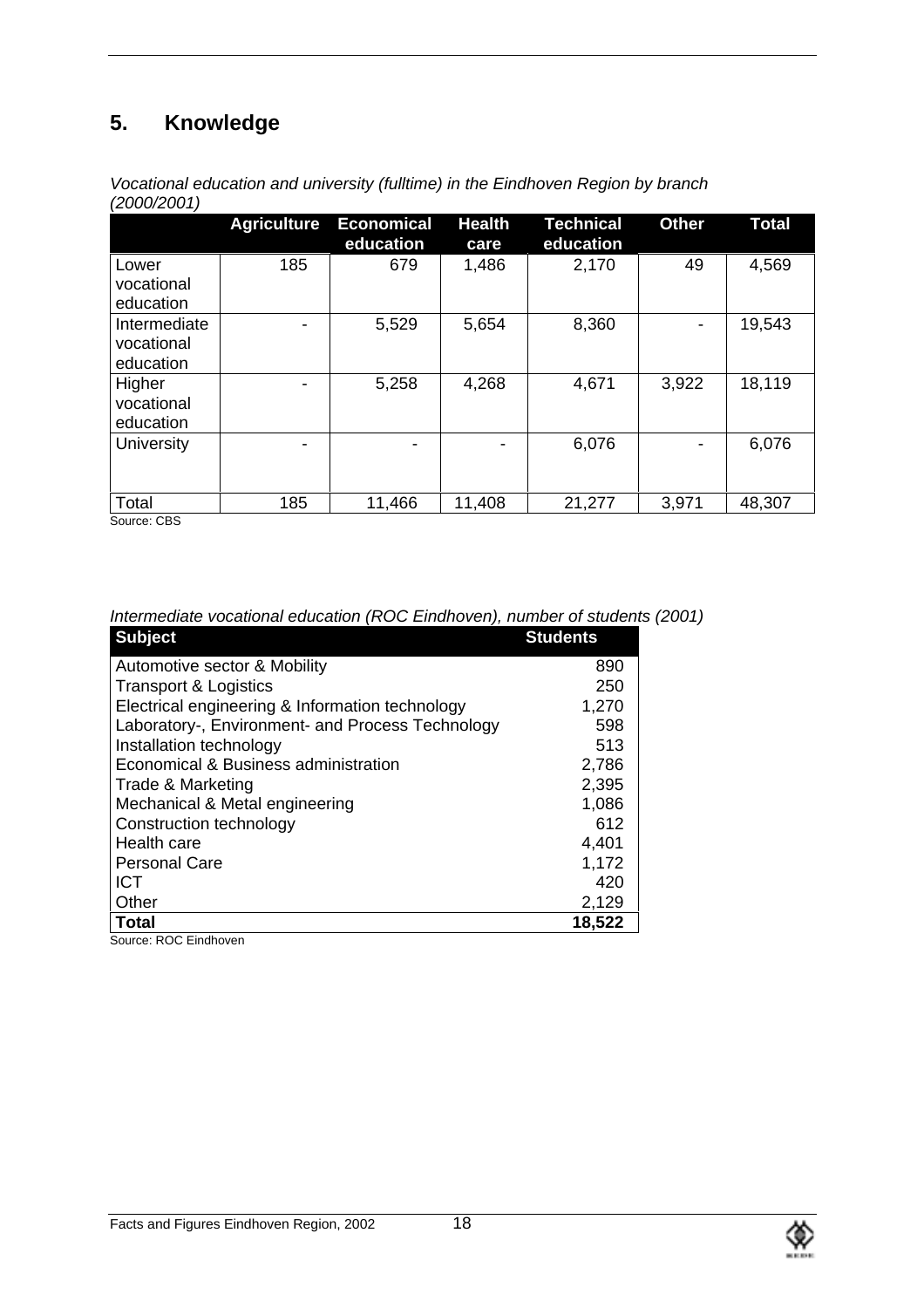## 5. Knowledge

*Vocational education and university (fulltime) in the Eindhoven Region by branch (2000/2001)*

| | Agriculture | Economical education | Health care | Technical education | Other | Total |
|---|---|---|---|---|---|---|
| Lower vocational education | 185 | 679 | 1,486 | 2,170 | 49 | 4,569 |
| Intermediate vocational education | - | 5,529 | 5,654 | 8,360 | - | 19,543 |
| Higher vocational education | - | 5,258 | 4,268 | 4,671 | 3,922 | 18,119 |
| University | - | - | - | 6,076 | - | 6,076 |
| Total | 185 | 11,466 | 11,408 | 21,277 | 3,971 | 48,307 |

Source: CBS

*Intermediate vocational education (ROC Eindhoven), number of students (2001)*

| Subject | Students |
|---|---|
| Automotive sector & Mobility | 890 |
| Transport & Logistics | 250 |
| Electrical engineering & Information technology | 1,270 |
| Laboratory-, Environment- and Process Technology | 598 |
| Installation technology | 513 |
| Economical & Business administration | 2,786 |
| Trade & Marketing | 2,395 |
| Mechanical & Metal engineering | 1,086 |
| Construction technology | 612 |
| Health care | 4,401 |
| Personal Care | 1,172 |
| ICT | 420 |
| Other | 2,129 |
| **Total** | **18,522** |

Source: ROC Eindhoven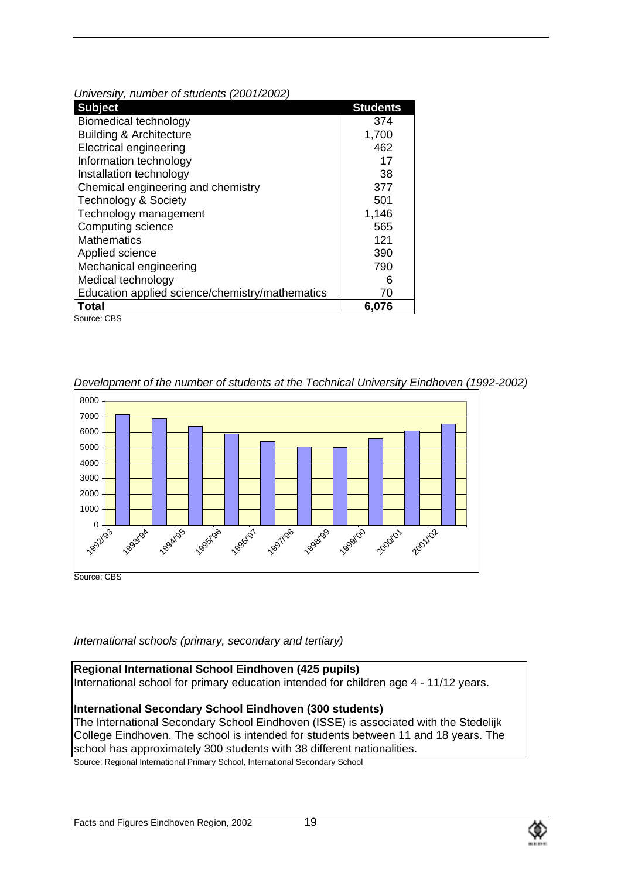*University, number of students (2001/2002)*

| Subject | Students |
|---|---|
| Biomedical technology | 374 |
| Building & Architecture | 1,700 |
| Electrical engineering | 462 |
| Information technology | 17 |
| Installation technology | 38 |
| Chemical engineering and chemistry | 377 |
| Technology & Society | 501 |
| Technology management | 1,146 |
| Computing science | 565 |
| Mathematics | 121 |
| Applied science | 390 |
| Mechanical engineering | 790 |
| Medical technology | 6 |
| Education applied science/chemistry/mathematics | 70 |
| **Total** | **6,076** |

Source: CBS

*Development of the number of students at the Technical University Eindhoven (1992-2002)*

Source: CBS

*International schools (primary, secondary and tertiary)*

**Regional International School Eindhoven (425 pupils)**
International school for primary education intended for children age 4 - 11/12 years.

**International Secondary School Eindhoven (300 students)**
The International Secondary School Eindhoven (ISSE) is associated with the Stedelijk College Eindhoven. The school is intended for students between 11 and 18 years. The school has approximately 300 students with 38 different nationalities.

Source: Regional International Primary School, International Secondary School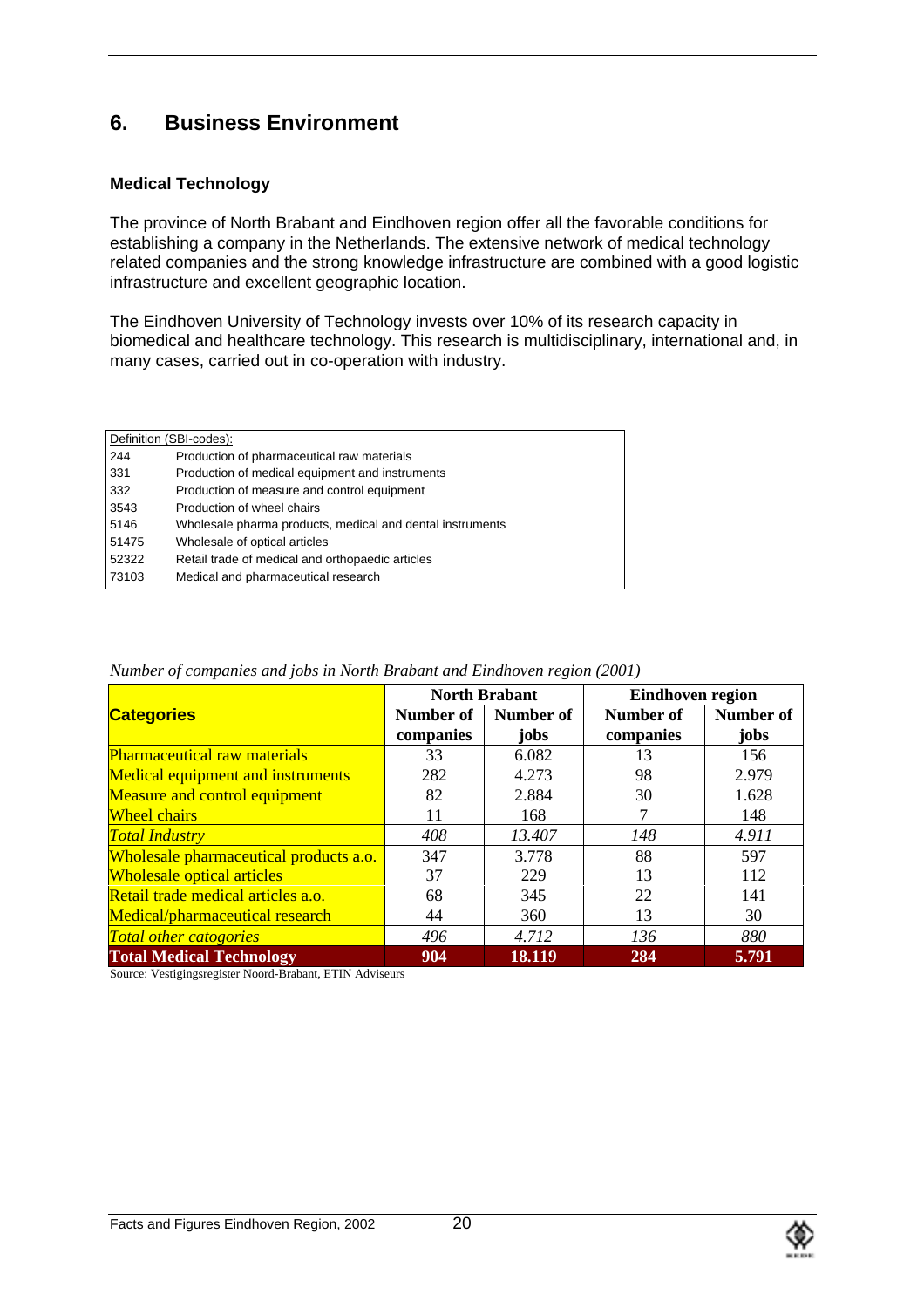# 6. Business Environment

### Medical Technology

The province of North Brabant and Eindhoven region offer all the favorable conditions for establishing a company in the Netherlands. The extensive network of medical technology related companies and the strong knowledge infrastructure are combined with a good logistic infrastructure and excellent geographic location.

The Eindhoven University of Technology invests over 10% of its research capacity in biomedical and healthcare technology. This research is multidisciplinary, international and, in many cases, carried out in co-operation with industry.

| Definition (SBI-codes): | |
|---|---|
| 244 | Production of pharmaceutical raw materials |
| 331 | Production of medical equipment and instruments |
| 332 | Production of measure and control equipment |
| 3543 | Production of wheel chairs |
| 5146 | Wholesale pharma products, medical and dental instruments |
| 51475 | Wholesale of optical articles |
| 52322 | Retail trade of medical and orthopaedic articles |
| 73103 | Medical and pharmaceutical research |

*Number of companies and jobs in North Brabant and Eindhoven region (2001)*

| Categories | North Brabant | | Eindhoven region | |
|---|---|---|---|---|
| | Number of companies | Number of jobs | Number of companies | Number of jobs |
| Pharmaceutical raw materials | 33 | 6.082 | 13 | 156 |
| Medical equipment and instruments | 282 | 4.273 | 98 | 2.979 |
| Measure and control equipment | 82 | 2.884 | 30 | 1.628 |
| Wheel chairs | 11 | 168 | 7 | 148 |
| *Total Industry* | *408* | *13.407* | *148* | *4.911* |
| Wholesale pharmaceutical products a.o. | 347 | 3.778 | 88 | 597 |
| Wholesale optical articles | 37 | 229 | 13 | 112 |
| Retail trade medical articles a.o. | 68 | 345 | 22 | 141 |
| Medical/pharmaceutical research | 44 | 360 | 13 | 30 |
| *Total other catogories* | *496* | *4.712* | *136* | *880* |
| **Total Medical Technology** | **904** | **18.119** | **284** | **5.791** |

Source: Vestigingsregister Noord-Brabant, ETIN Adviseurs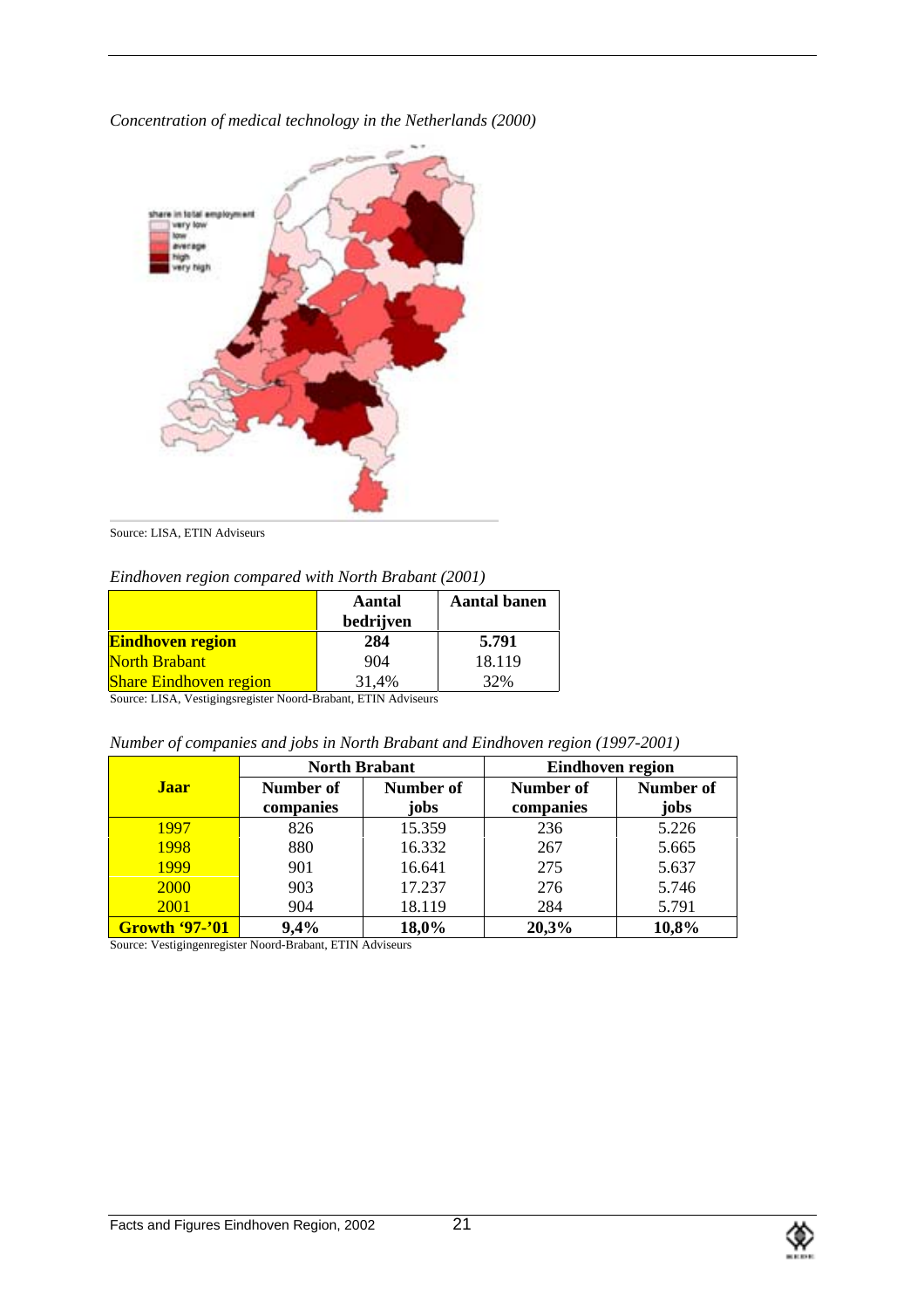*Concentration of medical technology in the Netherlands (2000)*

share in total employment
- very low
- low
- average
- high
- very high

Source: LISA, ETIN Adviseurs

*Eindhoven region compared with North Brabant (2001)*

| | Aantal bedrijven | Aantal banen |
|---|---|---|
| **Eindhoven region** | **284** | **5.791** |
| North Brabant | 904 | 18.119 |
| Share Eindhoven region | 31,4% | 32% |

Source: LISA, Vestigingsregister Noord-Brabant, ETIN Adviseurs

*Number of companies and jobs in North Brabant and Eindhoven region (1997-2001)*

| Jaar | North Brabant | | Eindhoven region | |
|---|---|---|---|---|
| | Number of companies | Number of jobs | Number of companies | Number of jobs |
| 1997 | 826 | 15.359 | 236 | 5.226 |
| 1998 | 880 | 16.332 | 267 | 5.665 |
| 1999 | 901 | 16.641 | 275 | 5.637 |
| 2000 | 903 | 17.237 | 276 | 5.746 |
| 2001 | 904 | 18.119 | 284 | 5.791 |
| **Growth '97-'01** | **9,4%** | **18,0%** | **20,3%** | **10,8%** |

Source: Vestigingenregister Noord-Brabant, ETIN Adviseurs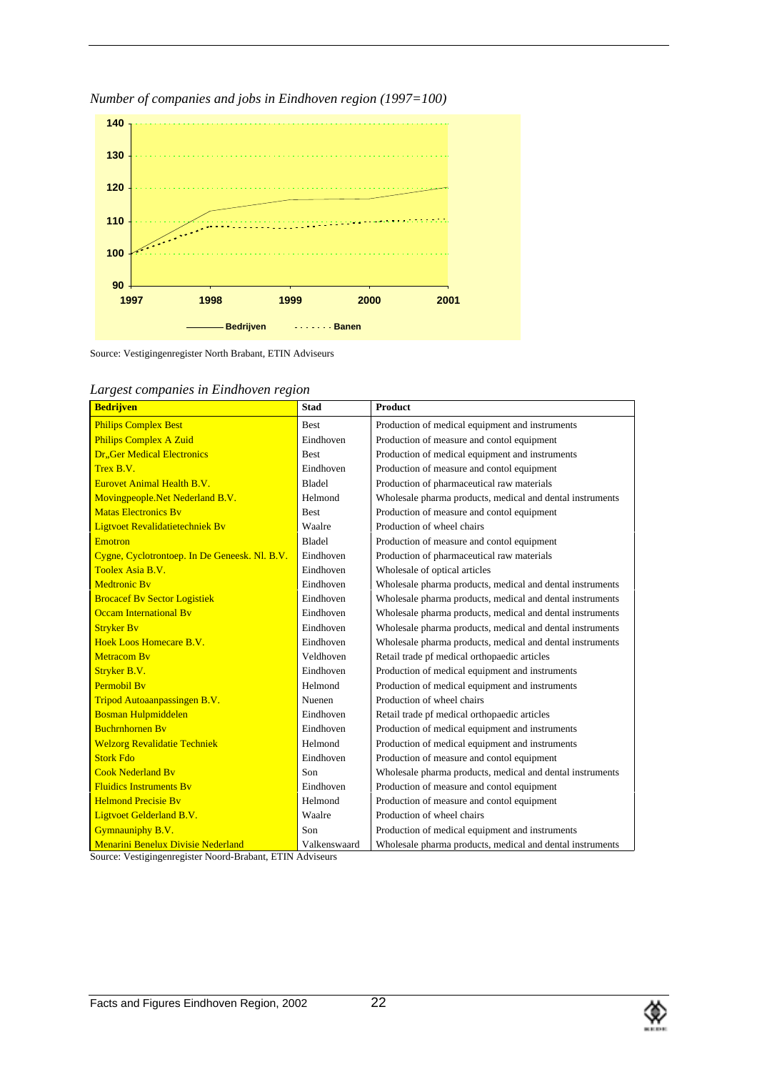*Number of companies and jobs in Eindhoven region (1997=100)*

Source: Vestigingenregister North Brabant, ETIN Adviseurs

*Largest companies in Eindhoven region*

| Bedrijven | Stad | Product |
|---|---|---|
| Philips Complex Best | Best | Production of medical equipment and instruments |
| Philips Complex A Zuid | Eindhoven | Production of measure and contol equipment |
| Dr,,Ger Medical Electronics | Best | Production of medical equipment and instruments |
| Trex B.V. | Eindhoven | Production of measure and contol equipment |
| Eurovet Animal Health B.V. | Bladel | Production of pharmaceutical raw materials |
| Movingpeople.Net Nederland B.V. | Helmond | Wholesale pharma products, medical and dental instruments |
| Matas Electronics Bv | Best | Production of measure and contol equipment |
| Ligtvoet Revalidatietechniek Bv | Waalre | Production of wheel chairs |
| Emotron | Bladel | Production of measure and contol equipment |
| Cygne, Cyclotrontoep. In De Geneesk. Nl. B.V. | Eindhoven | Production of pharmaceutical raw materials |
| Toolex Asia B.V. | Eindhoven | Wholesale of optical articles |
| Medtronic Bv | Eindhoven | Wholesale pharma products, medical and dental instruments |
| Brocacef Bv Sector Logistiek | Eindhoven | Wholesale pharma products, medical and dental instruments |
| Occam International Bv | Eindhoven | Wholesale pharma products, medical and dental instruments |
| Stryker Bv | Eindhoven | Wholesale pharma products, medical and dental instruments |
| Hoek Loos Homecare B.V. | Eindhoven | Wholesale pharma products, medical and dental instruments |
| Metracom Bv | Veldhoven | Retail trade pf medical orthopaedic articles |
| Stryker B.V. | Eindhoven | Production of medical equipment and instruments |
| Permobil Bv | Helmond | Production of medical equipment and instruments |
| Tripod Autoaanpassingen B.V. | Nuenen | Production of wheel chairs |
| Bosman Hulpmiddelen | Eindhoven | Retail trade pf medical orthopaedic articles |
| Buchrnhornen Bv | Eindhoven | Production of medical equipment and instruments |
| Welzorg Revalidatie Techniek | Helmond | Production of medical equipment and instruments |
| Stork Fdo | Eindhoven | Production of measure and contol equipment |
| Cook Nederland Bv | Son | Wholesale pharma products, medical and dental instruments |
| Fluidics Instruments Bv | Eindhoven | Production of measure and contol equipment |
| Helmond Precisie Bv | Helmond | Production of measure and contol equipment |
| Ligtvoet Gelderland B.V. | Waalre | Production of wheel chairs |
| Gymnauniphy B.V. | Son | Production of medical equipment and instruments |
| Menarini Benelux Divisie Nederland | Valkenswaard | Wholesale pharma products, medical and dental instruments |

Source: Vestigingenregister Noord-Brabant, ETIN Adviseurs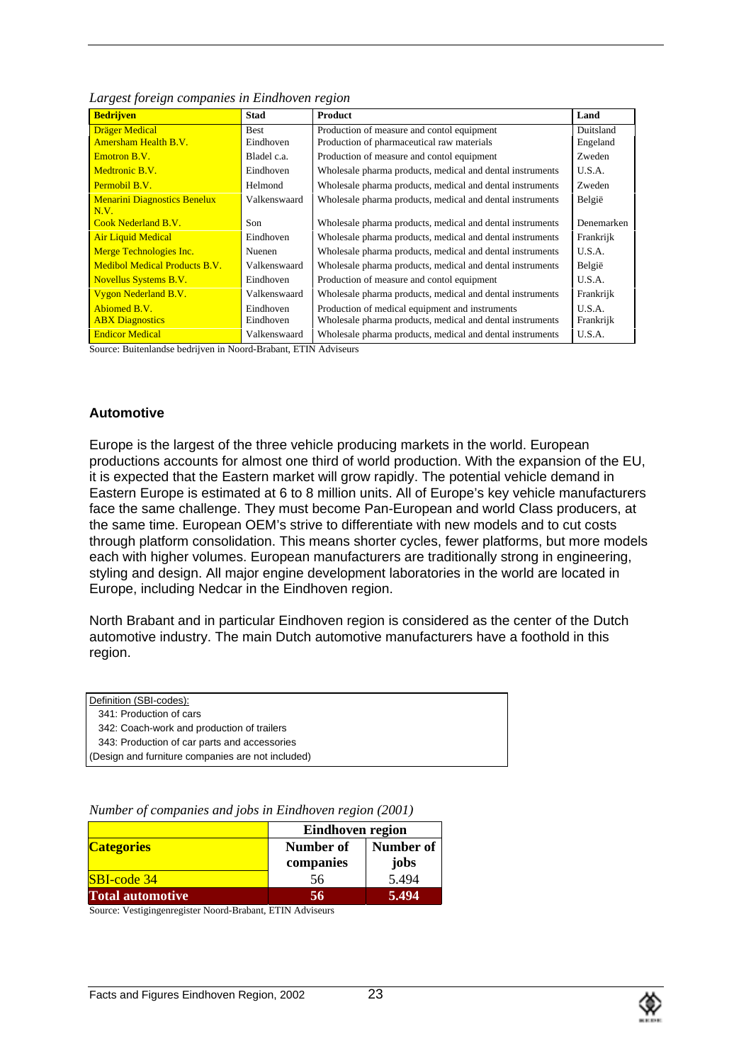*Largest foreign companies in Eindhoven region*

| Bedrijven | Stad | Product | Land |
|---|---|---|---|
| Dräger Medical | Best | Production of measure and contol equipment | Duitsland |
| Amersham Health B.V. | Eindhoven | Production of pharmaceutical raw materials | Engeland |
| Emotron B.V. | Bladel c.a. | Production of measure and contol equipment | Zweden |
| Medtronic B.V. | Eindhoven | Wholesale pharma products, medical and dental instruments | U.S.A. |
| Permobil B.V. | Helmond | Wholesale pharma products, medical and dental instruments | Zweden |
| Menarini Diagnostics Benelux N.V. | Valkenswaard | Wholesale pharma products, medical and dental instruments | België |
| Cook Nederland B.V. | Son | Wholesale pharma products, medical and dental instruments | Denemarken |
| Air Liquid Medical | Eindhoven | Wholesale pharma products, medical and dental instruments | Frankrijk |
| Merge Technologies Inc. | Nuenen | Wholesale pharma products, medical and dental instruments | U.S.A. |
| Medibol Medical Products B.V. | Valkenswaard | Wholesale pharma products, medical and dental instruments | België |
| Novellus Systems B.V. | Eindhoven | Production of measure and contol equipment | U.S.A. |
| Vygon Nederland B.V. | Valkenswaard | Wholesale pharma products, medical and dental instruments | Frankrijk |
| Abiomed B.V. | Eindhoven | Production of medical equipment and instruments | U.S.A. |
| ABX Diagnostics | Eindhoven | Wholesale pharma products, medical and dental instruments | Frankrijk |
| Endicor Medical | Valkenswaard | Wholesale pharma products, medical and dental instruments | U.S.A. |

Source: Buitenlandse bedrijven in Noord-Brabant, ETIN Adviseurs

## Automotive

Europe is the largest of the three vehicle producing markets in the world. European productions accounts for almost one third of world production. With the expansion of the EU, it is expected that the Eastern market will grow rapidly. The potential vehicle demand in Eastern Europe is estimated at 6 to 8 million units. All of Europe's key vehicle manufacturers face the same challenge. They must become Pan-European and world Class producers, at the same time. European OEM's strive to differentiate with new models and to cut costs through platform consolidation. This means shorter cycles, fewer platforms, but more models each with higher volumes. European manufacturers are traditionally strong in engineering, styling and design. All major engine development laboratories in the world are located in Europe, including Nedcar in the Eindhoven region.

North Brabant and in particular Eindhoven region is considered as the center of the Dutch automotive industry. The main Dutch automotive manufacturers have a foothold in this region.

Definition (SBI-codes):
- 341: Production of cars
- 342: Coach-work and production of trailers
- 343: Production of car parts and accessories

(Design and furniture companies are not included)

*Number of companies and jobs in Eindhoven region (2001)*

| | Eindhoven region | |
|---|---|---|
| **Categories** | **Number of companies** | **Number of jobs** |
| SBI-code 34 | 56 | 5.494 |
| **Total automotive** | **56** | **5.494** |

Source: Vestigingenregister Noord-Brabant, ETIN Adviseurs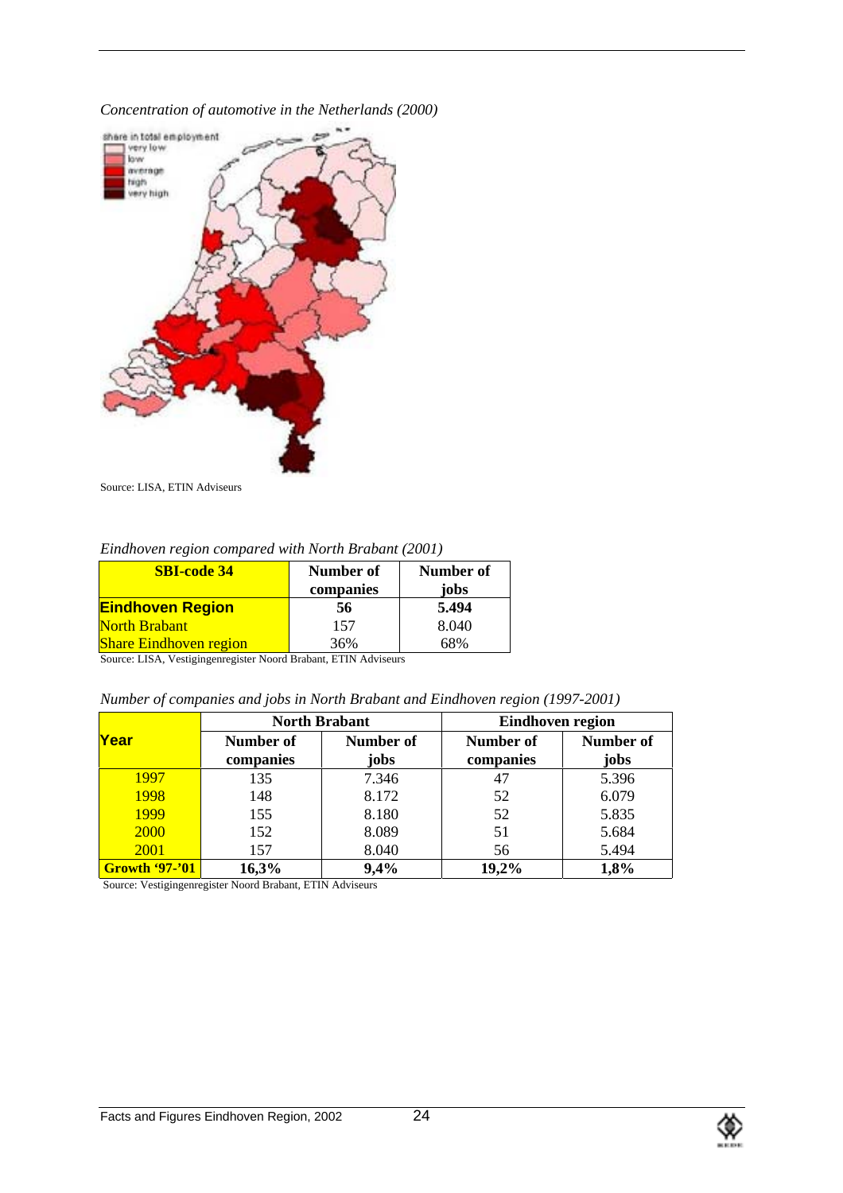*Concentration of automotive in the Netherlands (2000)*

share in total employment
- very low
- low
- average
- high
- very high

Source: LISA, ETIN Adviseurs

*Eindhoven region compared with North Brabant (2001)*

| SBI-code 34 | Number of companies | Number of jobs |
|---|---|---|
| **Eindhoven Region** | **56** | **5.494** |
| North Brabant | 157 | 8.040 |
| Share Eindhoven region | 36% | 68% |

Source: LISA, Vestigingenregister Noord Brabant, ETIN Adviseurs

*Number of companies and jobs in North Brabant and Eindhoven region (1997-2001)*

| Year | North Brabant | | Eindhoven region | |
|---|---|---|---|---|
| | Number of companies | Number of jobs | Number of companies | Number of jobs |
| 1997 | 135 | 7.346 | 47 | 5.396 |
| 1998 | 148 | 8.172 | 52 | 6.079 |
| 1999 | 155 | 8.180 | 52 | 5.835 |
| 2000 | 152 | 8.089 | 51 | 5.684 |
| 2001 | 157 | 8.040 | 56 | 5.494 |
| **Growth '97-'01** | **16,3%** | **9,4%** | **19,2%** | **1,8%** |

Source: Vestigingenregister Noord Brabant, ETIN Adviseurs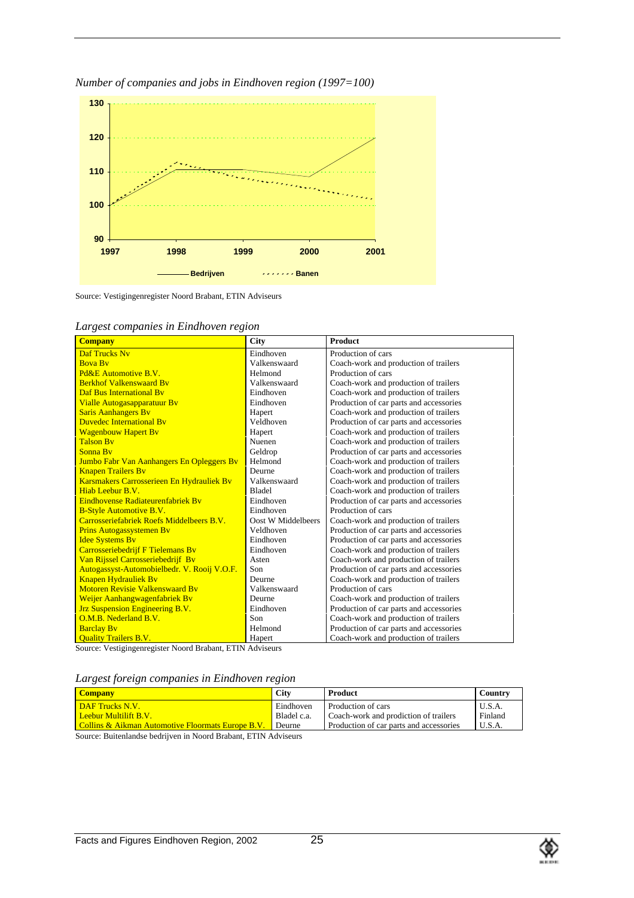*Number of companies and jobs in Eindhoven region (1997=100)*

Source: Vestigingenregister Noord Brabant, ETIN Adviseurs

*Largest companies in Eindhoven region*

| Company | City | Product |
|---|---|---|
| Daf Trucks Nv | Eindhoven | Production of cars |
| Bova Bv | Valkenswaard | Coach-work and production of trailers |
| Pd&E Automotive B.V. | Helmond | Production of cars |
| Berkhof Valkenswaard Bv | Valkenswaard | Coach-work and production of trailers |
| Daf Bus International Bv | Eindhoven | Coach-work and production of trailers |
| Vialle Autogasapparatuur Bv | Eindhoven | Production of car parts and accessories |
| Saris Aanhangers Bv | Hapert | Coach-work and production of trailers |
| Duvedec International Bv | Veldhoven | Production of car parts and accessories |
| Wagenbouw Hapert Bv | Hapert | Coach-work and production of trailers |
| Talson Bv | Nuenen | Coach-work and production of trailers |
| Sonna Bv | Geldrop | Production of car parts and accessories |
| Jumbo Fabr Van Aanhangers En Opleggers Bv | Helmond | Coach-work and production of trailers |
| Knapen Trailers Bv | Deurne | Coach-work and production of trailers |
| Karsmakers Carrosserieen En Hydrauliek Bv | Valkenswaard | Coach-work and production of trailers |
| Hiab Leebur B.V. | Bladel | Coach-work and production of trailers |
| Eindhovense Radiateurenfabriek Bv | Eindhoven | Production of car parts and accessories |
| B-Style Automotive B.V. | Eindhoven | Production of cars |
| Carrosseriefabriek Roefs Middelbeers B.V. | Oost W Middelbeers | Coach-work and production of trailers |
| Prins Autogassystemen Bv | Veldhoven | Production of car parts and accessories |
| Idee Systems Bv | Eindhoven | Production of car parts and accessories |
| Carrosseriebedrijf F Tielemans Bv | Eindhoven | Coach-work and production of trailers |
| Van Rijssel Carrosseriebedrijf Bv | Asten | Coach-work and production of trailers |
| Autogassyst-Automobielbedr. V. Rooij V.O.F. | Son | Production of car parts and accessories |
| Knapen Hydrauliek Bv | Deurne | Coach-work and production of trailers |
| Motoren Revisie Valkenswaard Bv | Valkenswaard | Production of cars |
| Weijer Aanhangwagenfabriek Bv | Deurne | Coach-work and production of trailers |
| Jrz Suspension Engineering B.V. | Eindhoven | Production of car parts and accessories |
| O.M.B. Nederland B.V. | Son | Coach-work and production of trailers |
| Barclay Bv | Helmond | Production of car parts and accessories |
| Quality Trailers B.V. | Hapert | Coach-work and production of trailers |

Source: Vestigingenregister Noord Brabant, ETIN Adviseurs

*Largest foreign companies in Eindhoven region*

| Company | City | Product | Country |
|---|---|---|---|
| DAF Trucks N.V. | Eindhoven | Production of cars | U.S.A. |
| Leebur Multilift B.V. | Bladel c.a. | Coach-work and prodiction of trailers | Finland |
| Collins & Aikman Automotive Floormats Europe B.V. | Deurne | Production of car parts and accessories | U.S.A. |

Source: Buitenlandse bedrijven in Noord Brabant, ETIN Adviseurs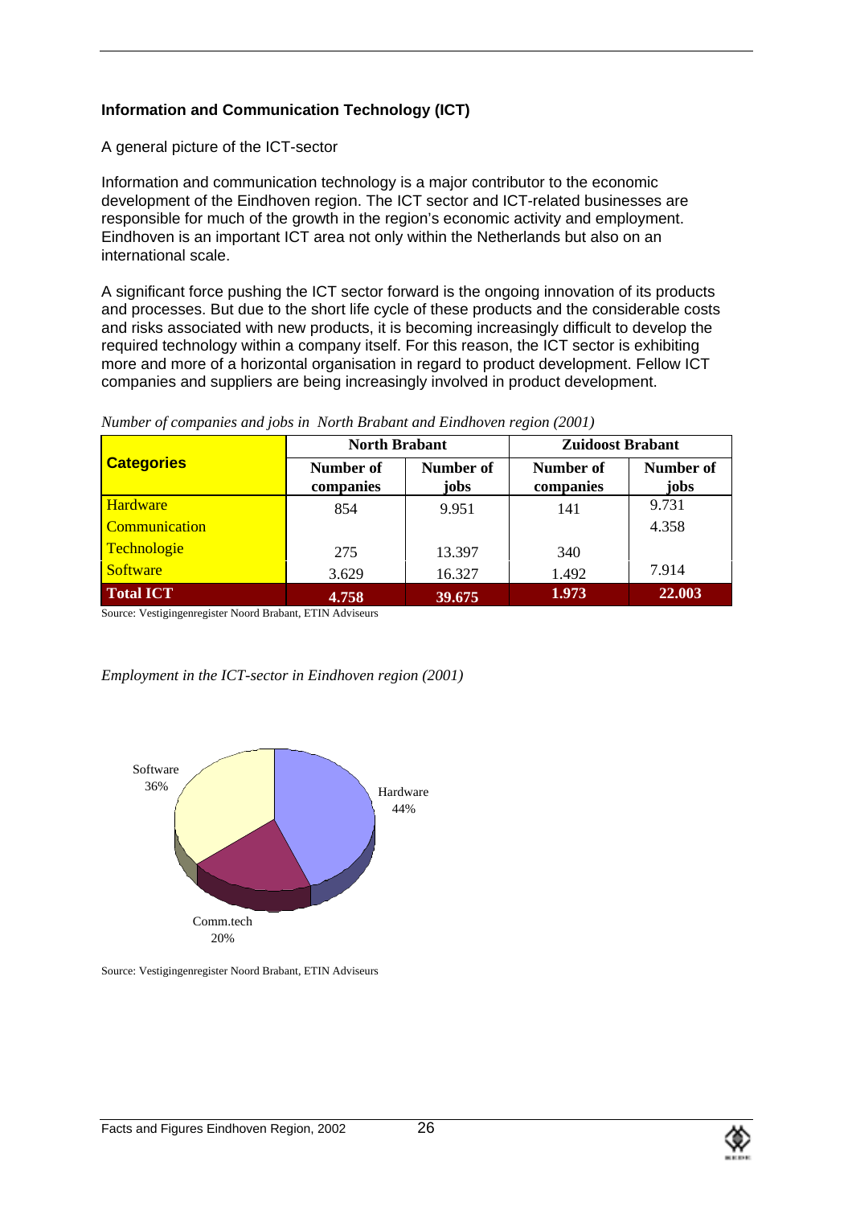**Information and Communication Technology (ICT)**

A general picture of the ICT-sector

Information and communication technology is a major contributor to the economic development of the Eindhoven region. The ICT sector and ICT-related businesses are responsible for much of the growth in the region's economic activity and employment. Eindhoven is an important ICT area not only within the Netherlands but also on an international scale.

A significant force pushing the ICT sector forward is the ongoing innovation of its products and processes. But due to the short life cycle of these products and the considerable costs and risks associated with new products, it is becoming increasingly difficult to develop the required technology within a company itself. For this reason, the ICT sector is exhibiting more and more of a horizontal organisation in regard to product development. Fellow ICT companies and suppliers are being increasingly involved in product development.

*Number of companies and jobs in North Brabant and Eindhoven region (2001)*

| Categories | North Brabant | | Zuidoost Brabant | |
|---|---|---|---|---|
| | Number of companies | Number of jobs | Number of companies | Number of jobs |
| Hardware | 854 | 9.951 | 141 | 9.731 |
| Communication | | | | 4.358 |
| Technologie | 275 | 13.397 | 340 | |
| Software | 3.629 | 16.327 | 1.492 | 7.914 |
| **Total ICT** | **4.758** | **39.675** | **1.973** | **22.003** |

Source: Vestigingenregister Noord Brabant, ETIN Adviseurs

*Employment in the ICT-sector in Eindhoven region (2001)*

Hardware 44%, Comm.tech 20%, Software 36%

Source: Vestigingenregister Noord Brabant, ETIN Adviseurs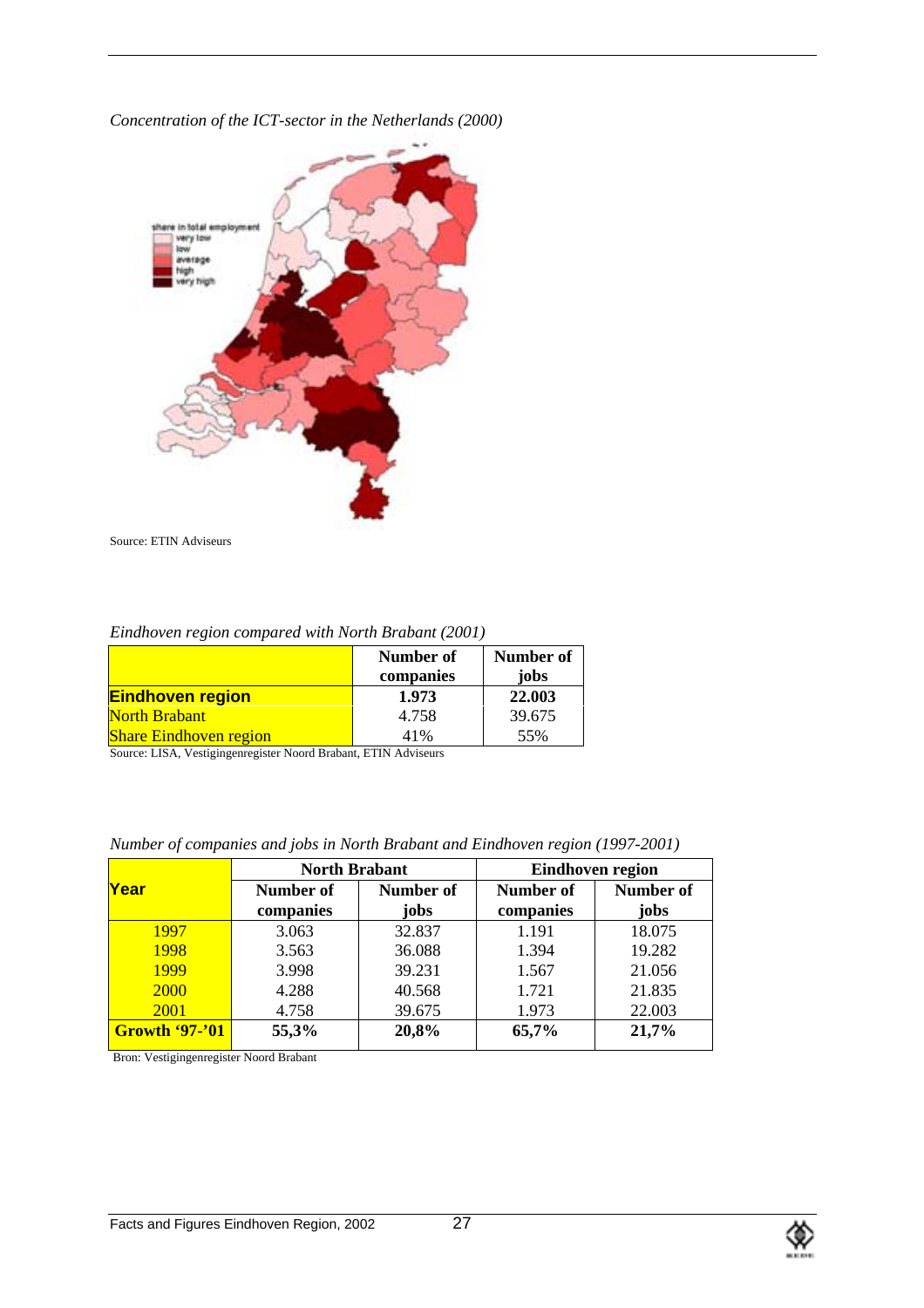*Concentration of the ICT-sector in the Netherlands (2000)*

share in total employment
- very low
- low
- average
- high
- very high

Source: ETIN Adviseurs

*Eindhoven region compared with North Brabant (2001)*

| | Number of companies | Number of jobs |
|---|---|---|
| **Eindhoven region** | **1.973** | **22.003** |
| North Brabant | 4.758 | 39.675 |
| Share Eindhoven region | 41% | 55% |

Source: LISA, Vestigingenregister Noord Brabant, ETIN Adviseurs

*Number of companies and jobs in North Brabant and Eindhoven region (1997-2001)*

| Year | North Brabant | | Eindhoven region | |
|---|---|---|---|---|
| | Number of companies | Number of jobs | Number of companies | Number of jobs |
| 1997 | 3.063 | 32.837 | 1.191 | 18.075 |
| 1998 | 3.563 | 36.088 | 1.394 | 19.282 |
| 1999 | 3.998 | 39.231 | 1.567 | 21.056 |
| 2000 | 4.288 | 40.568 | 1.721 | 21.835 |
| 2001 | 4.758 | 39.675 | 1.973 | 22.003 |
| **Growth '97-'01** | **55,3%** | **20,8%** | **65,7%** | **21,7%** |

Bron: Vestigingenregister Noord Brabant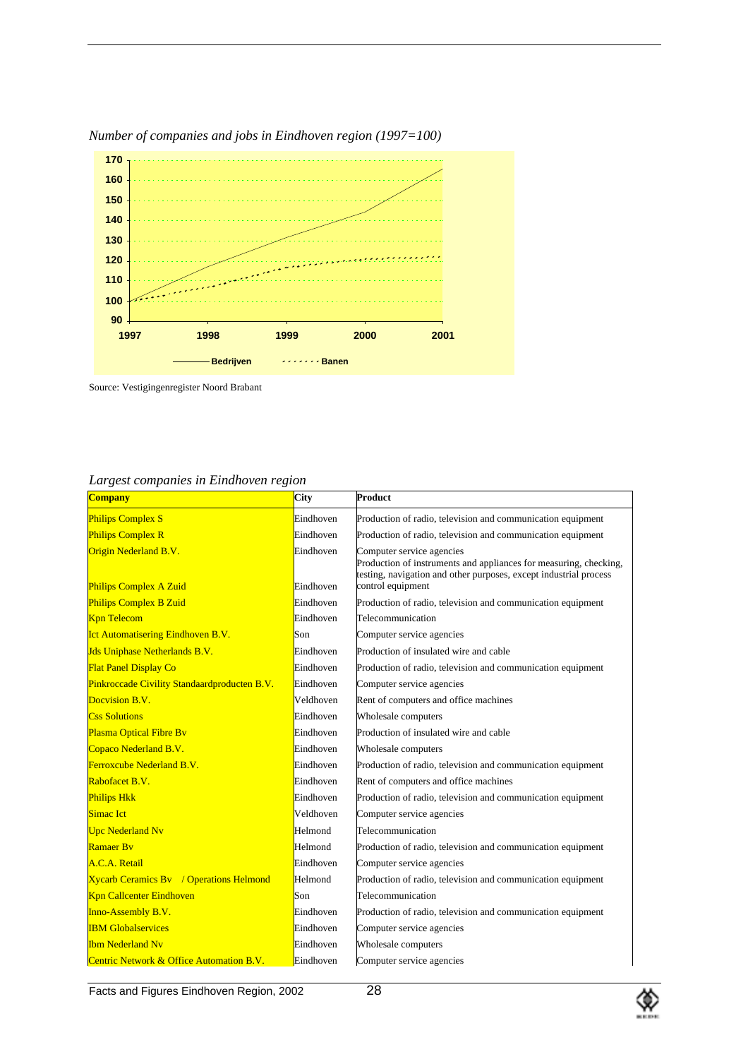*Number of companies and jobs in Eindhoven region (1997=100)*

Source: Vestigingenregister Noord Brabant

*Largest companies in Eindhoven region*

| Company | City | Product |
|---|---|---|
| Philips Complex S | Eindhoven | Production of radio, television and communication equipment |
| Philips Complex R | Eindhoven | Production of radio, television and communication equipment |
| Origin Nederland B.V. | Eindhoven | Computer service agencies |
| Philips Complex A Zuid | Eindhoven | Production of instruments and appliances for measuring, checking, testing, navigation and other purposes, except industrial process control equipment |
| Philips Complex B Zuid | Eindhoven | Production of radio, television and communication equipment |
| Kpn Telecom | Eindhoven | Telecommunication |
| Ict Automatisering Eindhoven B.V. | Son | Computer service agencies |
| Jds Uniphase Netherlands B.V. | Eindhoven | Production of insulated wire and cable |
| Flat Panel Display Co | Eindhoven | Production of radio, television and communication equipment |
| Pinkroccade Civility Standaardproducten B.V. | Eindhoven | Computer service agencies |
| Docvision B.V. | Veldhoven | Rent of computers and office machines |
| Css Solutions | Eindhoven | Wholesale computers |
| Plasma Optical Fibre Bv | Eindhoven | Production of insulated wire and cable |
| Copaco Nederland B.V. | Eindhoven | Wholesale computers |
| Ferroxcube Nederland B.V. | Eindhoven | Production of radio, television and communication equipment |
| Rabofacet B.V. | Eindhoven | Rent of computers and office machines |
| Philips Hkk | Eindhoven | Production of radio, television and communication equipment |
| Simac Ict | Veldhoven | Computer service agencies |
| Upc Nederland Nv | Helmond | Telecommunication |
| Ramaer Bv | Helmond | Production of radio, television and communication equipment |
| A.C.A. Retail | Eindhoven | Computer service agencies |
| Xycarb Ceramics Bv / Operations Helmond | Helmond | Production of radio, television and communication equipment |
| Kpn Callcenter Eindhoven | Son | Telecommunication |
| Inno-Assembly B.V. | Eindhoven | Production of radio, television and communication equipment |
| IBM Globalservices | Eindhoven | Computer service agencies |
| Ibm Nederland Nv | Eindhoven | Wholesale computers |
| Centric Network & Office Automation B.V. | Eindhoven | Computer service agencies |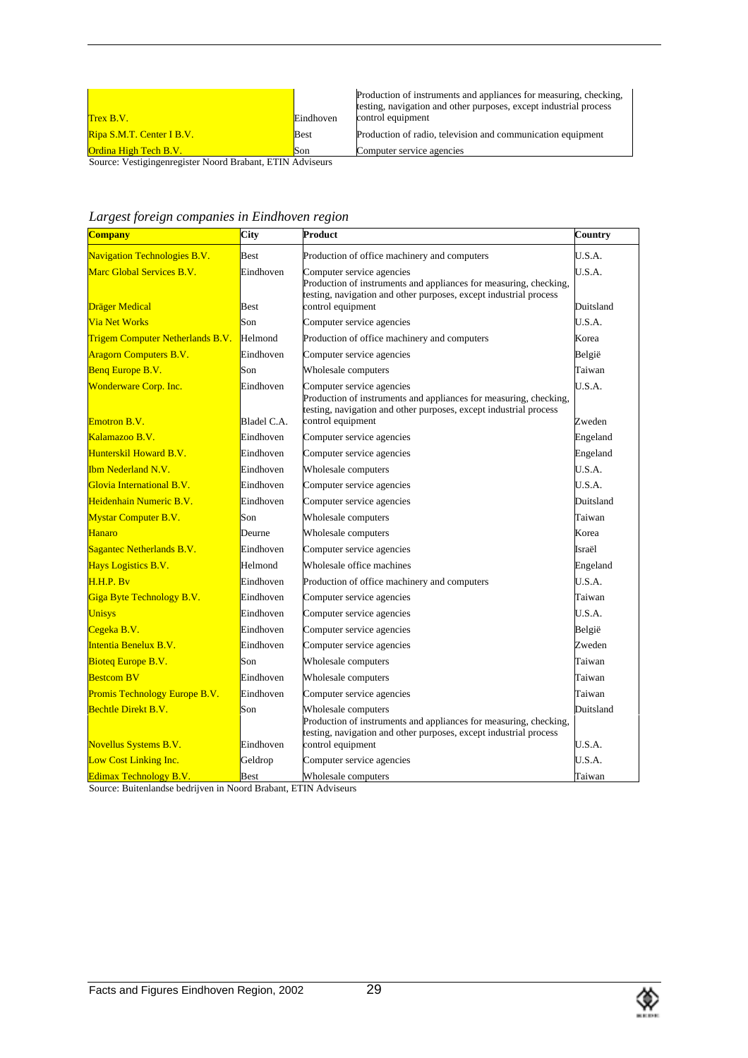| | | |
|---|---|---|
| Trex B.V. | Eindhoven | Production of instruments and appliances for measuring, checking, testing, navigation and other purposes, except industrial process control equipment |
| Ripa S.M.T. Center I B.V. | Best | Production of radio, television and communication equipment |
| Ordina High Tech B.V. | Son | Computer service agencies |

Source: Vestigingenregister Noord Brabant, ETIN Adviseurs

*Largest foreign companies in Eindhoven region*

| **Company** | **City** | **Product** | **Country** |
|---|---|---|---|
| Navigation Technologies B.V. | Best | Production of office machinery and computers | U.S.A. |
| Marc Global Services B.V. | Eindhoven | Computer service agencies | U.S.A. |
| Dräger Medical | Best | Production of instruments and appliances for measuring, checking, testing, navigation and other purposes, except industrial process control equipment | Duitsland |
| Via Net Works | Son | Computer service agencies | U.S.A. |
| Trigem Computer Netherlands B.V. | Helmond | Production of office machinery and computers | Korea |
| Aragorn Computers B.V. | Eindhoven | Computer service agencies | België |
| Benq Europe B.V. | Son | Wholesale computers | Taiwan |
| Wonderware Corp. Inc. | Eindhoven | Computer service agencies | U.S.A. |
| Emotron B.V. | Bladel C.A. | Production of instruments and appliances for measuring, checking, testing, navigation and other purposes, except industrial process control equipment | Zweden |
| Kalamazoo B.V. | Eindhoven | Computer service agencies | Engeland |
| Hunterskil Howard B.V. | Eindhoven | Computer service agencies | Engeland |
| Ibm Nederland N.V. | Eindhoven | Wholesale computers | U.S.A. |
| Glovia International B.V. | Eindhoven | Computer service agencies | U.S.A. |
| Heidenhain Numeric B.V. | Eindhoven | Computer service agencies | Duitsland |
| Mystar Computer B.V. | Son | Wholesale computers | Taiwan |
| Hanaro | Deurne | Wholesale computers | Korea |
| Sagantec Netherlands B.V. | Eindhoven | Computer service agencies | Israël |
| Hays Logistics B.V. | Helmond | Wholesale office machines | Engeland |
| H.H.P. Bv | Eindhoven | Production of office machinery and computers | U.S.A. |
| Giga Byte Technology B.V. | Eindhoven | Computer service agencies | Taiwan |
| Unisys | Eindhoven | Computer service agencies | U.S.A. |
| Cegeka B.V. | Eindhoven | Computer service agencies | België |
| Intentia Benelux B.V. | Eindhoven | Computer service agencies | Zweden |
| Bioteq Europe B.V. | Son | Wholesale computers | Taiwan |
| Bestcom BV | Eindhoven | Wholesale computers | Taiwan |
| Promis Technology Europe B.V. | Eindhoven | Computer service agencies | Taiwan |
| Bechtle Direkt B.V. | Son | Wholesale computers | Duitsland |
| Novellus Systems B.V. | Eindhoven | Production of instruments and appliances for measuring, checking, testing, navigation and other purposes, except industrial process control equipment | U.S.A. |
| Low Cost Linking Inc. | Geldrop | Computer service agencies | U.S.A. |
| Edimax Technology B.V. | Best | Wholesale computers | Taiwan |

Source: Buitenlandse bedrijven in Noord Brabant, ETIN Adviseurs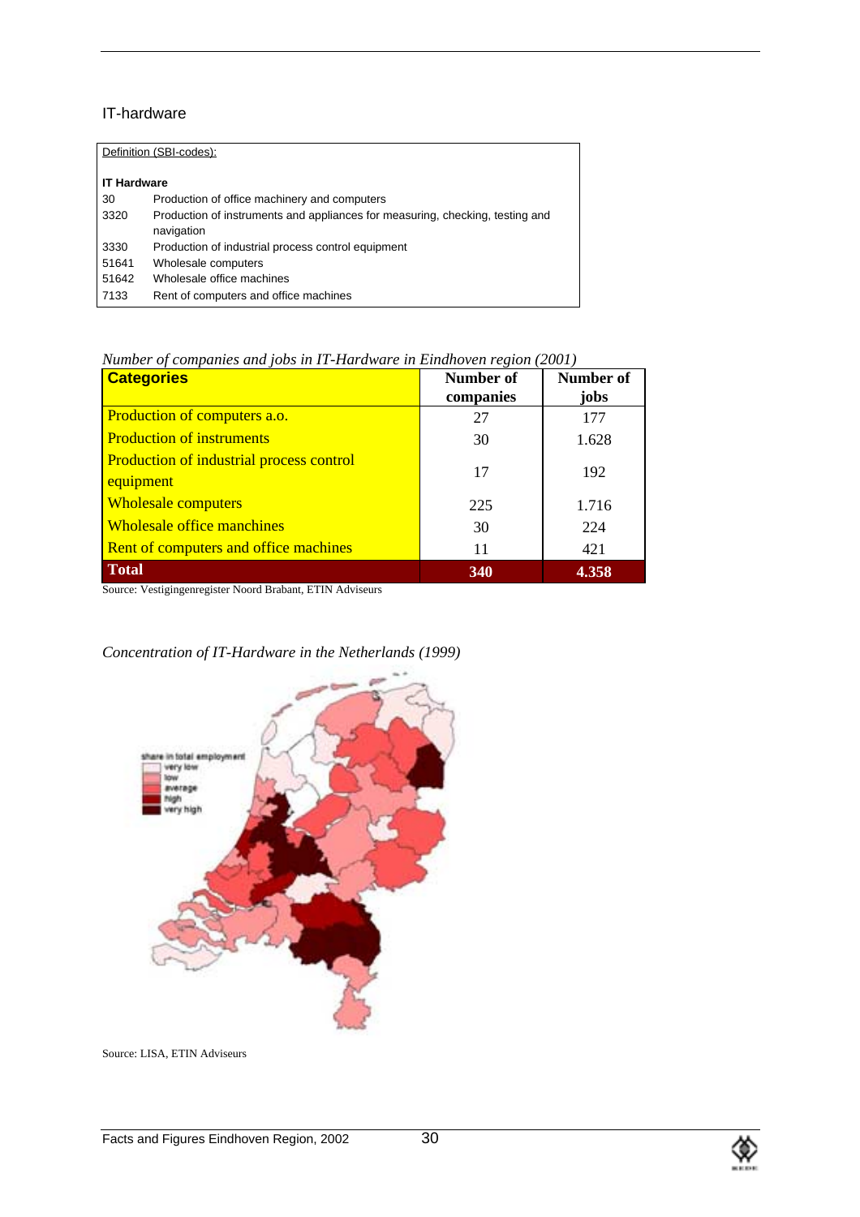## IT-hardware

Definition (SBI-codes):

**IT Hardware**

| | |
|---|---|
| 30 | Production of office machinery and computers |
| 3320 | Production of instruments and appliances for measuring, checking, testing and navigation |
| 3330 | Production of industrial process control equipment |
| 51641 | Wholesale computers |
| 51642 | Wholesale office machines |
| 7133 | Rent of computers and office machines |

*Number of companies and jobs in IT-Hardware in Eindhoven region (2001)*

| Categories | Number of companies | Number of jobs |
|---|---|---|
| Production of computers a.o. | 27 | 177 |
| Production of instruments | 30 | 1.628 |
| Production of industrial process control equipment | 17 | 192 |
| Wholesale computers | 225 | 1.716 |
| Wholesale office manchines | 30 | 224 |
| Rent of computers and office machines | 11 | 421 |
| **Total** | **340** | **4.358** |

Source: Vestigingenregister Noord Brabant, ETIN Adviseurs

*Concentration of IT-Hardware in the Netherlands (1999)*

Source: LISA, ETIN Adviseurs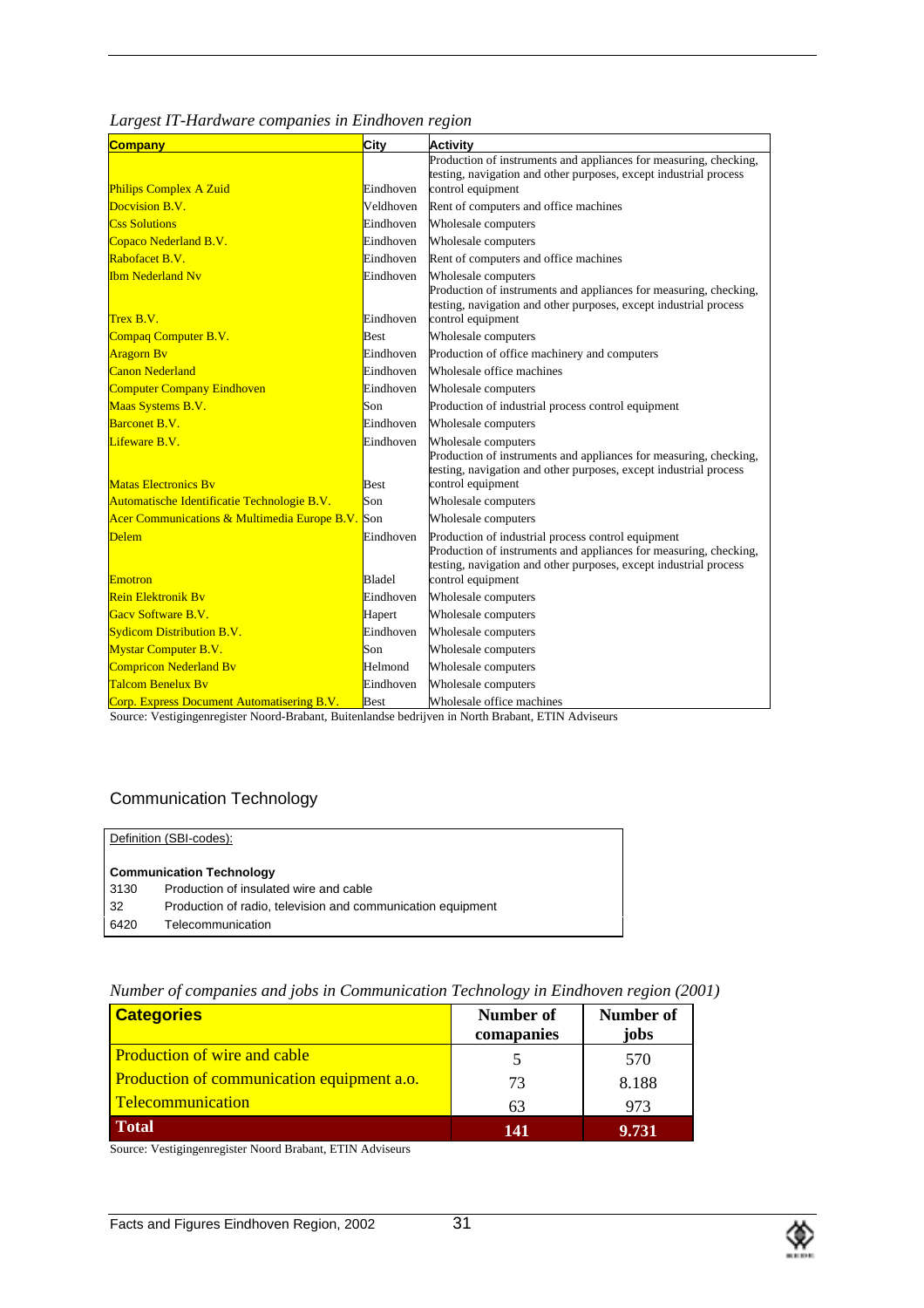*Largest IT-Hardware companies in Eindhoven region*

| Company | City | Activity |
|---|---|---|
| Philips Complex A Zuid | Eindhoven | Production of instruments and appliances for measuring, checking, testing, navigation and other purposes, except industrial process control equipment |
| Docvision B.V. | Veldhoven | Rent of computers and office machines |
| Css Solutions | Eindhoven | Wholesale computers |
| Copaco Nederland B.V. | Eindhoven | Wholesale computers |
| Rabofacet B.V. | Eindhoven | Rent of computers and office machines |
| Ibm Nederland Nv | Eindhoven | Wholesale computers |
| Trex B.V. | Eindhoven | Production of instruments and appliances for measuring, checking, testing, navigation and other purposes, except industrial process control equipment |
| Compaq Computer B.V. | Best | Wholesale computers |
| Aragorn Bv | Eindhoven | Production of office machinery and computers |
| Canon Nederland | Eindhoven | Wholesale office machines |
| Computer Company Eindhoven | Eindhoven | Wholesale computers |
| Maas Systems B.V. | Son | Production of industrial process control equipment |
| Barconet B.V. | Eindhoven | Wholesale computers |
| Lifeware B.V. | Eindhoven | Wholesale computers |
| Matas Electronics Bv | Best | Production of instruments and appliances for measuring, checking, testing, navigation and other purposes, except industrial process control equipment |
| Automatische Identificatie Technologie B.V. | Son | Wholesale computers |
| Acer Communications & Multimedia Europe B.V. | Son | Wholesale computers |
| Delem | Eindhoven | Production of industrial process control equipment |
| Emotron | Bladel | Production of instruments and appliances for measuring, checking, testing, navigation and other purposes, except industrial process control equipment |
| Rein Elektronik Bv | Eindhoven | Wholesale computers |
| Gacv Software B.V. | Hapert | Wholesale computers |
| Sydicom Distribution B.V. | Eindhoven | Wholesale computers |
| Mystar Computer B.V. | Son | Wholesale computers |
| Compricon Nederland Bv | Helmond | Wholesale computers |
| Talcom Benelux Bv | Eindhoven | Wholesale computers |
| Corp. Express Document Automatisering B.V. | Best | Wholesale office machines |

Source: Vestigingenregister Noord-Brabant, Buitenlandse bedrijven in North Brabant, ETIN Adviseurs

## Communication Technology

Definition (SBI-codes):

**Communication Technology**

| | |
|---|---|
| 3130 | Production of insulated wire and cable |
| 32 | Production of radio, television and communication equipment |
| 6420 | Telecommunication |

*Number of companies and jobs in Communication Technology in Eindhoven region (2001)*

| Categories | Number of comapanies | Number of jobs |
|---|---|---|
| Production of wire and cable | 5 | 570 |
| Production of communication equipment a.o. | 73 | 8.188 |
| Telecommunication | 63 | 973 |
| **Total** | **141** | **9.731** |

Source: Vestigingenregister Noord Brabant, ETIN Adviseurs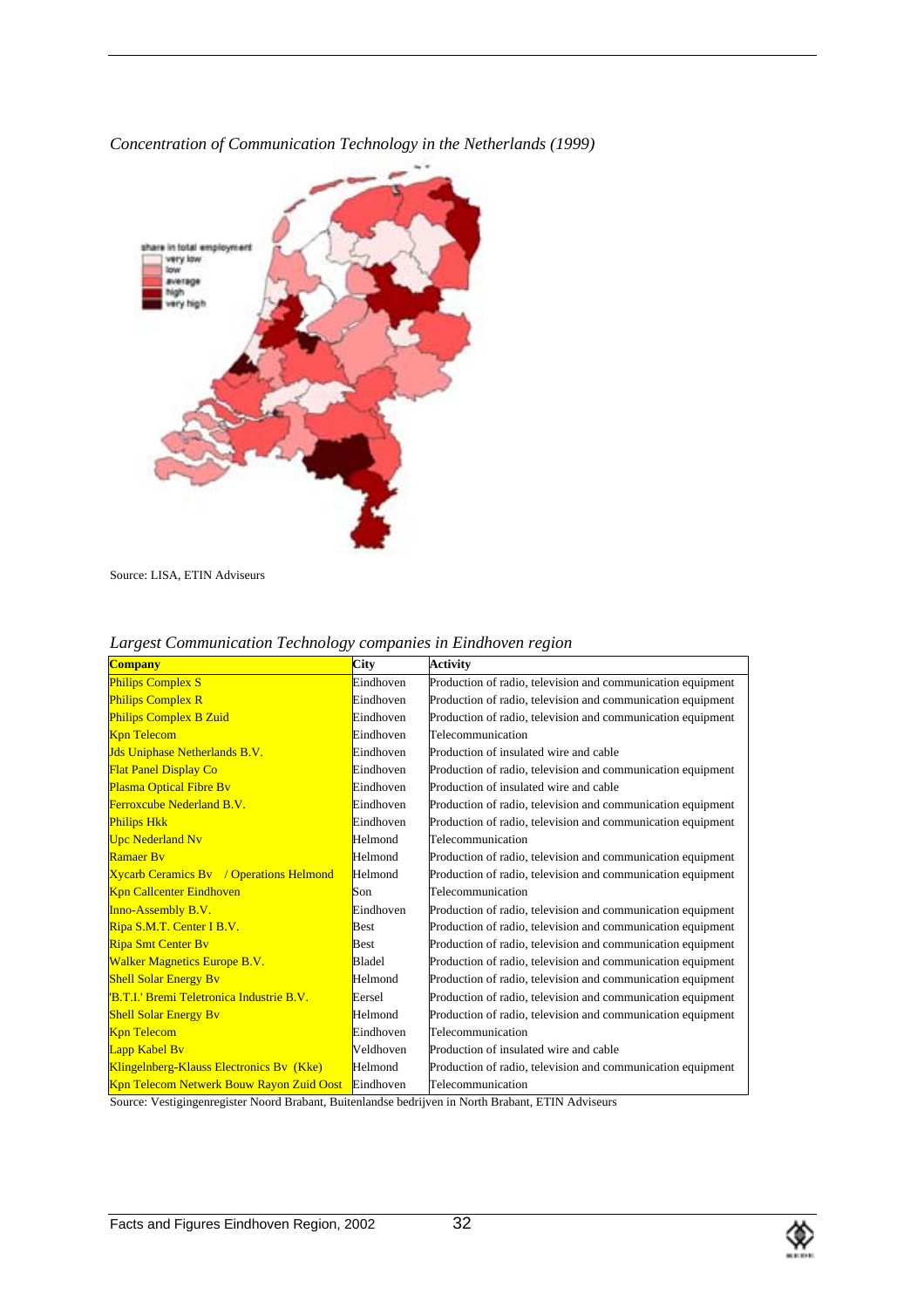*Concentration of Communication Technology in the Netherlands (1999)*

share in total employment
very low
low
average
high
very high

Source: LISA, ETIN Adviseurs

*Largest Communication Technology companies in Eindhoven region*

| Company | City | Activity |
|---|---|---|
| Philips Complex S | Eindhoven | Production of radio, television and communication equipment |
| Philips Complex R | Eindhoven | Production of radio, television and communication equipment |
| Philips Complex B Zuid | Eindhoven | Production of radio, television and communication equipment |
| Kpn Telecom | Eindhoven | Telecommunication |
| Jds Uniphase Netherlands B.V. | Eindhoven | Production of insulated wire and cable |
| Flat Panel Display Co | Eindhoven | Production of radio, television and communication equipment |
| Plasma Optical Fibre Bv | Eindhoven | Production of insulated wire and cable |
| Ferroxcube Nederland B.V. | Eindhoven | Production of radio, television and communication equipment |
| Philips Hkk | Eindhoven | Production of radio, television and communication equipment |
| Upc Nederland Nv | Helmond | Telecommunication |
| Ramaer Bv | Helmond | Production of radio, television and communication equipment |
| Xycarb Ceramics Bv / Operations Helmond | Helmond | Production of radio, television and communication equipment |
| Kpn Callcenter Eindhoven | Son | Telecommunication |
| Inno-Assembly B.V. | Eindhoven | Production of radio, television and communication equipment |
| Ripa S.M.T. Center I B.V. | Best | Production of radio, television and communication equipment |
| Ripa Smt Center Bv | Best | Production of radio, television and communication equipment |
| Walker Magnetics Europe B.V. | Bladel | Production of radio, television and communication equipment |
| Shell Solar Energy Bv | Helmond | Production of radio, television and communication equipment |
| 'B.T.I.' Bremi Teletronica Industrie B.V. | Eersel | Production of radio, television and communication equipment |
| Shell Solar Energy Bv | Helmond | Production of radio, television and communication equipment |
| Kpn Telecom | Eindhoven | Telecommunication |
| Lapp Kabel Bv | Veldhoven | Production of insulated wire and cable |
| Klingelnberg-Klauss Electronics Bv (Kke) | Helmond | Production of radio, television and communication equipment |
| Kpn Telecom Netwerk Bouw Rayon Zuid Oost | Eindhoven | Telecommunication |

Source: Vestigingenregister Noord Brabant, Buitenlandse bedrijven in North Brabant, ETIN Adviseurs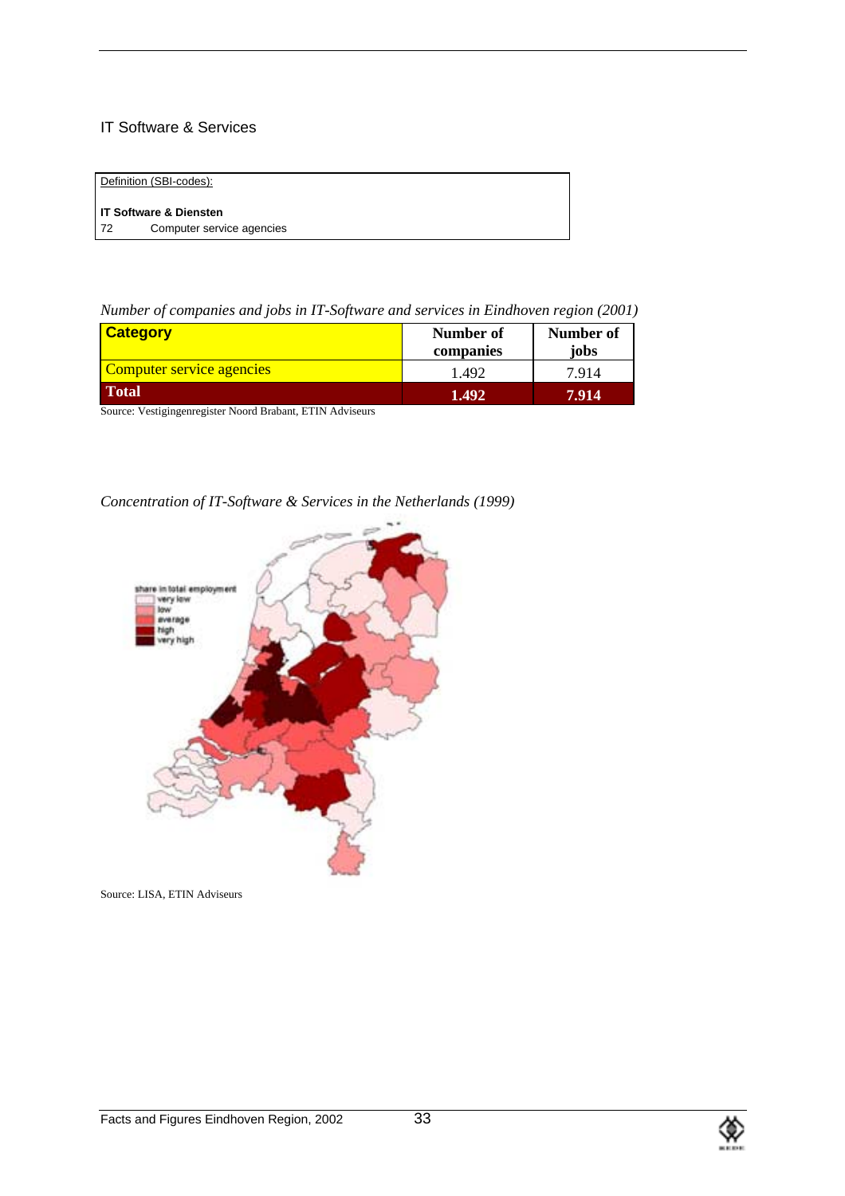## IT Software & Services

| Definition (SBI-codes): | |
|---|---|
| **IT Software & Diensten** | |
| 72 | Computer service agencies |

*Number of companies and jobs in IT-Software and services in Eindhoven region (2001)*

| Category | Number of companies | Number of jobs |
|---|---|---|
| Computer service agencies | 1.492 | 7.914 |
| **Total** | **1.492** | **7.914** |

Source: Vestigingenregister Noord Brabant, ETIN Adviseurs

*Concentration of IT-Software & Services in the Netherlands (1999)*

share in total employment
- very low
- low
- average
- high
- very high

Source: LISA, ETIN Adviseurs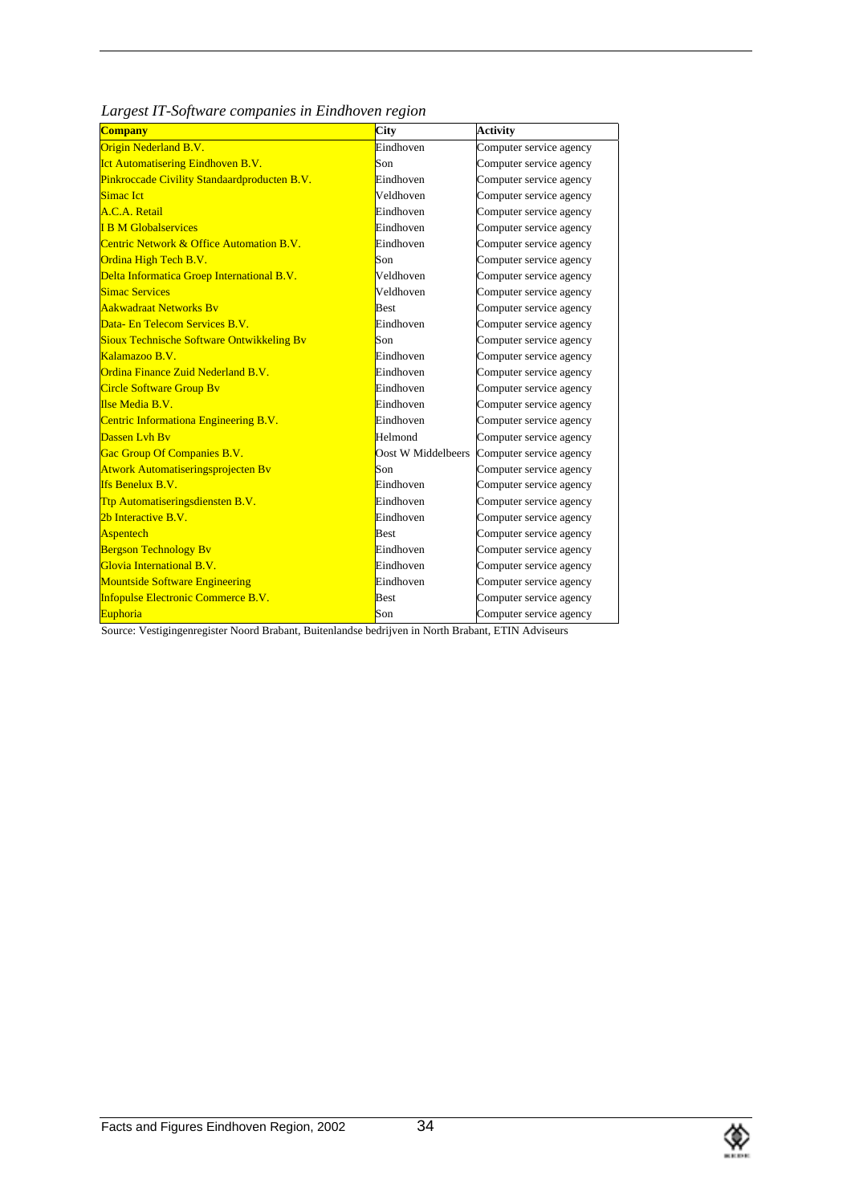*Largest IT-Software companies in Eindhoven region*

| Company | City | Activity |
|---|---|---|
| Origin Nederland B.V. | Eindhoven | Computer service agency |
| Ict Automatisering Eindhoven B.V. | Son | Computer service agency |
| Pinkroccade Civility Standaardproducten B.V. | Eindhoven | Computer service agency |
| Simac Ict | Veldhoven | Computer service agency |
| A.C.A. Retail | Eindhoven | Computer service agency |
| I B M Globalservices | Eindhoven | Computer service agency |
| Centric Network & Office Automation B.V. | Eindhoven | Computer service agency |
| Ordina High Tech B.V. | Son | Computer service agency |
| Delta Informatica Groep International B.V. | Veldhoven | Computer service agency |
| Simac Services | Veldhoven | Computer service agency |
| Aakwadraat Networks Bv | Best | Computer service agency |
| Data- En Telecom Services B.V. | Eindhoven | Computer service agency |
| Sioux Technische Software Ontwikkeling Bv | Son | Computer service agency |
| Kalamazoo B.V. | Eindhoven | Computer service agency |
| Ordina Finance Zuid Nederland B.V. | Eindhoven | Computer service agency |
| Circle Software Group Bv | Eindhoven | Computer service agency |
| Ilse Media B.V. | Eindhoven | Computer service agency |
| Centric Informationa Engineering B.V. | Eindhoven | Computer service agency |
| Dassen Lvh Bv | Helmond | Computer service agency |
| Gac Group Of Companies B.V. | Oost W Middelbeers | Computer service agency |
| Atwork Automatiseringsprojecten Bv | Son | Computer service agency |
| Ifs Benelux B.V. | Eindhoven | Computer service agency |
| Ttp Automatiseringsdiensten B.V. | Eindhoven | Computer service agency |
| 2b Interactive B.V. | Eindhoven | Computer service agency |
| Aspentech | Best | Computer service agency |
| Bergson Technology Bv | Eindhoven | Computer service agency |
| Glovia International B.V. | Eindhoven | Computer service agency |
| Mountside Software Engineering | Eindhoven | Computer service agency |
| Infopulse Electronic Commerce B.V. | Best | Computer service agency |
| Euphoria | Son | Computer service agency |

Source: Vestigingenregister Noord Brabant, Buitenlandse bedrijven in North Brabant, ETIN Adviseurs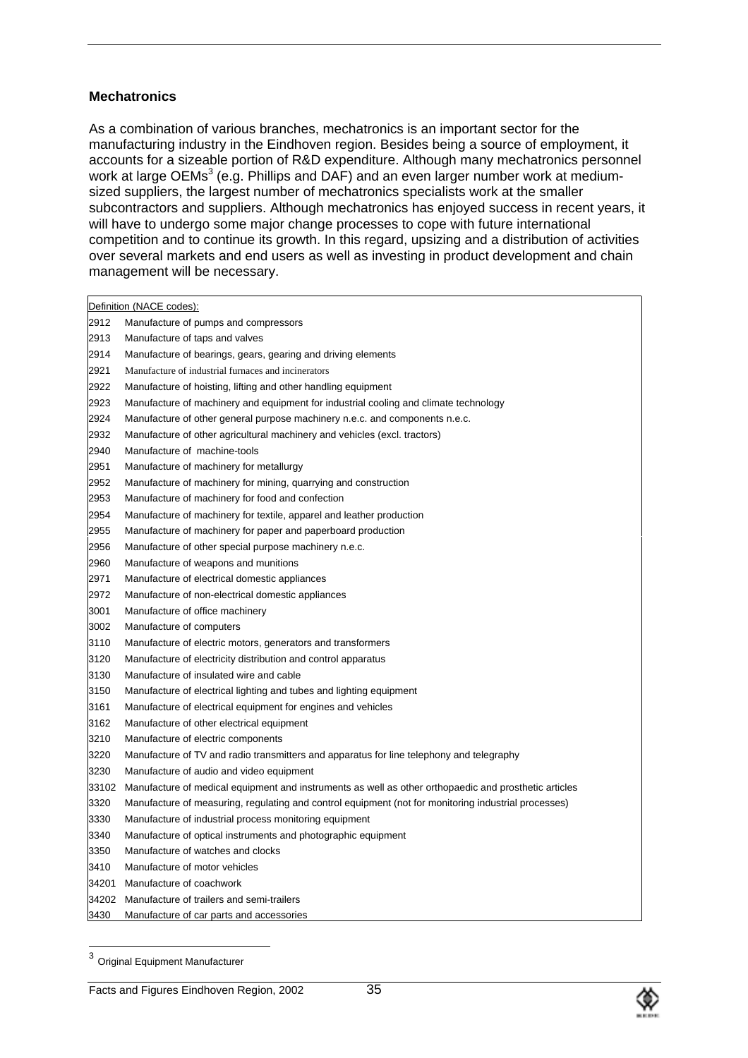### Mechatronics

As a combination of various branches, mechatronics is an important sector for the manufacturing industry in the Eindhoven region. Besides being a source of employment, it accounts for a sizeable portion of R&D expenditure. Although many mechatronics personnel work at large OEMs[3] (e.g. Phillips and DAF) and an even larger number work at medium-sized suppliers, the largest number of mechatronics specialists work at the smaller subcontractors and suppliers. Although mechatronics has enjoyed success in recent years, it will have to undergo some major change processes to cope with future international competition and to continue its growth. In this regard, upsizing and a distribution of activities over several markets and end users as well as investing in product development and chain management will be necessary.

| Definition (NACE codes): | |
|---|---|
| 2912 | Manufacture of pumps and compressors |
| 2913 | Manufacture of taps and valves |
| 2914 | Manufacture of bearings, gears, gearing and driving elements |
| 2921 | Manufacture of industrial furnaces and incinerators |
| 2922 | Manufacture of hoisting, lifting and other handling equipment |
| 2923 | Manufacture of machinery and equipment for industrial cooling and climate technology |
| 2924 | Manufacture of other general purpose machinery n.e.c. and components n.e.c. |
| 2932 | Manufacture of other agricultural machinery and vehicles (excl. tractors) |
| 2940 | Manufacture of machine-tools |
| 2951 | Manufacture of machinery for metallurgy |
| 2952 | Manufacture of machinery for mining, quarrying and construction |
| 2953 | Manufacture of machinery for food and confection |
| 2954 | Manufacture of machinery for textile, apparel and leather production |
| 2955 | Manufacture of machinery for paper and paperboard production |
| 2956 | Manufacture of other special purpose machinery n.e.c. |
| 2960 | Manufacture of weapons and munitions |
| 2971 | Manufacture of electrical domestic appliances |
| 2972 | Manufacture of non-electrical domestic appliances |
| 3001 | Manufacture of office machinery |
| 3002 | Manufacture of computers |
| 3110 | Manufacture of electric motors, generators and transformers |
| 3120 | Manufacture of electricity distribution and control apparatus |
| 3130 | Manufacture of insulated wire and cable |
| 3150 | Manufacture of electrical lighting and tubes and lighting equipment |
| 3161 | Manufacture of electrical equipment for engines and vehicles |
| 3162 | Manufacture of other electrical equipment |
| 3210 | Manufacture of electric components |
| 3220 | Manufacture of TV and radio transmitters and apparatus for line telephony and telegraphy |
| 3230 | Manufacture of audio and video equipment |
| 33102 | Manufacture of medical equipment and instruments as well as other orthopaedic and prosthetic articles |
| 3320 | Manufacture of measuring, regulating and control equipment (not for monitoring industrial processes) |
| 3330 | Manufacture of industrial process monitoring equipment |
| 3340 | Manufacture of optical instruments and photographic equipment |
| 3350 | Manufacture of watches and clocks |
| 3410 | Manufacture of motor vehicles |
| 34201 | Manufacture of coachwork |
| 34202 | Manufacture of trailers and semi-trailers |
| 3430 | Manufacture of car parts and accessories |

[3] Original Equipment Manufacturer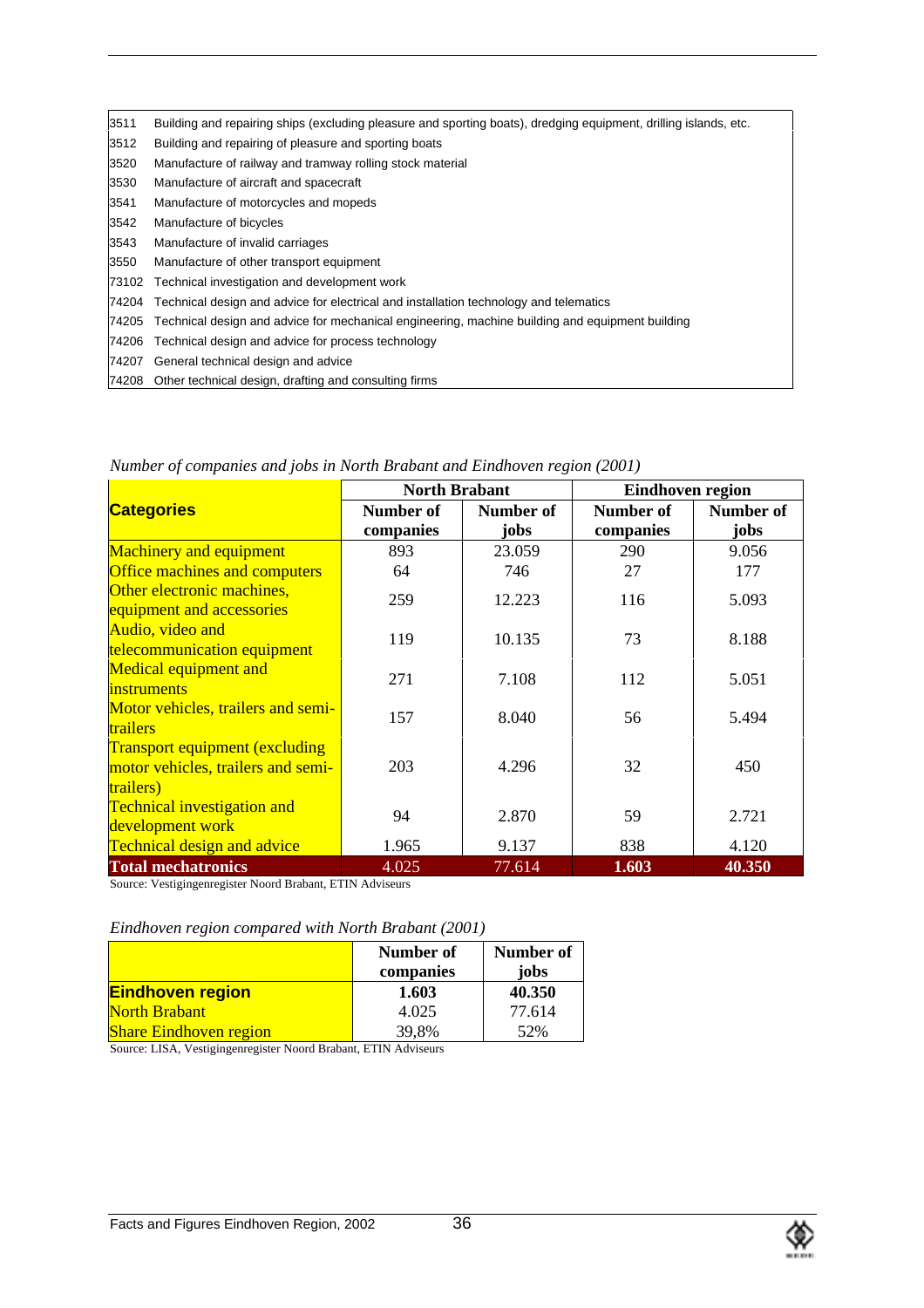| | |
|---|---|
| 3511 | Building and repairing ships (excluding pleasure and sporting boats), dredging equipment, drilling islands, etc. |
| 3512 | Building and repairing of pleasure and sporting boats |
| 3520 | Manufacture of railway and tramway rolling stock material |
| 3530 | Manufacture of aircraft and spacecraft |
| 3541 | Manufacture of motorcycles and mopeds |
| 3542 | Manufacture of bicycles |
| 3543 | Manufacture of invalid carriages |
| 3550 | Manufacture of other transport equipment |
| 73102 | Technical investigation and development work |
| 74204 | Technical design and advice for electrical and installation technology and telematics |
| 74205 | Technical design and advice for mechanical engineering, machine building and equipment building |
| 74206 | Technical design and advice for process technology |
| 74207 | General technical design and advice |
| 74208 | Other technical design, drafting and consulting firms |

*Number of companies and jobs in North Brabant and Eindhoven region (2001)*

| Categories | North Brabant | | Eindhoven region | |
|---|---|---|---|---|
| | Number of companies | Number of jobs | Number of companies | Number of jobs |
| Machinery and equipment | 893 | 23.059 | 290 | 9.056 |
| Office machines and computers | 64 | 746 | 27 | 177 |
| Other electronic machines, equipment and accessories | 259 | 12.223 | 116 | 5.093 |
| Audio, video and telecommunication equipment | 119 | 10.135 | 73 | 8.188 |
| Medical equipment and instruments | 271 | 7.108 | 112 | 5.051 |
| Motor vehicles, trailers and semi-trailers | 157 | 8.040 | 56 | 5.494 |
| Transport equipment (excluding motor vehicles, trailers and semi-trailers) | 203 | 4.296 | 32 | 450 |
| Technical investigation and development work | 94 | 2.870 | 59 | 2.721 |
| Technical design and advice | 1.965 | 9.137 | 838 | 4.120 |
| **Total mechatronics** | 4.025 | 77.614 | **1.603** | **40.350** |

Source: Vestigingenregister Noord Brabant, ETIN Adviseurs

*Eindhoven region compared with North Brabant (2001)*

| | Number of companies | Number of jobs |
|---|---|---|
| **Eindhoven region** | **1.603** | **40.350** |
| North Brabant | 4.025 | 77.614 |
| Share Eindhoven region | 39,8% | 52% |

Source: LISA, Vestigingenregister Noord Brabant, ETIN Adviseurs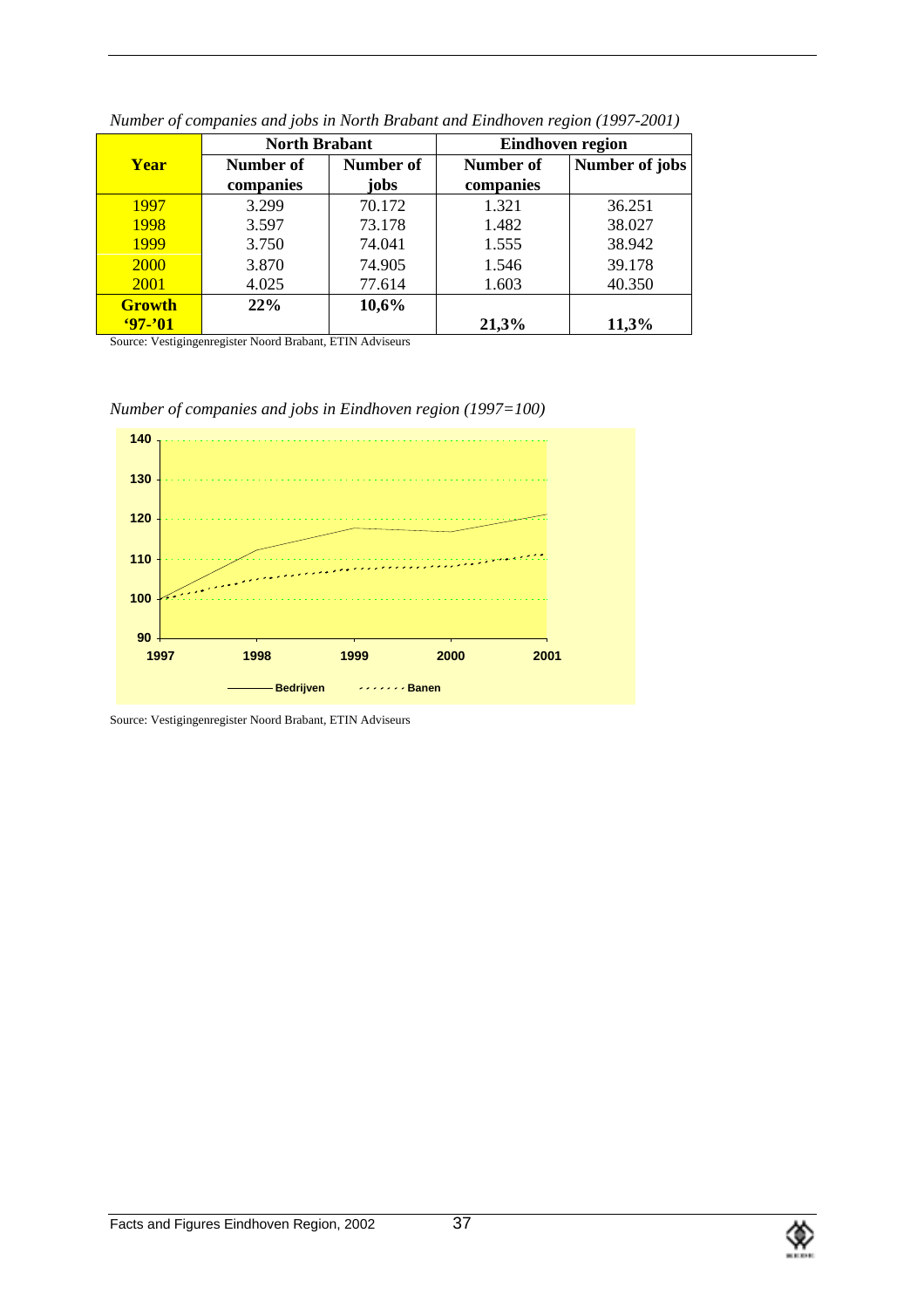*Number of companies and jobs in North Brabant and Eindhoven region (1997-2001)*

| Year | North Brabant | | Eindhoven region | |
|---|---|---|---|---|
| | Number of companies | Number of jobs | Number of companies | Number of jobs |
| 1997 | 3.299 | 70.172 | 1.321 | 36.251 |
| 1998 | 3.597 | 73.178 | 1.482 | 38.027 |
| 1999 | 3.750 | 74.041 | 1.555 | 38.942 |
| 2000 | 3.870 | 74.905 | 1.546 | 39.178 |
| 2001 | 4.025 | 77.614 | 1.603 | 40.350 |
| **Growth '97-'01** | **22%** | **10,6%** | **21,3%** | **11,3%** |

Source: Vestigingenregister Noord Brabant, ETIN Adviseurs

*Number of companies and jobs in Eindhoven region (1997=100)*

Source: Vestigingenregister Noord Brabant, ETIN Adviseurs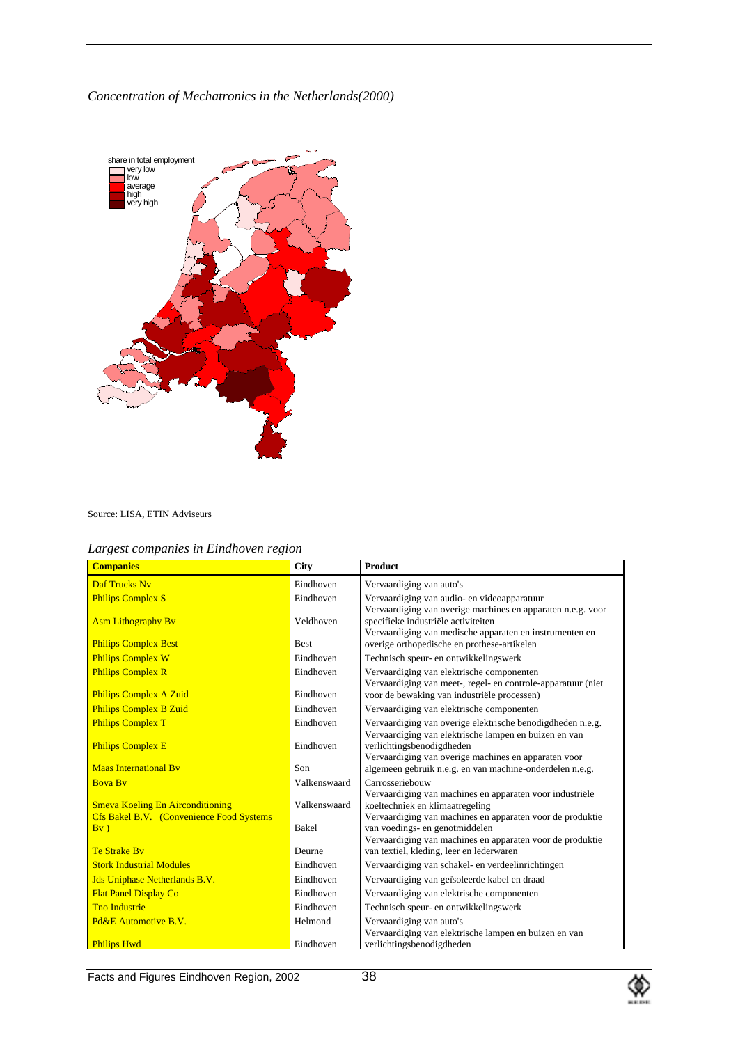*Concentration of Mechatronics in the Netherlands(2000)*

share in total employment
- very low
- low
- average
- high
- very high

Source: LISA, ETIN Adviseurs

*Largest companies in Eindhoven region*

| Companies | City | Product |
|---|---|---|
| Daf Trucks Nv | Eindhoven | Vervaardiging van auto's |
| Philips Complex S | Eindhoven | Vervaardiging van audio- en videoapparatuur |
| Asm Lithography Bv | Veldhoven | Vervaardiging van overige machines en apparaten n.e.g. voor specifieke industriële activiteiten |
| Philips Complex Best | Best | Vervaardiging van medische apparaten en instrumenten en overige orthopedische en prothese-artikelen |
| Philips Complex W | Eindhoven | Technisch speur- en ontwikkelingswerk |
| Philips Complex R | Eindhoven | Vervaardiging van elektrische componenten |
| Philips Complex A Zuid | Eindhoven | Vervaardiging van meet-, regel- en controle-apparatuur (niet voor de bewaking van industriële processen) |
| Philips Complex B Zuid | Eindhoven | Vervaardiging van elektrische componenten |
| Philips Complex T | Eindhoven | Vervaardiging van overige elektrische benodigdheden n.e.g. |
| Philips Complex E | Eindhoven | Vervaardiging van elektrische lampen en buizen en van verlichtingsbenodigdheden |
| Maas International Bv | Son | Vervaardiging van overige machines en apparaten voor algemeen gebruik n.e.g. en van machine-onderdelen n.e.g. |
| Bova Bv | Valkenswaard | Carrosseriebouw |
| Smeva Koeling En Airconditioning | Valkenswaard | Vervaardiging van machines en apparaten voor industriële koeltechniek en klimaatregeling |
| Cfs Bakel B.V. (Convenience Food Systems Bv ) | Bakel | Vervaardiging van machines en apparaten voor de produktie van voedings- en genotmiddelen |
| Te Strake Bv | Deurne | Vervaardiging van machines en apparaten voor de produktie van textiel, kleding, leer en lederwaren |
| Stork Industrial Modules | Eindhoven | Vervaardiging van schakel- en verdeelinrichtingen |
| Jds Uniphase Netherlands B.V. | Eindhoven | Vervaardiging van geïsoleerde kabel en draad |
| Flat Panel Display Co | Eindhoven | Vervaardiging van elektrische componenten |
| Tno Industrie | Eindhoven | Technisch speur- en ontwikkelingswerk |
| Pd&E Automotive B.V. | Helmond | Vervaardiging van auto's |
| Philips Hwd | Eindhoven | Vervaardiging van elektrische lampen en buizen en van verlichtingsbenodigdheden |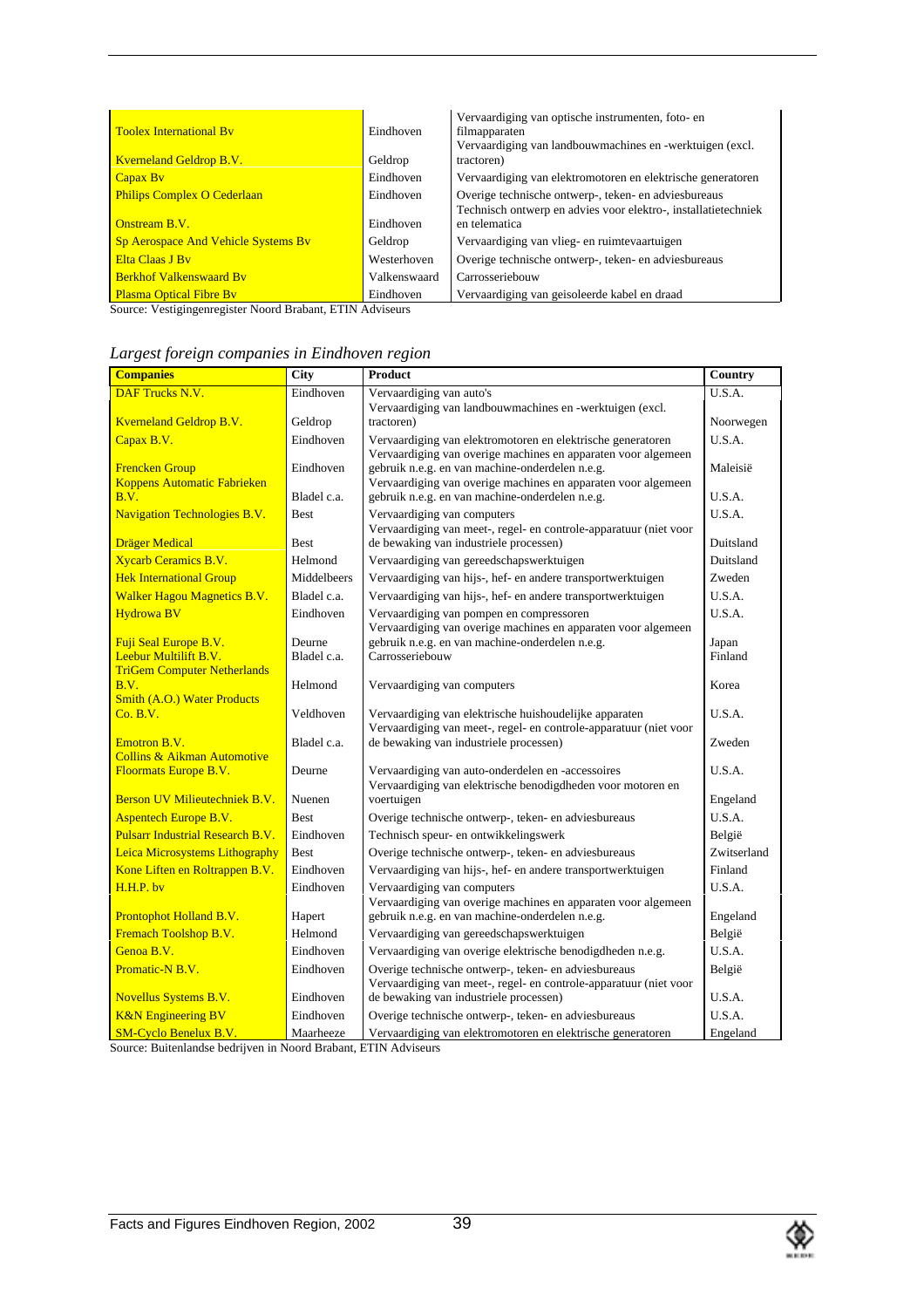| | | |
|---|---|---|
| Toolex International Bv | Eindhoven | Vervaardiging van optische instrumenten, foto- en filmapparaten |
| Kverneland Geldrop B.V. | Geldrop | Vervaardiging van landbouwmachines en -werktuigen (excl. tractoren) |
| Capax Bv | Eindhoven | Vervaardiging van elektromotoren en elektrische generatoren |
| Philips Complex O Cederlaan | Eindhoven | Overige technische ontwerp-, teken- en adviesbureaus |
| Onstream B.V. | Eindhoven | Technisch ontwerp en advies voor elektro-, installatietechniek en telematica |
| Sp Aerospace And Vehicle Systems Bv | Geldrop | Vervaardiging van vlieg- en ruimtevaartuigen |
| Elta Claas J Bv | Westerhoven | Overige technische ontwerp-, teken- en adviesbureaus |
| Berkhof Valkenswaard Bv | Valkenswaard | Carrosseriebouw |
| Plasma Optical Fibre Bv | Eindhoven | Vervaardiging van geïsoleerde kabel en draad |

Source: Vestigingenregister Noord Brabant, ETIN Adviseurs

*Largest foreign companies in Eindhoven region*

| Companies | City | Product | Country |
|---|---|---|---|
| DAF Trucks N.V. | Eindhoven | Vervaardiging van auto's | U.S.A. |
| Kverneland Geldrop B.V. | Geldrop | Vervaardiging van landbouwmachines en -werktuigen (excl. tractoren) | Noorwegen |
| Capax B.V. | Eindhoven | Vervaardiging van elektromotoren en elektrische generatoren | U.S.A. |
| Frencken Group | Eindhoven | Vervaardiging van overige machines en apparaten voor algemeen gebruik n.e.g. en van machine-onderdelen n.e.g. | Maleisië |
| Koppens Automatic Fabrieken B.V. | Bladel c.a. | Vervaardiging van overige machines en apparaten voor algemeen gebruik n.e.g. en van machine-onderdelen n.e.g. | U.S.A. |
| Navigation Technologies B.V. | Best | Vervaardiging van computers | U.S.A. |
| Dräger Medical | Best | Vervaardiging van meet-, regel- en controle-apparatuur (niet voor de bewaking van industriële processen) | Duitsland |
| Xycarb Ceramics B.V. | Helmond | Vervaardiging van gereedschapswerktuigen | Duitsland |
| Hek International Group | Middelbeers | Vervaardiging van hijs-, hef- en andere transportwerktuigen | Zweden |
| Walker Hagou Magnetics B.V. | Bladel c.a. | Vervaardiging van hijs-, hef- en andere transportwerktuigen | U.S.A. |
| Hydrowa BV | Eindhoven | Vervaardiging van pompen en compressoren | U.S.A. |
| Fuji Seal Europe B.V. | Deurne | Vervaardiging van overige machines en apparaten voor algemeen gebruik n.e.g. en van machine-onderdelen n.e.g. | Japan |
| Leebur Multilift B.V. | Bladel c.a. | Carrosseriebouw | Finland |
| TriGem Computer Netherlands B.V. | Helmond | Vervaardiging van computers | Korea |
| Smith (A.O.) Water Products Co. B.V. | Veldhoven | Vervaardiging van elektrische huishoudelijke apparaten | U.S.A. |
| Emotron B.V. | Bladel c.a. | Vervaardiging van meet-, regel- en controle-apparatuur (niet voor de bewaking van industriële processen) | Zweden |
| Collins & Aikman Automotive Floormats Europe B.V. | Deurne | Vervaardiging van auto-onderdelen en -accessoires | U.S.A. |
| Berson UV Milieutechniek B.V. | Nuenen | Vervaardiging van elektrische benodigdheden voor motoren en voertuigen | Engeland |
| Aspentech Europe B.V. | Best | Overige technische ontwerp-, teken- en adviesbureaus | U.S.A. |
| Pulsarr Industrial Research B.V. | Eindhoven | Technisch speur- en ontwikkelingswerk | België |
| Leica Microsystems Lithography | Best | Overige technische ontwerp-, teken- en adviesbureaus | Zwitserland |
| Kone Liften en Roltrappen B.V. | Eindhoven | Vervaardiging van hijs-, hef- en andere transportwerktuigen | Finland |
| H.H.P. bv | Eindhoven | Vervaardiging van computers | U.S.A. |
| Prontophot Holland B.V. | Hapert | Vervaardiging van overige machines en apparaten voor algemeen gebruik n.e.g. en van machine-onderdelen n.e.g. | Engeland |
| Fremach Toolshop B.V. | Helmond | Vervaardiging van gereedschapswerktuigen | België |
| Genoa B.V. | Eindhoven | Vervaardiging van overige elektrische benodigdheden n.e.g. | U.S.A. |
| Promatic-N B.V. | Eindhoven | Overige technische ontwerp-, teken- en adviesbureaus | België |
| Novellus Systems B.V. | Eindhoven | Vervaardiging van meet-, regel- en controle-apparatuur (niet voor de bewaking van industriële processen) | U.S.A. |
| K&N Engineering BV | Eindhoven | Overige technische ontwerp-, teken- en adviesbureaus | U.S.A. |
| SM-Cyclo Benelux B.V. | Maarheeze | Vervaardiging van elektromotoren en elektrische generatoren | Engeland |

Source: Buitenlandse bedrijven in Noord Brabant, ETIN Adviseurs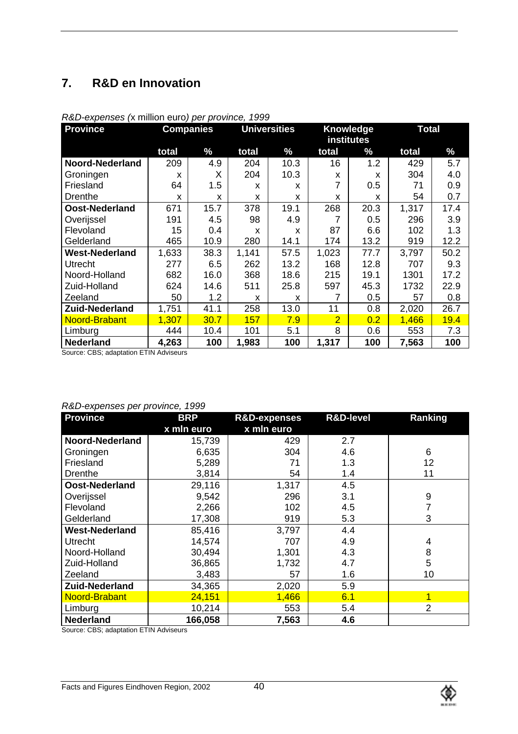## 7. R&D en Innovation

*R&D-expenses (*x million euro*) per province, 1999*

| Province | Companies | | Universities | | Knowledge institutes | | Total | |
|---|---|---|---|---|---|---|---|---|
| | total | % | total | % | total | % | total | % |
| **Noord-Nederland** | 209 | 4.9 | 204 | 10.3 | 16 | 1.2 | 429 | 5.7 |
| Groningen | x | X | 204 | 10.3 | x | x | 304 | 4.0 |
| Friesland | 64 | 1.5 | x | x | 7 | 0.5 | 71 | 0.9 |
| Drenthe | x | x | x | x | x | x | 54 | 0.7 |
| **Oost-Nederland** | 671 | 15.7 | 378 | 19.1 | 268 | 20.3 | 1,317 | 17.4 |
| Overijssel | 191 | 4.5 | 98 | 4.9 | 7 | 0.5 | 296 | 3.9 |
| Flevoland | 15 | 0.4 | x | x | 87 | 6.6 | 102 | 1.3 |
| Gelderland | 465 | 10.9 | 280 | 14.1 | 174 | 13.2 | 919 | 12.2 |
| **West-Nederland** | 1,633 | 38.3 | 1,141 | 57.5 | 1,023 | 77.7 | 3,797 | 50.2 |
| Utrecht | 277 | 6.5 | 262 | 13.2 | 168 | 12.8 | 707 | 9.3 |
| Noord-Holland | 682 | 16.0 | 368 | 18.6 | 215 | 19.1 | 1301 | 17.2 |
| Zuid-Holland | 624 | 14.6 | 511 | 25.8 | 597 | 45.3 | 1732 | 22.9 |
| Zeeland | 50 | 1.2 | x | x | 7 | 0.5 | 57 | 0.8 |
| **Zuid-Nederland** | 1,751 | 41.1 | 258 | 13.0 | 11 | 0.8 | 2,020 | 26.7 |
| Noord-Brabant | 1,307 | 30.7 | 157 | 7.9 | 2 | 0.2 | 1,466 | 19.4 |
| Limburg | 444 | 10.4 | 101 | 5.1 | 8 | 0.6 | 553 | 7.3 |
| **Nederland** | **4,263** | **100** | **1,983** | **100** | **1,317** | **100** | **7,563** | **100** |

Source: CBS; adaptation ETIN Adviseurs

*R&D-expenses per province, 1999*

| Province | BRP x mln euro | R&D-expenses x mln euro | R&D-level | Ranking |
|---|---|---|---|---|
| **Noord-Nederland** | 15,739 | 429 | 2.7 | |
| Groningen | 6,635 | 304 | 4.6 | 6 |
| Friesland | 5,289 | 71 | 1.3 | 12 |
| Drenthe | 3,814 | 54 | 1.4 | 11 |
| **Oost-Nederland** | 29,116 | 1,317 | 4.5 | |
| Overijssel | 9,542 | 296 | 3.1 | 9 |
| Flevoland | 2,266 | 102 | 4.5 | 7 |
| Gelderland | 17,308 | 919 | 5.3 | 3 |
| **West-Nederland** | 85,416 | 3,797 | 4.4 | |
| Utrecht | 14,574 | 707 | 4.9 | 4 |
| Noord-Holland | 30,494 | 1,301 | 4.3 | 8 |
| Zuid-Holland | 36,865 | 1,732 | 4.7 | 5 |
| Zeeland | 3,483 | 57 | 1.6 | 10 |
| **Zuid-Nederland** | 34,365 | 2,020 | 5.9 | |
| Noord-Brabant | 24,151 | 1,466 | 6.1 | 1 |
| Limburg | 10,214 | 553 | 5.4 | 2 |
| **Nederland** | **166,058** | **7,563** | **4.6** | |

Source: CBS; adaptation ETIN Adviseurs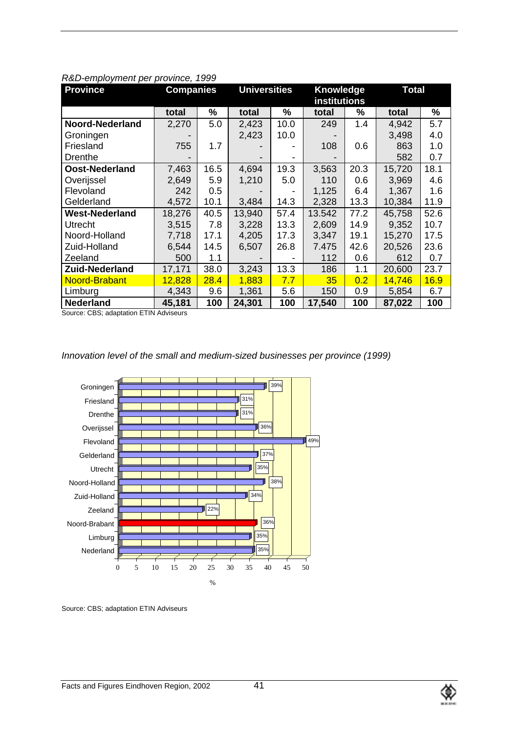*R&D-employment per province, 1999*

| Province | Companies | | Universities | | Knowledge institutions | | Total | |
|---|---|---|---|---|---|---|---|---|
| | total | % | total | % | total | % | total | % |
| **Noord-Nederland** | 2,270 | 5.0 | 2,423 | 10.0 | 249 | 1.4 | 4,942 | 5.7 |
| Groningen | - | | 2,423 | 10.0 | - | | 3,498 | 4.0 |
| Friesland | 755 | 1.7 | - | - | 108 | 0.6 | 863 | 1.0 |
| Drenthe | - | | - | - | - | | 582 | 0.7 |
| **Oost-Nederland** | 7,463 | 16.5 | 4,694 | 19.3 | 3,563 | 20.3 | 15,720 | 18.1 |
| Overijssel | 2,649 | 5.9 | 1,210 | 5.0 | 110 | 0.6 | 3,969 | 4.6 |
| Flevoland | 242 | 0.5 | - | - | 1,125 | 6.4 | 1,367 | 1.6 |
| Gelderland | 4,572 | 10.1 | 3,484 | 14.3 | 2,328 | 13.3 | 10,384 | 11.9 |
| **West-Nederland** | 18,276 | 40.5 | 13,940 | 57.4 | 13.542 | 77.2 | 45,758 | 52.6 |
| Utrecht | 3,515 | 7.8 | 3,228 | 13.3 | 2,609 | 14.9 | 9,352 | 10.7 |
| Noord-Holland | 7,718 | 17.1 | 4,205 | 17.3 | 3,347 | 19.1 | 15,270 | 17.5 |
| Zuid-Holland | 6,544 | 14.5 | 6,507 | 26.8 | 7.475 | 42.6 | 20,526 | 23.6 |
| Zeeland | 500 | 1.1 | - | - | 112 | 0.6 | 612 | 0.7 |
| **Zuid-Nederland** | 17,171 | 38.0 | 3,243 | 13.3 | 186 | 1.1 | 20,600 | 23.7 |
| Noord-Brabant | 12,828 | 28.4 | 1,883 | 7.7 | 35 | 0.2 | 14,746 | 16.9 |
| Limburg | 4,343 | 9.6 | 1,361 | 5.6 | 150 | 0.9 | 5,854 | 6.7 |
| **Nederland** | **45,181** | **100** | **24,301** | **100** | **17,540** | **100** | **87,022** | **100** |

Source: CBS; adaptation ETIN Adviseurs

*Innovation level of the small and medium-sized businesses per province (1999)*

| Province | % |
|---|---|
| Groningen | 39% |
| Friesland | 31% |
| Drenthe | 31% |
| Overijssel | 36% |
| Flevoland | 49% |
| Gelderland | 37% |
| Utrecht | 35% |
| Noord-Holland | 38% |
| Zuid-Holland | 34% |
| Zeeland | 22% |
| Noord-Brabant | 36% |
| Limburg | 35% |
| Nederland | 35% |

Source: CBS; adaptation ETIN Adviseurs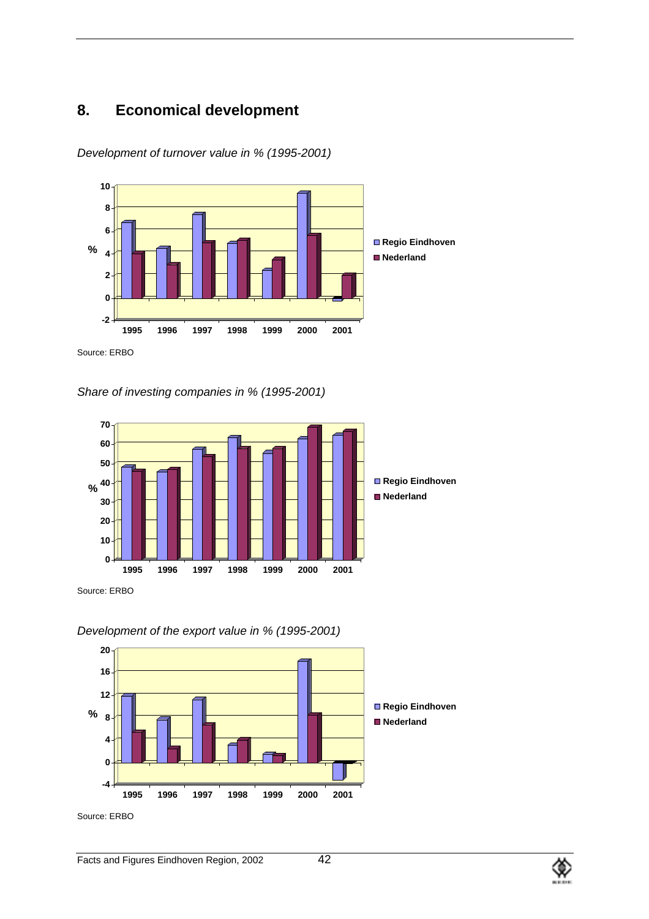## 8. Economical development

*Development of turnover value in % (1995-2001)*

Source: ERBO

*Share of investing companies in % (1995-2001)*

Source: ERBO

*Development of the export value in % (1995-2001)*

Source: ERBO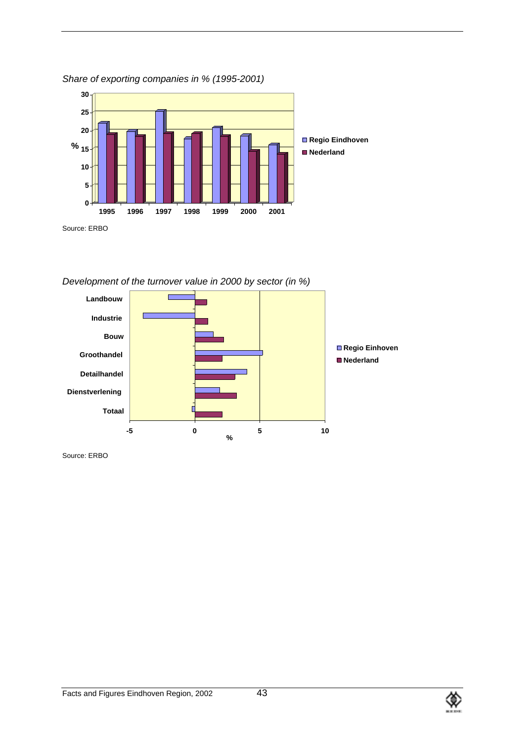*Share of exporting companies in % (1995-2001)*

Source: ERBO

*Development of the turnover value in 2000 by sector (in %)*

Source: ERBO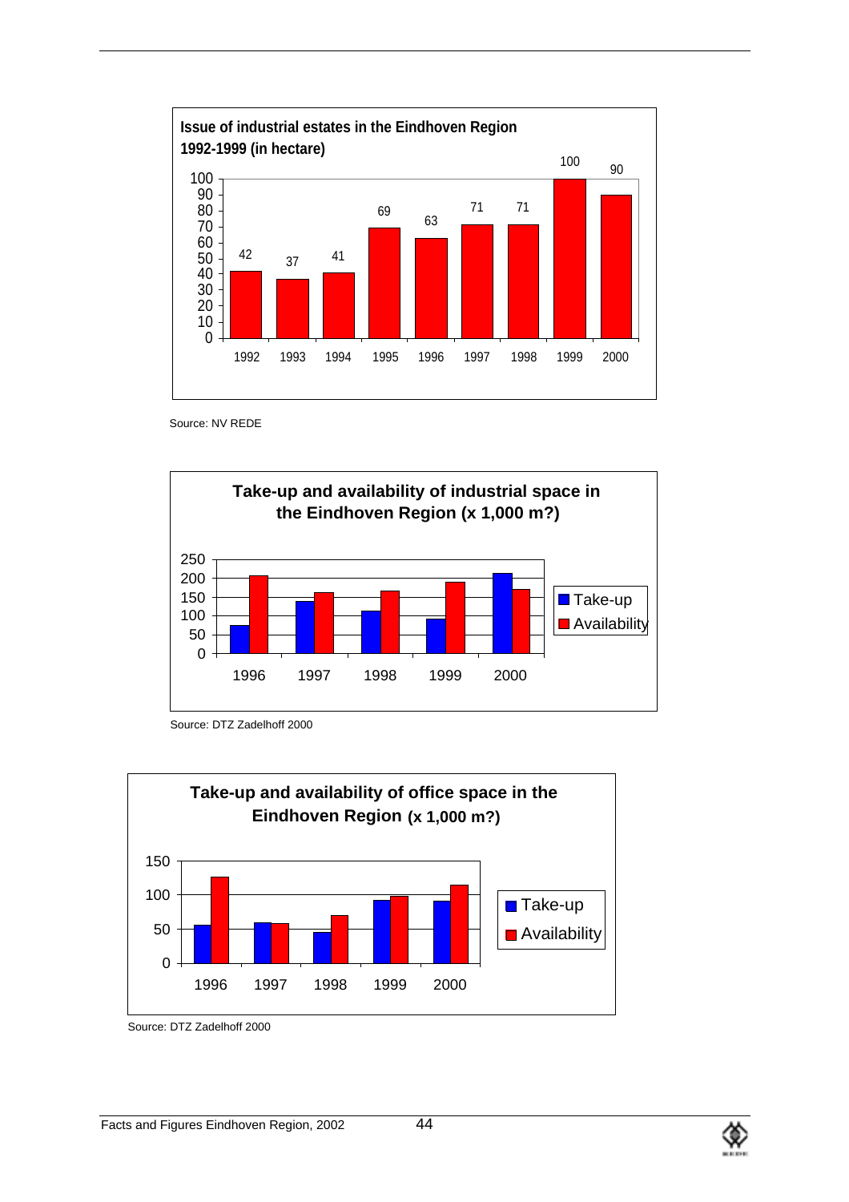**Issue of industrial estates in the Eindhoven Region 1992-1999 (in hectare)**

| Year | Hectare |
|---|---|
| 1992 | 42 |
| 1993 | 37 |
| 1994 | 41 |
| 1995 | 69 |
| 1996 | 63 |
| 1997 | 71 |
| 1998 | 71 |
| 1999 | 100 |
| 2000 | 90 |

Source: NV REDE

**Take-up and availability of industrial space in the Eindhoven Region (x 1,000 m?)**

Legend: Take-up, Availability

Years: 1996, 1997, 1998, 1999, 2000

Source: DTZ Zadelhoff 2000

**Take-up and availability of office space in the Eindhoven Region (x 1,000 m?)**

Legend: Take-up, Availability

Years: 1996, 1997, 1998, 1999, 2000

Source: DTZ Zadelhoff 2000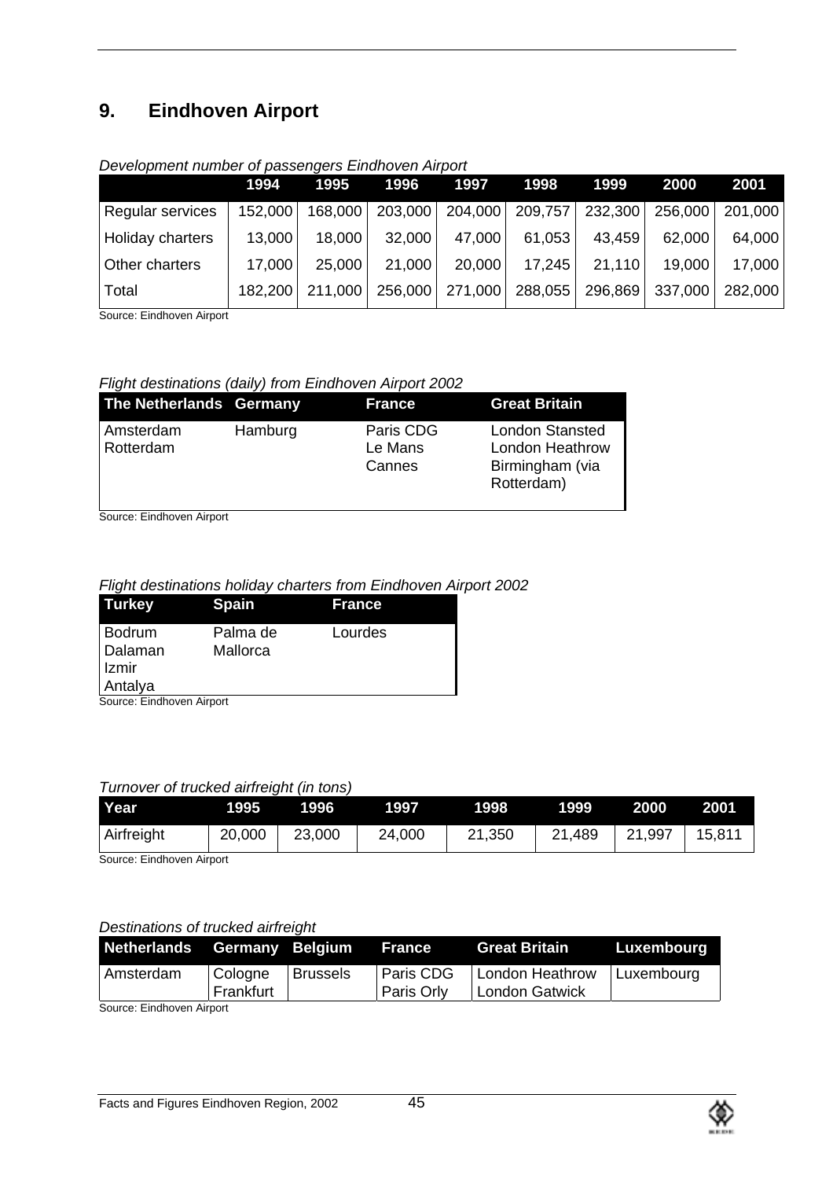## 9. Eindhoven Airport

*Development number of passengers Eindhoven Airport*

| | 1994 | 1995 | 1996 | 1997 | 1998 | 1999 | 2000 | 2001 |
|---|---|---|---|---|---|---|---|---|
| Regular services | 152,000 | 168,000 | 203,000 | 204,000 | 209,757 | 232,300 | 256,000 | 201,000 |
| Holiday charters | 13,000 | 18,000 | 32,000 | 47,000 | 61,053 | 43,459 | 62,000 | 64,000 |
| Other charters | 17,000 | 25,000 | 21,000 | 20,000 | 17,245 | 21,110 | 19,000 | 17,000 |
| Total | 182,200 | 211,000 | 256,000 | 271,000 | 288,055 | 296,869 | 337,000 | 282,000 |

Source: Eindhoven Airport

*Flight destinations (daily) from Eindhoven Airport 2002*

| The Netherlands | Germany | France | Great Britain |
|---|---|---|---|
| Amsterdam<br>Rotterdam | Hamburg | Paris CDG<br>Le Mans<br>Cannes | London Stansted<br>London Heathrow<br>Birmingham (via Rotterdam) |

Source: Eindhoven Airport

*Flight destinations holiday charters from Eindhoven Airport 2002*

| Turkey | Spain | France |
|---|---|---|
| Bodrum<br>Dalaman<br>Izmir<br>Antalya | Palma de Mallorca | Lourdes |

Source: Eindhoven Airport

*Turnover of trucked airfreight (in tons)*

| Year | 1995 | 1996 | 1997 | 1998 | 1999 | 2000 | 2001 |
|---|---|---|---|---|---|---|---|
| Airfreight | 20,000 | 23,000 | 24,000 | 21,350 | 21,489 | 21,997 | 15,811 |

Source: Eindhoven Airport

*Destinations of trucked airfreight*

| Netherlands | Germany | Belgium | France | Great Britain | Luxembourg |
|---|---|---|---|---|---|
| Amsterdam | Cologne<br>Frankfurt | Brussels | Paris CDG<br>Paris Orly | London Heathrow<br>London Gatwick | Luxembourg |

Source: Eindhoven Airport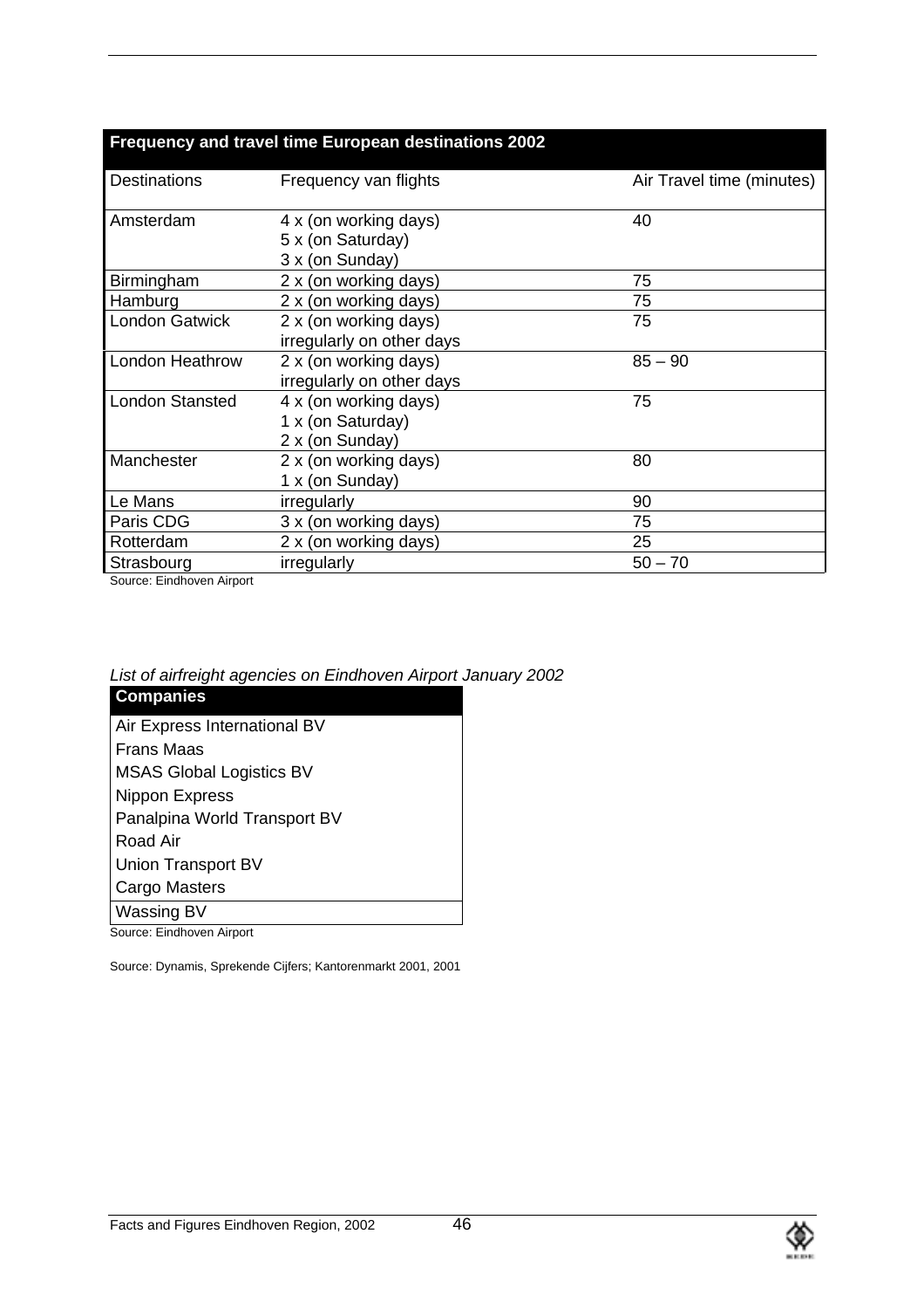**Frequency and travel time European destinations 2002**

| Destinations | Frequency van flights | Air Travel time (minutes) |
|---|---|---|
| Amsterdam | 4 x (on working days)<br>5 x (on Saturday)<br>3 x (on Sunday) | 40 |
| Birmingham | 2 x (on working days) | 75 |
| Hamburg | 2 x (on working days) | 75 |
| London Gatwick | 2 x (on working days)<br>irregularly on other days | 75 |
| London Heathrow | 2 x (on working days)<br>irregularly on other days | 85 – 90 |
| London Stansted | 4 x (on working days)<br>1 x (on Saturday)<br>2 x (on Sunday) | 75 |
| Manchester | 2 x (on working days)<br>1 x (on Sunday) | 80 |
| Le Mans | irregularly | 90 |
| Paris CDG | 3 x (on working days) | 75 |
| Rotterdam | 2 x (on working days) | 25 |
| Strasbourg | irregularly | 50 – 70 |

Source: Eindhoven Airport

*List of airfreight agencies on Eindhoven Airport January 2002*

| Companies |
|---|
| Air Express International BV |
| Frans Maas |
| MSAS Global Logistics BV |
| Nippon Express |
| Panalpina World Transport BV |
| Road Air |
| Union Transport BV |
| Cargo Masters |
| Wassing BV |

Source: Eindhoven Airport

Source: Dynamis, Sprekende Cijfers; Kantorenmarkt 2001, 2001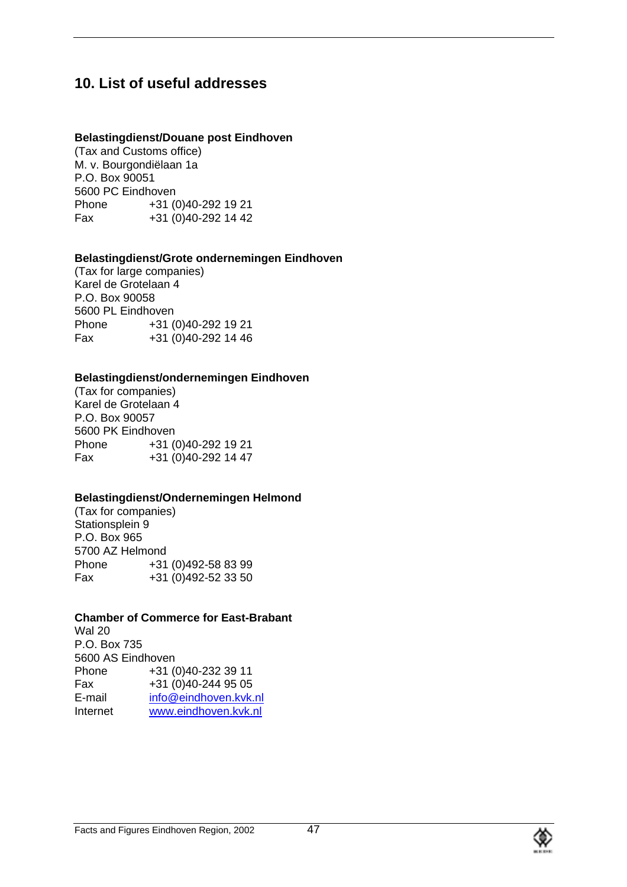## 10. List of useful addresses

**Belastingdienst/Douane post Eindhoven**
(Tax and Customs office)
M. v. Bourgondiëlaan 1a
P.O. Box 90051
5600 PC Eindhoven
Phone +31 (0)40-292 19 21
Fax +31 (0)40-292 14 42

**Belastingdienst/Grote ondernemingen Eindhoven**
(Tax for large companies)
Karel de Grotelaan 4
P.O. Box 90058
5600 PL Eindhoven
Phone +31 (0)40-292 19 21
Fax +31 (0)40-292 14 46

**Belastingdienst/ondernemingen Eindhoven**
(Tax for companies)
Karel de Grotelaan 4
P.O. Box 90057
5600 PK Eindhoven
Phone +31 (0)40-292 19 21
Fax +31 (0)40-292 14 47

**Belastingdienst/Ondernemingen Helmond**
(Tax for companies)
Stationsplein 9
P.O. Box 965
5700 AZ Helmond
Phone +31 (0)492-58 83 99
Fax +31 (0)492-52 33 50

**Chamber of Commerce for East-Brabant**
Wal 20
P.O. Box 735
5600 AS Eindhoven
Phone +31 (0)40-232 39 11
Fax +31 (0)40-244 95 05
E-mail info@eindhoven.kvk.nl
Internet www.eindhoven.kvk.nl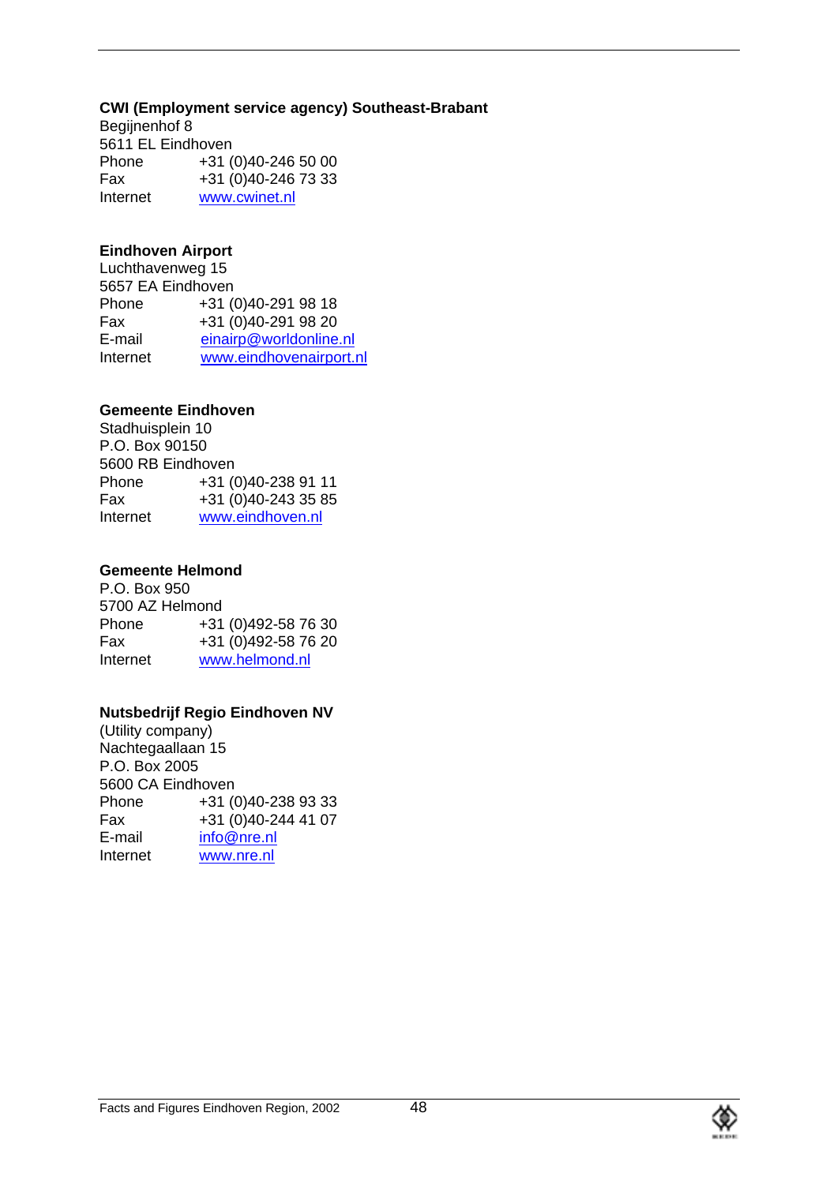**CWI (Employment service agency) Southeast-Brabant**
Begijnenhof 8
5611 EL Eindhoven

| | |
|---|---|
| Phone | +31 (0)40-246 50 00 |
| Fax | +31 (0)40-246 73 33 |
| Internet | www.cwinet.nl |

**Eindhoven Airport**
Luchthavenweg 15
5657 EA Eindhoven

| | |
|---|---|
| Phone | +31 (0)40-291 98 18 |
| Fax | +31 (0)40-291 98 20 |
| E-mail | einairp@worldonline.nl |
| Internet | www.eindhovenairport.nl |

**Gemeente Eindhoven**
Stadhuisplein 10
P.O. Box 90150
5600 RB Eindhoven

| | |
|---|---|
| Phone | +31 (0)40-238 91 11 |
| Fax | +31 (0)40-243 35 85 |
| Internet | www.eindhoven.nl |

**Gemeente Helmond**
P.O. Box 950
5700 AZ Helmond

| | |
|---|---|
| Phone | +31 (0)492-58 76 30 |
| Fax | +31 (0)492-58 76 20 |
| Internet | www.helmond.nl |

**Nutsbedrijf Regio Eindhoven NV**
(Utility company)
Nachtegaallaan 15
P.O. Box 2005
5600 CA Eindhoven

| | |
|---|---|
| Phone | +31 (0)40-238 93 33 |
| Fax | +31 (0)40-244 41 07 |
| E-mail | info@nre.nl |
| Internet | www.nre.nl |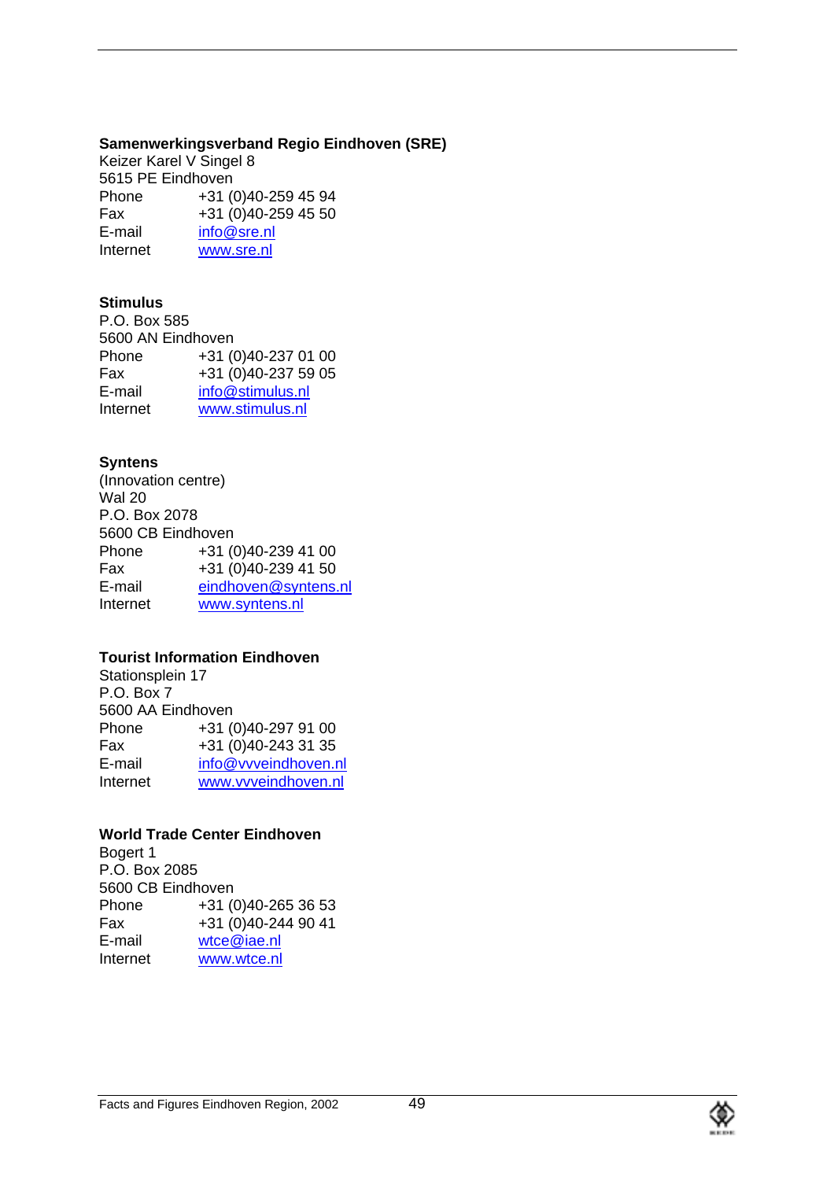**Samenwerkingsverband Regio Eindhoven (SRE)**
Keizer Karel V Singel 8
5615 PE Eindhoven

| | |
|---|---|
| Phone | +31 (0)40-259 45 94 |
| Fax | +31 (0)40-259 45 50 |
| E-mail | info@sre.nl |
| Internet | www.sre.nl |

**Stimulus**
P.O. Box 585
5600 AN Eindhoven

| | |
|---|---|
| Phone | +31 (0)40-237 01 00 |
| Fax | +31 (0)40-237 59 05 |
| E-mail | info@stimulus.nl |
| Internet | www.stimulus.nl |

**Syntens**
(Innovation centre)
Wal 20
P.O. Box 2078
5600 CB Eindhoven

| | |
|---|---|
| Phone | +31 (0)40-239 41 00 |
| Fax | +31 (0)40-239 41 50 |
| E-mail | eindhoven@syntens.nl |
| Internet | www.syntens.nl |

**Tourist Information Eindhoven**
Stationsplein 17
P.O. Box 7
5600 AA Eindhoven

| | |
|---|---|
| Phone | +31 (0)40-297 91 00 |
| Fax | +31 (0)40-243 31 35 |
| E-mail | info@vvveindhoven.nl |
| Internet | www.vvveindhoven.nl |

**World Trade Center Eindhoven**
Bogert 1
P.O. Box 2085
5600 CB Eindhoven

| | |
|---|---|
| Phone | +31 (0)40-265 36 53 |
| Fax | +31 (0)40-244 90 41 |
| E-mail | wtce@iae.nl |
| Internet | www.wtce.nl |